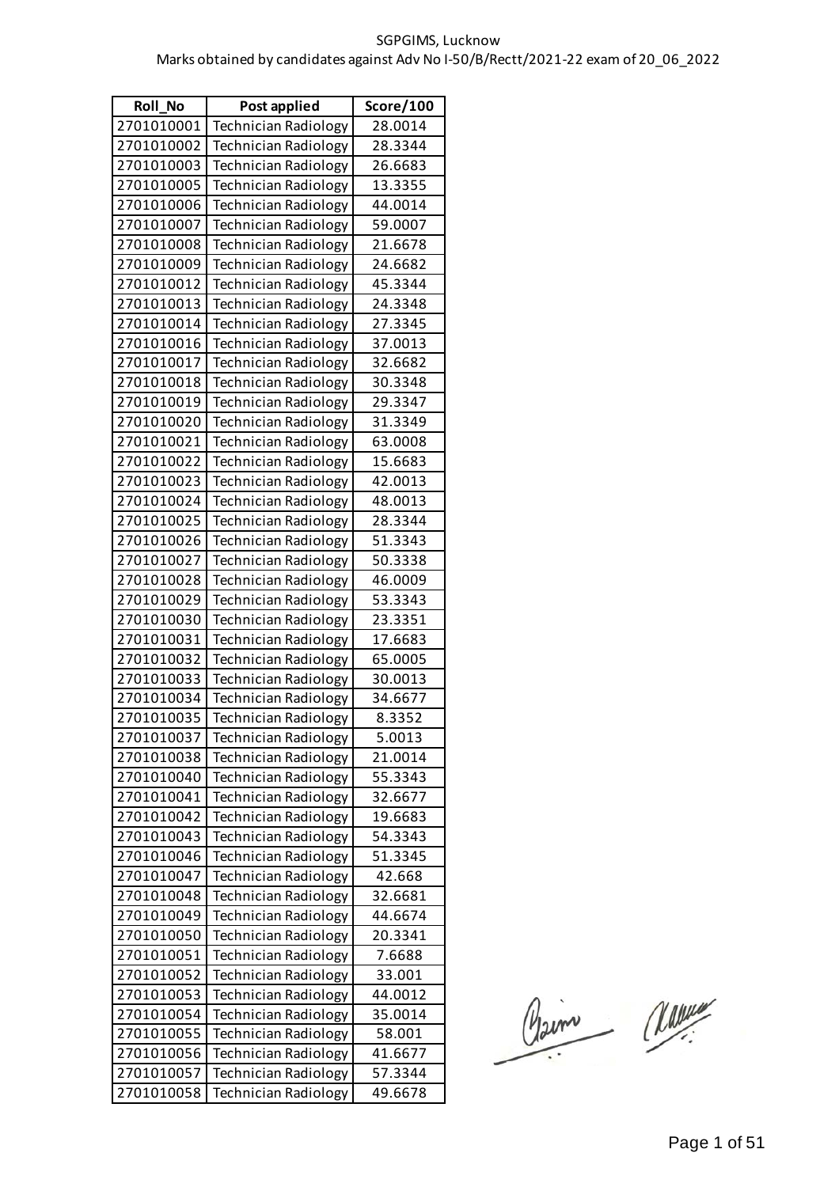SGPGIMS, Lucknow

Marks obtained by candidates against Adv No I-50/B/Rectt/2021-22 exam of 20_06_2022

| Roll_No | Post applied | Score/100 |
|---|---|---|
| 2701010001 | Technician Radiology | 28.0014 |
| 2701010002 | Technician Radiology | 28.3344 |
| 2701010003 | Technician Radiology | 26.6683 |
| 2701010005 | Technician Radiology | 13.3355 |
| 2701010006 | Technician Radiology | 44.0014 |
| 2701010007 | Technician Radiology | 59.0007 |
| 2701010008 | Technician Radiology | 21.6678 |
| 2701010009 | Technician Radiology | 24.6682 |
| 2701010012 | Technician Radiology | 45.3344 |
| 2701010013 | Technician Radiology | 24.3348 |
| 2701010014 | Technician Radiology | 27.3345 |
| 2701010016 | Technician Radiology | 37.0013 |
| 2701010017 | Technician Radiology | 32.6682 |
| 2701010018 | Technician Radiology | 30.3348 |
| 2701010019 | Technician Radiology | 29.3347 |
| 2701010020 | Technician Radiology | 31.3349 |
| 2701010021 | Technician Radiology | 63.0008 |
| 2701010022 | Technician Radiology | 15.6683 |
| 2701010023 | Technician Radiology | 42.0013 |
| 2701010024 | Technician Radiology | 48.0013 |
| 2701010025 | Technician Radiology | 28.3344 |
| 2701010026 | Technician Radiology | 51.3343 |
| 2701010027 | Technician Radiology | 50.3338 |
| 2701010028 | Technician Radiology | 46.0009 |
| 2701010029 | Technician Radiology | 53.3343 |
| 2701010030 | Technician Radiology | 23.3351 |
| 2701010031 | Technician Radiology | 17.6683 |
| 2701010032 | Technician Radiology | 65.0005 |
| 2701010033 | Technician Radiology | 30.0013 |
| 2701010034 | Technician Radiology | 34.6677 |
| 2701010035 | Technician Radiology | 8.3352 |
| 2701010037 | Technician Radiology | 5.0013 |
| 2701010038 | Technician Radiology | 21.0014 |
| 2701010040 | Technician Radiology | 55.3343 |
| 2701010041 | Technician Radiology | 32.6677 |
| 2701010042 | Technician Radiology | 19.6683 |
| 2701010043 | Technician Radiology | 54.3343 |
| 2701010046 | Technician Radiology | 51.3345 |
| 2701010047 | Technician Radiology | 42.668 |
| 2701010048 | Technician Radiology | 32.6681 |
| 2701010049 | Technician Radiology | 44.6674 |
| 2701010050 | Technician Radiology | 20.3341 |
| 2701010051 | Technician Radiology | 7.6688 |
| 2701010052 | Technician Radiology | 33.001 |
| 2701010053 | Technician Radiology | 44.0012 |
| 2701010054 | Technician Radiology | 35.0014 |
| 2701010055 | Technician Radiology | 58.001 |
| 2701010056 | Technician Radiology | 41.6677 |
| 2701010057 | Technician Radiology | 57.3344 |
| 2701010058 | Technician Radiology | 49.6678 |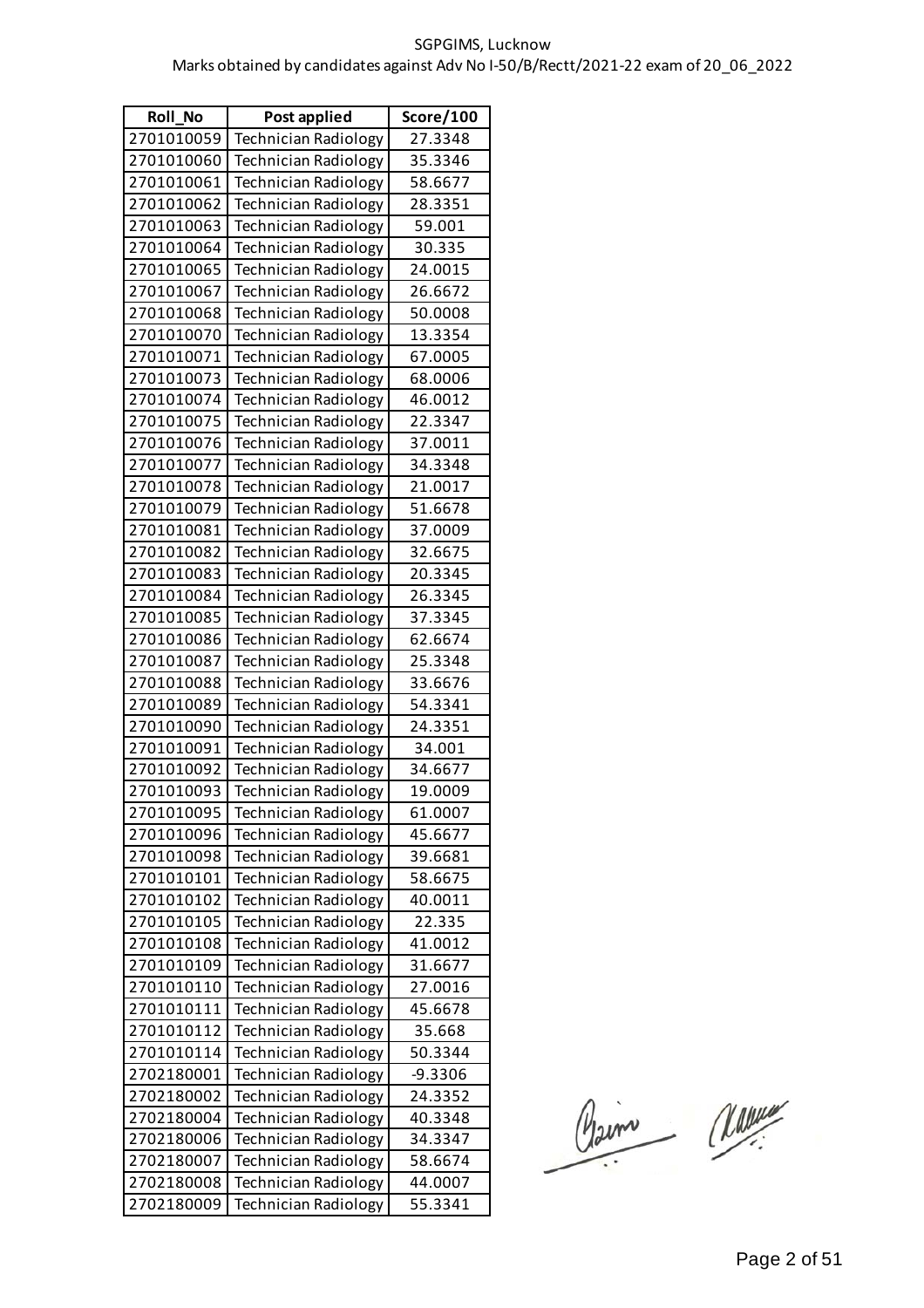SGPGIMS, Lucknow

Marks obtained by candidates against Adv No I-50/B/Rectt/2021-22 exam of 20_06_2022

| Roll_No | Post applied | Score/100 |
|---|---|---|
| 2701010059 | Technician Radiology | 27.3348 |
| 2701010060 | Technician Radiology | 35.3346 |
| 2701010061 | Technician Radiology | 58.6677 |
| 2701010062 | Technician Radiology | 28.3351 |
| 2701010063 | Technician Radiology | 59.001 |
| 2701010064 | Technician Radiology | 30.335 |
| 2701010065 | Technician Radiology | 24.0015 |
| 2701010067 | Technician Radiology | 26.6672 |
| 2701010068 | Technician Radiology | 50.0008 |
| 2701010070 | Technician Radiology | 13.3354 |
| 2701010071 | Technician Radiology | 67.0005 |
| 2701010073 | Technician Radiology | 68.0006 |
| 2701010074 | Technician Radiology | 46.0012 |
| 2701010075 | Technician Radiology | 22.3347 |
| 2701010076 | Technician Radiology | 37.0011 |
| 2701010077 | Technician Radiology | 34.3348 |
| 2701010078 | Technician Radiology | 21.0017 |
| 2701010079 | Technician Radiology | 51.6678 |
| 2701010081 | Technician Radiology | 37.0009 |
| 2701010082 | Technician Radiology | 32.6675 |
| 2701010083 | Technician Radiology | 20.3345 |
| 2701010084 | Technician Radiology | 26.3345 |
| 2701010085 | Technician Radiology | 37.3345 |
| 2701010086 | Technician Radiology | 62.6674 |
| 2701010087 | Technician Radiology | 25.3348 |
| 2701010088 | Technician Radiology | 33.6676 |
| 2701010089 | Technician Radiology | 54.3341 |
| 2701010090 | Technician Radiology | 24.3351 |
| 2701010091 | Technician Radiology | 34.001 |
| 2701010092 | Technician Radiology | 34.6677 |
| 2701010093 | Technician Radiology | 19.0009 |
| 2701010095 | Technician Radiology | 61.0007 |
| 2701010096 | Technician Radiology | 45.6677 |
| 2701010098 | Technician Radiology | 39.6681 |
| 2701010101 | Technician Radiology | 58.6675 |
| 2701010102 | Technician Radiology | 40.0011 |
| 2701010105 | Technician Radiology | 22.335 |
| 2701010108 | Technician Radiology | 41.0012 |
| 2701010109 | Technician Radiology | 31.6677 |
| 2701010110 | Technician Radiology | 27.0016 |
| 2701010111 | Technician Radiology | 45.6678 |
| 2701010112 | Technician Radiology | 35.668 |
| 2701010114 | Technician Radiology | 50.3344 |
| 2702180001 | Technician Radiology | -9.3306 |
| 2702180002 | Technician Radiology | 24.3352 |
| 2702180004 | Technician Radiology | 40.3348 |
| 2702180006 | Technician Radiology | 34.3347 |
| 2702180007 | Technician Radiology | 58.6674 |
| 2702180008 | Technician Radiology | 44.0007 |
| 2702180009 | Technician Radiology | 55.3341 |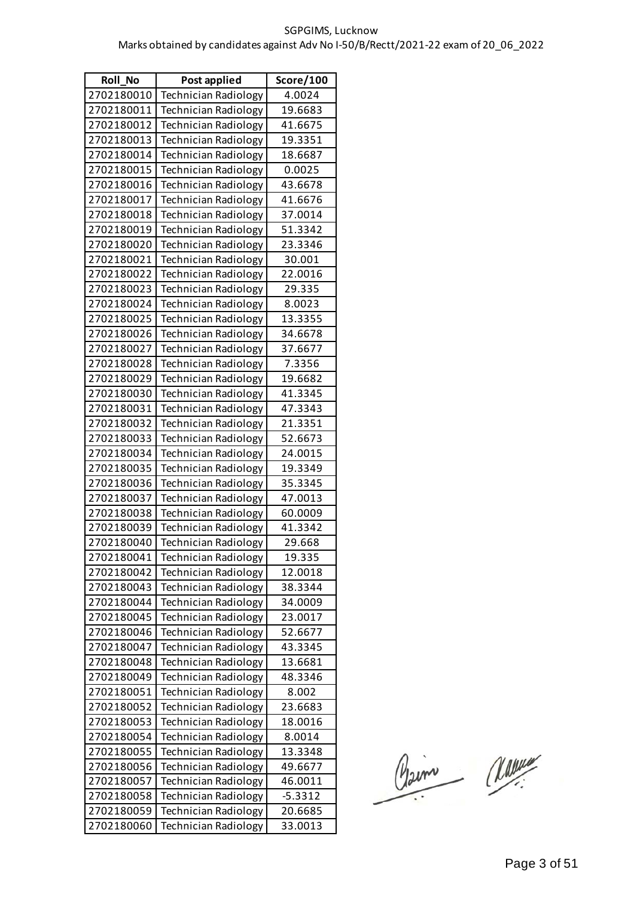SGPGIMS, Lucknow

Marks obtained by candidates against Adv No I-50/B/Rectt/2021-22 exam of 20_06_2022

| Roll_No | Post applied | Score/100 |
|---|---|---|
| 2702180010 | Technician Radiology | 4.0024 |
| 2702180011 | Technician Radiology | 19.6683 |
| 2702180012 | Technician Radiology | 41.6675 |
| 2702180013 | Technician Radiology | 19.3351 |
| 2702180014 | Technician Radiology | 18.6687 |
| 2702180015 | Technician Radiology | 0.0025 |
| 2702180016 | Technician Radiology | 43.6678 |
| 2702180017 | Technician Radiology | 41.6676 |
| 2702180018 | Technician Radiology | 37.0014 |
| 2702180019 | Technician Radiology | 51.3342 |
| 2702180020 | Technician Radiology | 23.3346 |
| 2702180021 | Technician Radiology | 30.001 |
| 2702180022 | Technician Radiology | 22.0016 |
| 2702180023 | Technician Radiology | 29.335 |
| 2702180024 | Technician Radiology | 8.0023 |
| 2702180025 | Technician Radiology | 13.3355 |
| 2702180026 | Technician Radiology | 34.6678 |
| 2702180027 | Technician Radiology | 37.6677 |
| 2702180028 | Technician Radiology | 7.3356 |
| 2702180029 | Technician Radiology | 19.6682 |
| 2702180030 | Technician Radiology | 41.3345 |
| 2702180031 | Technician Radiology | 47.3343 |
| 2702180032 | Technician Radiology | 21.3351 |
| 2702180033 | Technician Radiology | 52.6673 |
| 2702180034 | Technician Radiology | 24.0015 |
| 2702180035 | Technician Radiology | 19.3349 |
| 2702180036 | Technician Radiology | 35.3345 |
| 2702180037 | Technician Radiology | 47.0013 |
| 2702180038 | Technician Radiology | 60.0009 |
| 2702180039 | Technician Radiology | 41.3342 |
| 2702180040 | Technician Radiology | 29.668 |
| 2702180041 | Technician Radiology | 19.335 |
| 2702180042 | Technician Radiology | 12.0018 |
| 2702180043 | Technician Radiology | 38.3344 |
| 2702180044 | Technician Radiology | 34.0009 |
| 2702180045 | Technician Radiology | 23.0017 |
| 2702180046 | Technician Radiology | 52.6677 |
| 2702180047 | Technician Radiology | 43.3345 |
| 2702180048 | Technician Radiology | 13.6681 |
| 2702180049 | Technician Radiology | 48.3346 |
| 2702180051 | Technician Radiology | 8.002 |
| 2702180052 | Technician Radiology | 23.6683 |
| 2702180053 | Technician Radiology | 18.0016 |
| 2702180054 | Technician Radiology | 8.0014 |
| 2702180055 | Technician Radiology | 13.3348 |
| 2702180056 | Technician Radiology | 49.6677 |
| 2702180057 | Technician Radiology | 46.0011 |
| 2702180058 | Technician Radiology | -5.3312 |
| 2702180059 | Technician Radiology | 20.6685 |
| 2702180060 | Technician Radiology | 33.0013 |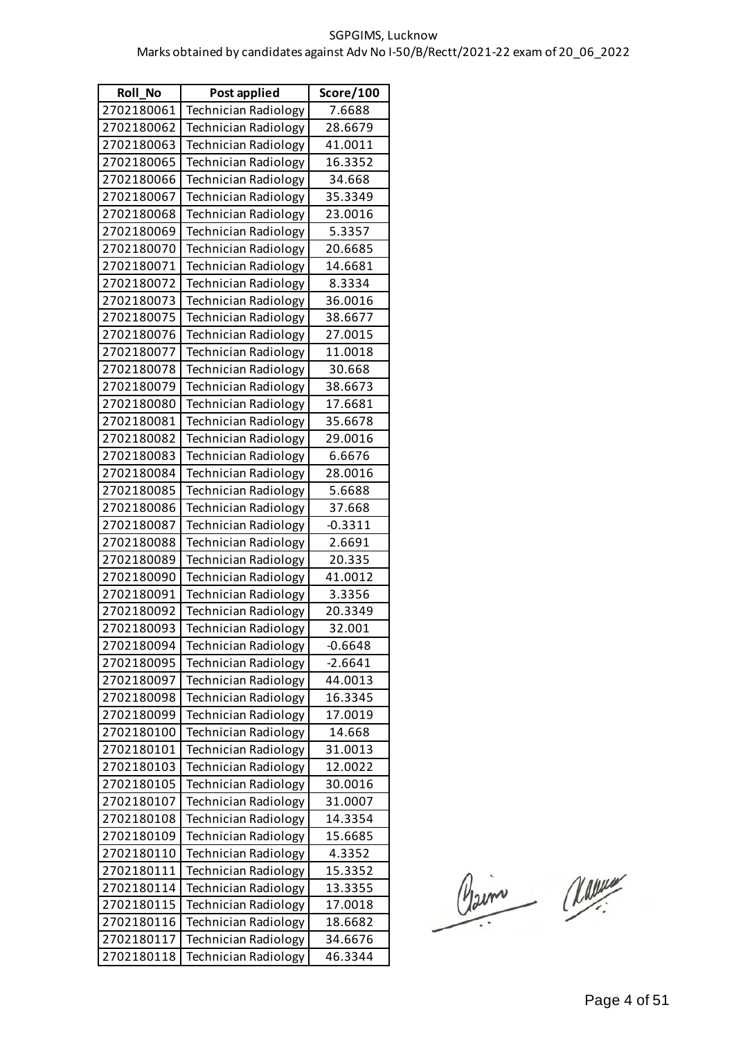SGPGIMS, Lucknow

Marks obtained by candidates against Adv No I-50/B/Rectt/2021-22 exam of 20_06_2022

| Roll_No | Post applied | Score/100 |
|---|---|---|
| 2702180061 | Technician Radiology | 7.6688 |
| 2702180062 | Technician Radiology | 28.6679 |
| 2702180063 | Technician Radiology | 41.0011 |
| 2702180065 | Technician Radiology | 16.3352 |
| 2702180066 | Technician Radiology | 34.668 |
| 2702180067 | Technician Radiology | 35.3349 |
| 2702180068 | Technician Radiology | 23.0016 |
| 2702180069 | Technician Radiology | 5.3357 |
| 2702180070 | Technician Radiology | 20.6685 |
| 2702180071 | Technician Radiology | 14.6681 |
| 2702180072 | Technician Radiology | 8.3334 |
| 2702180073 | Technician Radiology | 36.0016 |
| 2702180075 | Technician Radiology | 38.6677 |
| 2702180076 | Technician Radiology | 27.0015 |
| 2702180077 | Technician Radiology | 11.0018 |
| 2702180078 | Technician Radiology | 30.668 |
| 2702180079 | Technician Radiology | 38.6673 |
| 2702180080 | Technician Radiology | 17.6681 |
| 2702180081 | Technician Radiology | 35.6678 |
| 2702180082 | Technician Radiology | 29.0016 |
| 2702180083 | Technician Radiology | 6.6676 |
| 2702180084 | Technician Radiology | 28.0016 |
| 2702180085 | Technician Radiology | 5.6688 |
| 2702180086 | Technician Radiology | 37.668 |
| 2702180087 | Technician Radiology | -0.3311 |
| 2702180088 | Technician Radiology | 2.6691 |
| 2702180089 | Technician Radiology | 20.335 |
| 2702180090 | Technician Radiology | 41.0012 |
| 2702180091 | Technician Radiology | 3.3356 |
| 2702180092 | Technician Radiology | 20.3349 |
| 2702180093 | Technician Radiology | 32.001 |
| 2702180094 | Technician Radiology | -0.6648 |
| 2702180095 | Technician Radiology | -2.6641 |
| 2702180097 | Technician Radiology | 44.0013 |
| 2702180098 | Technician Radiology | 16.3345 |
| 2702180099 | Technician Radiology | 17.0019 |
| 2702180100 | Technician Radiology | 14.668 |
| 2702180101 | Technician Radiology | 31.0013 |
| 2702180103 | Technician Radiology | 12.0022 |
| 2702180105 | Technician Radiology | 30.0016 |
| 2702180107 | Technician Radiology | 31.0007 |
| 2702180108 | Technician Radiology | 14.3354 |
| 2702180109 | Technician Radiology | 15.6685 |
| 2702180110 | Technician Radiology | 4.3352 |
| 2702180111 | Technician Radiology | 15.3352 |
| 2702180114 | Technician Radiology | 13.3355 |
| 2702180115 | Technician Radiology | 17.0018 |
| 2702180116 | Technician Radiology | 18.6682 |
| 2702180117 | Technician Radiology | 34.6676 |
| 2702180118 | Technician Radiology | 46.3344 |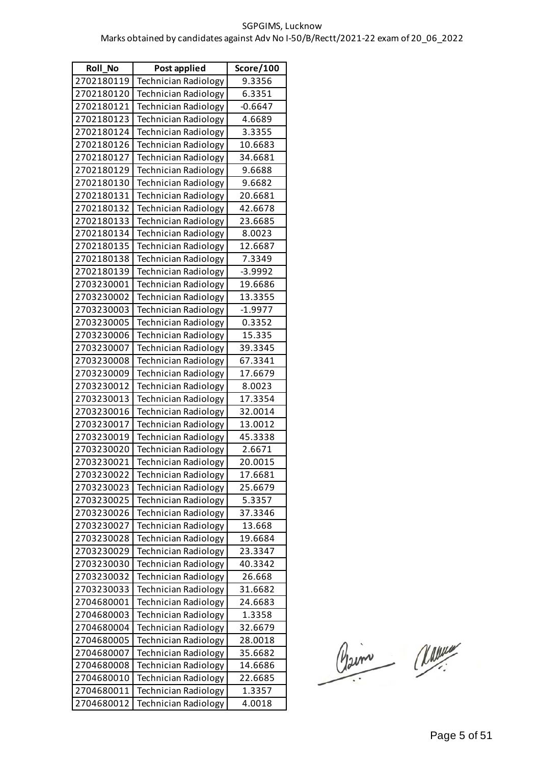SGPGIMS, Lucknow

Marks obtained by candidates against Adv No I-50/B/Rectt/2021-22 exam of 20_06_2022

| Roll_No | Post applied | Score/100 |
|---|---|---|
| 2702180119 | Technician Radiology | 9.3356 |
| 2702180120 | Technician Radiology | 6.3351 |
| 2702180121 | Technician Radiology | -0.6647 |
| 2702180123 | Technician Radiology | 4.6689 |
| 2702180124 | Technician Radiology | 3.3355 |
| 2702180126 | Technician Radiology | 10.6683 |
| 2702180127 | Technician Radiology | 34.6681 |
| 2702180129 | Technician Radiology | 9.6688 |
| 2702180130 | Technician Radiology | 9.6682 |
| 2702180131 | Technician Radiology | 20.6681 |
| 2702180132 | Technician Radiology | 42.6678 |
| 2702180133 | Technician Radiology | 23.6685 |
| 2702180134 | Technician Radiology | 8.0023 |
| 2702180135 | Technician Radiology | 12.6687 |
| 2702180138 | Technician Radiology | 7.3349 |
| 2702180139 | Technician Radiology | -3.9992 |
| 2703230001 | Technician Radiology | 19.6686 |
| 2703230002 | Technician Radiology | 13.3355 |
| 2703230003 | Technician Radiology | -1.9977 |
| 2703230005 | Technician Radiology | 0.3352 |
| 2703230006 | Technician Radiology | 15.335 |
| 2703230007 | Technician Radiology | 39.3345 |
| 2703230008 | Technician Radiology | 67.3341 |
| 2703230009 | Technician Radiology | 17.6679 |
| 2703230012 | Technician Radiology | 8.0023 |
| 2703230013 | Technician Radiology | 17.3354 |
| 2703230016 | Technician Radiology | 32.0014 |
| 2703230017 | Technician Radiology | 13.0012 |
| 2703230019 | Technician Radiology | 45.3338 |
| 2703230020 | Technician Radiology | 2.6671 |
| 2703230021 | Technician Radiology | 20.0015 |
| 2703230022 | Technician Radiology | 17.6681 |
| 2703230023 | Technician Radiology | 25.6679 |
| 2703230025 | Technician Radiology | 5.3357 |
| 2703230026 | Technician Radiology | 37.3346 |
| 2703230027 | Technician Radiology | 13.668 |
| 2703230028 | Technician Radiology | 19.6684 |
| 2703230029 | Technician Radiology | 23.3347 |
| 2703230030 | Technician Radiology | 40.3342 |
| 2703230032 | Technician Radiology | 26.668 |
| 2703230033 | Technician Radiology | 31.6682 |
| 2704680001 | Technician Radiology | 24.6683 |
| 2704680003 | Technician Radiology | 1.3358 |
| 2704680004 | Technician Radiology | 32.6679 |
| 2704680005 | Technician Radiology | 28.0018 |
| 2704680007 | Technician Radiology | 35.6682 |
| 2704680008 | Technician Radiology | 14.6686 |
| 2704680010 | Technician Radiology | 22.6685 |
| 2704680011 | Technician Radiology | 1.3357 |
| 2704680012 | Technician Radiology | 4.0018 |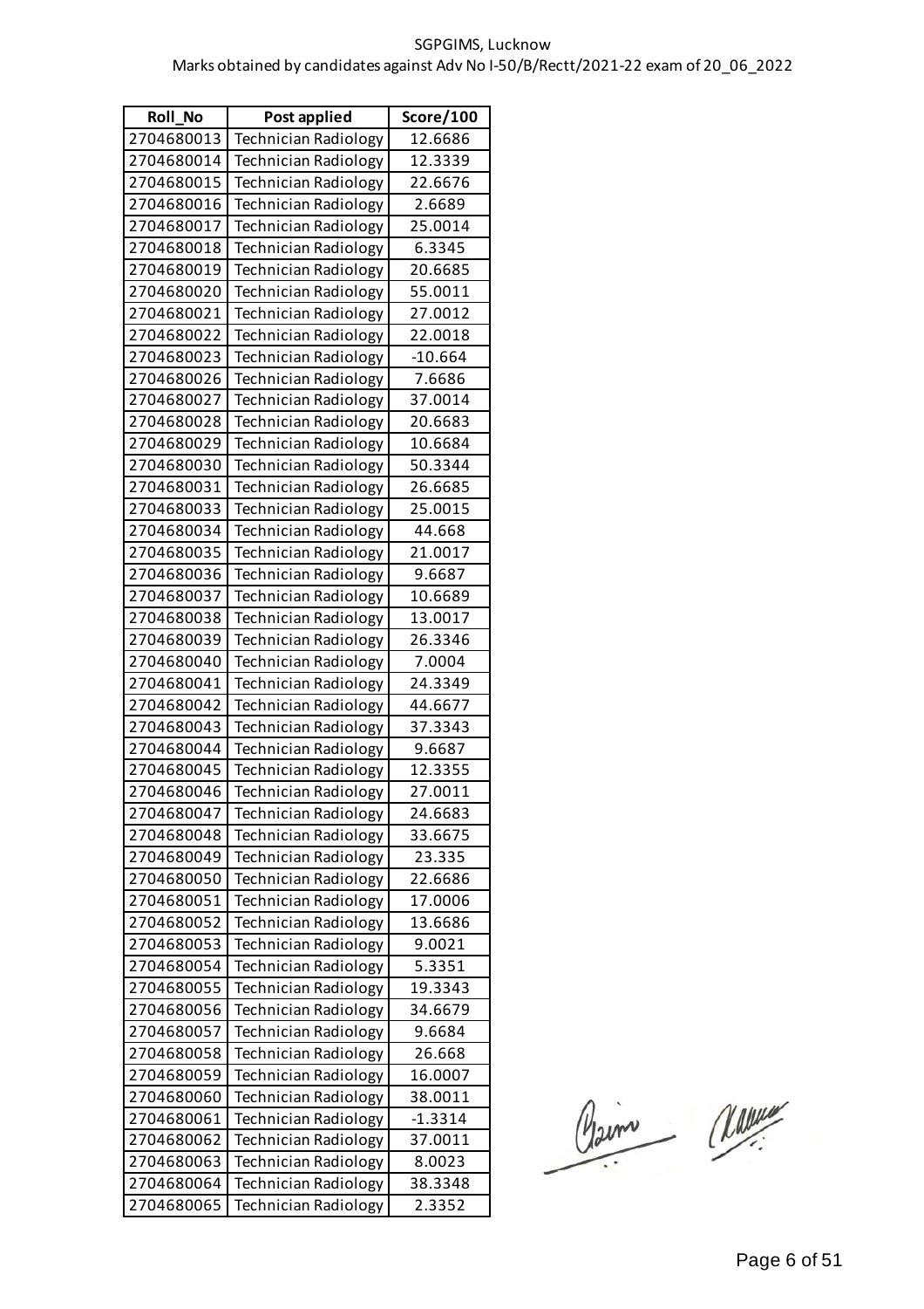SGPGIMS, Lucknow

Marks obtained by candidates against Adv No I-50/B/Rectt/2021-22 exam of 20_06_2022

| Roll_No | Post applied | Score/100 |
|---|---|---|
| 2704680013 | Technician Radiology | 12.6686 |
| 2704680014 | Technician Radiology | 12.3339 |
| 2704680015 | Technician Radiology | 22.6676 |
| 2704680016 | Technician Radiology | 2.6689 |
| 2704680017 | Technician Radiology | 25.0014 |
| 2704680018 | Technician Radiology | 6.3345 |
| 2704680019 | Technician Radiology | 20.6685 |
| 2704680020 | Technician Radiology | 55.0011 |
| 2704680021 | Technician Radiology | 27.0012 |
| 2704680022 | Technician Radiology | 22.0018 |
| 2704680023 | Technician Radiology | -10.664 |
| 2704680026 | Technician Radiology | 7.6686 |
| 2704680027 | Technician Radiology | 37.0014 |
| 2704680028 | Technician Radiology | 20.6683 |
| 2704680029 | Technician Radiology | 10.6684 |
| 2704680030 | Technician Radiology | 50.3344 |
| 2704680031 | Technician Radiology | 26.6685 |
| 2704680033 | Technician Radiology | 25.0015 |
| 2704680034 | Technician Radiology | 44.668 |
| 2704680035 | Technician Radiology | 21.0017 |
| 2704680036 | Technician Radiology | 9.6687 |
| 2704680037 | Technician Radiology | 10.6689 |
| 2704680038 | Technician Radiology | 13.0017 |
| 2704680039 | Technician Radiology | 26.3346 |
| 2704680040 | Technician Radiology | 7.0004 |
| 2704680041 | Technician Radiology | 24.3349 |
| 2704680042 | Technician Radiology | 44.6677 |
| 2704680043 | Technician Radiology | 37.3343 |
| 2704680044 | Technician Radiology | 9.6687 |
| 2704680045 | Technician Radiology | 12.3355 |
| 2704680046 | Technician Radiology | 27.0011 |
| 2704680047 | Technician Radiology | 24.6683 |
| 2704680048 | Technician Radiology | 33.6675 |
| 2704680049 | Technician Radiology | 23.335 |
| 2704680050 | Technician Radiology | 22.6686 |
| 2704680051 | Technician Radiology | 17.0006 |
| 2704680052 | Technician Radiology | 13.6686 |
| 2704680053 | Technician Radiology | 9.0021 |
| 2704680054 | Technician Radiology | 5.3351 |
| 2704680055 | Technician Radiology | 19.3343 |
| 2704680056 | Technician Radiology | 34.6679 |
| 2704680057 | Technician Radiology | 9.6684 |
| 2704680058 | Technician Radiology | 26.668 |
| 2704680059 | Technician Radiology | 16.0007 |
| 2704680060 | Technician Radiology | 38.0011 |
| 2704680061 | Technician Radiology | -1.3314 |
| 2704680062 | Technician Radiology | 37.0011 |
| 2704680063 | Technician Radiology | 8.0023 |
| 2704680064 | Technician Radiology | 38.3348 |
| 2704680065 | Technician Radiology | 2.3352 |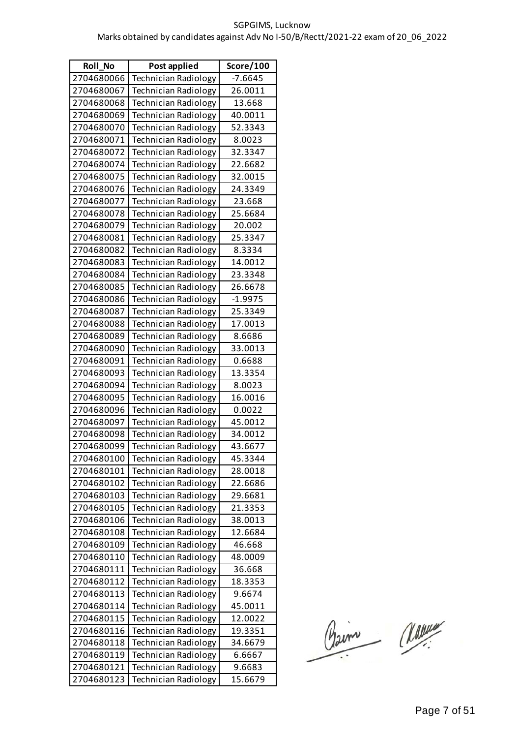SGPGIMS, Lucknow

Marks obtained by candidates against Adv No I-50/B/Rectt/2021-22 exam of 20_06_2022

| Roll_No | Post applied | Score/100 |
|---|---|---|
| 2704680066 | Technician Radiology | -7.6645 |
| 2704680067 | Technician Radiology | 26.0011 |
| 2704680068 | Technician Radiology | 13.668 |
| 2704680069 | Technician Radiology | 40.0011 |
| 2704680070 | Technician Radiology | 52.3343 |
| 2704680071 | Technician Radiology | 8.0023 |
| 2704680072 | Technician Radiology | 32.3347 |
| 2704680074 | Technician Radiology | 22.6682 |
| 2704680075 | Technician Radiology | 32.0015 |
| 2704680076 | Technician Radiology | 24.3349 |
| 2704680077 | Technician Radiology | 23.668 |
| 2704680078 | Technician Radiology | 25.6684 |
| 2704680079 | Technician Radiology | 20.002 |
| 2704680081 | Technician Radiology | 25.3347 |
| 2704680082 | Technician Radiology | 8.3334 |
| 2704680083 | Technician Radiology | 14.0012 |
| 2704680084 | Technician Radiology | 23.3348 |
| 2704680085 | Technician Radiology | 26.6678 |
| 2704680086 | Technician Radiology | -1.9975 |
| 2704680087 | Technician Radiology | 25.3349 |
| 2704680088 | Technician Radiology | 17.0013 |
| 2704680089 | Technician Radiology | 8.6686 |
| 2704680090 | Technician Radiology | 33.0013 |
| 2704680091 | Technician Radiology | 0.6688 |
| 2704680093 | Technician Radiology | 13.3354 |
| 2704680094 | Technician Radiology | 8.0023 |
| 2704680095 | Technician Radiology | 16.0016 |
| 2704680096 | Technician Radiology | 0.0022 |
| 2704680097 | Technician Radiology | 45.0012 |
| 2704680098 | Technician Radiology | 34.0012 |
| 2704680099 | Technician Radiology | 43.6677 |
| 2704680100 | Technician Radiology | 45.3344 |
| 2704680101 | Technician Radiology | 28.0018 |
| 2704680102 | Technician Radiology | 22.6686 |
| 2704680103 | Technician Radiology | 29.6681 |
| 2704680105 | Technician Radiology | 21.3353 |
| 2704680106 | Technician Radiology | 38.0013 |
| 2704680108 | Technician Radiology | 12.6684 |
| 2704680109 | Technician Radiology | 46.668 |
| 2704680110 | Technician Radiology | 48.0009 |
| 2704680111 | Technician Radiology | 36.668 |
| 2704680112 | Technician Radiology | 18.3353 |
| 2704680113 | Technician Radiology | 9.6674 |
| 2704680114 | Technician Radiology | 45.0011 |
| 2704680115 | Technician Radiology | 12.0022 |
| 2704680116 | Technician Radiology | 19.3351 |
| 2704680118 | Technician Radiology | 34.6679 |
| 2704680119 | Technician Radiology | 6.6667 |
| 2704680121 | Technician Radiology | 9.6683 |
| 2704680123 | Technician Radiology | 15.6679 |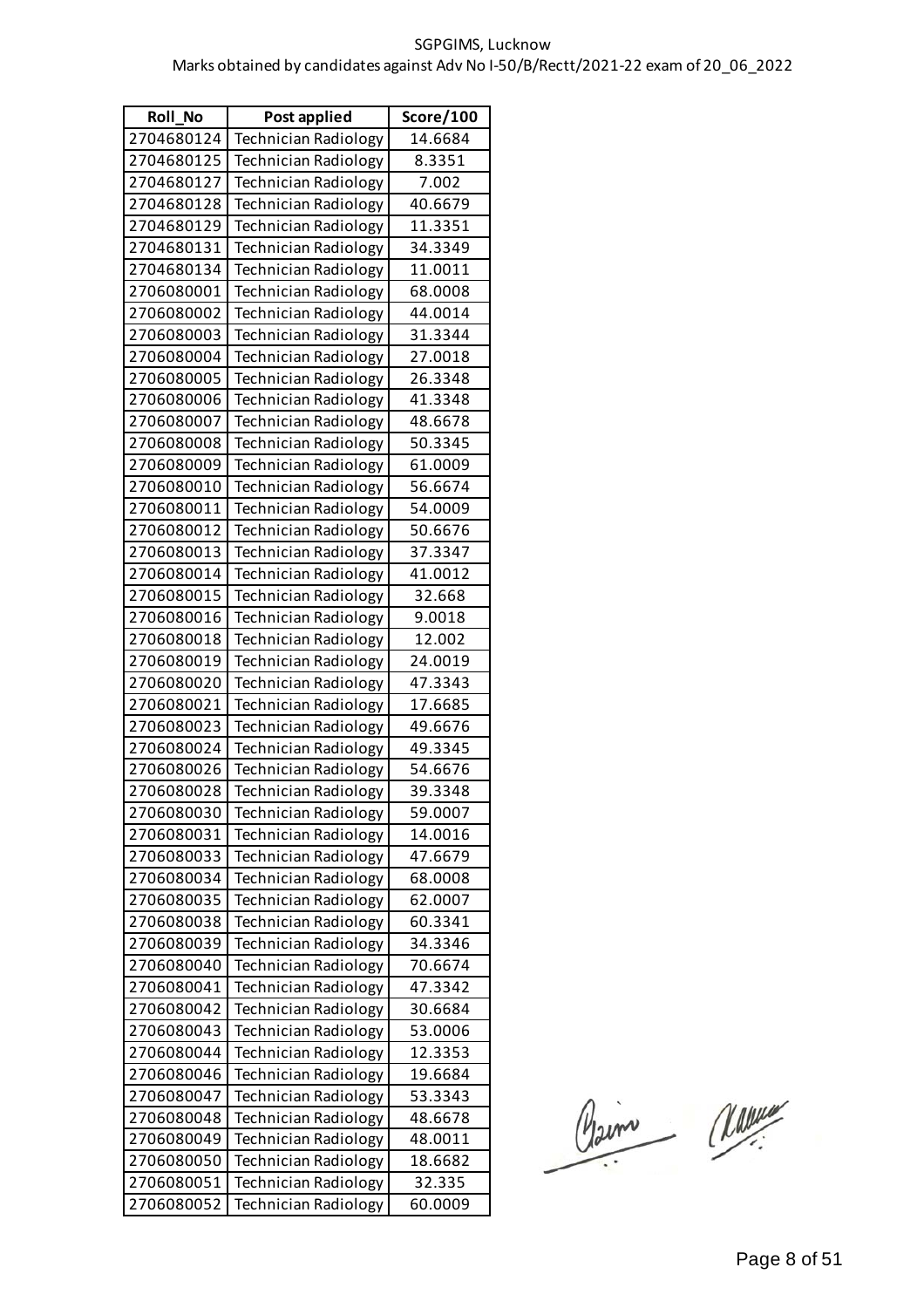SGPGIMS, Lucknow

Marks obtained by candidates against Adv No I-50/B/Rectt/2021-22 exam of 20_06_2022

| Roll_No | Post applied | Score/100 |
|---|---|---|
| 2704680124 | Technician Radiology | 14.6684 |
| 2704680125 | Technician Radiology | 8.3351 |
| 2704680127 | Technician Radiology | 7.002 |
| 2704680128 | Technician Radiology | 40.6679 |
| 2704680129 | Technician Radiology | 11.3351 |
| 2704680131 | Technician Radiology | 34.3349 |
| 2704680134 | Technician Radiology | 11.0011 |
| 2706080001 | Technician Radiology | 68.0008 |
| 2706080002 | Technician Radiology | 44.0014 |
| 2706080003 | Technician Radiology | 31.3344 |
| 2706080004 | Technician Radiology | 27.0018 |
| 2706080005 | Technician Radiology | 26.3348 |
| 2706080006 | Technician Radiology | 41.3348 |
| 2706080007 | Technician Radiology | 48.6678 |
| 2706080008 | Technician Radiology | 50.3345 |
| 2706080009 | Technician Radiology | 61.0009 |
| 2706080010 | Technician Radiology | 56.6674 |
| 2706080011 | Technician Radiology | 54.0009 |
| 2706080012 | Technician Radiology | 50.6676 |
| 2706080013 | Technician Radiology | 37.3347 |
| 2706080014 | Technician Radiology | 41.0012 |
| 2706080015 | Technician Radiology | 32.668 |
| 2706080016 | Technician Radiology | 9.0018 |
| 2706080018 | Technician Radiology | 12.002 |
| 2706080019 | Technician Radiology | 24.0019 |
| 2706080020 | Technician Radiology | 47.3343 |
| 2706080021 | Technician Radiology | 17.6685 |
| 2706080023 | Technician Radiology | 49.6676 |
| 2706080024 | Technician Radiology | 49.3345 |
| 2706080026 | Technician Radiology | 54.6676 |
| 2706080028 | Technician Radiology | 39.3348 |
| 2706080030 | Technician Radiology | 59.0007 |
| 2706080031 | Technician Radiology | 14.0016 |
| 2706080033 | Technician Radiology | 47.6679 |
| 2706080034 | Technician Radiology | 68.0008 |
| 2706080035 | Technician Radiology | 62.0007 |
| 2706080038 | Technician Radiology | 60.3341 |
| 2706080039 | Technician Radiology | 34.3346 |
| 2706080040 | Technician Radiology | 70.6674 |
| 2706080041 | Technician Radiology | 47.3342 |
| 2706080042 | Technician Radiology | 30.6684 |
| 2706080043 | Technician Radiology | 53.0006 |
| 2706080044 | Technician Radiology | 12.3353 |
| 2706080046 | Technician Radiology | 19.6684 |
| 2706080047 | Technician Radiology | 53.3343 |
| 2706080048 | Technician Radiology | 48.6678 |
| 2706080049 | Technician Radiology | 48.0011 |
| 2706080050 | Technician Radiology | 18.6682 |
| 2706080051 | Technician Radiology | 32.335 |
| 2706080052 | Technician Radiology | 60.0009 |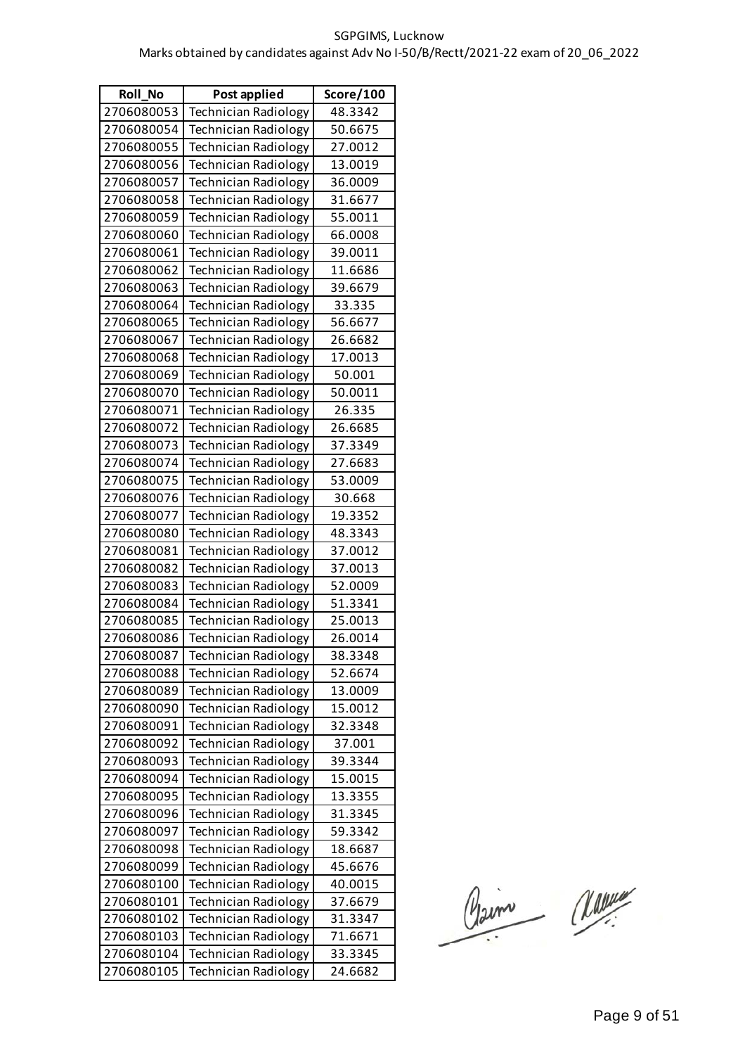SGPGIMS, Lucknow

Marks obtained by candidates against Adv No I-50/B/Rectt/2021-22 exam of 20_06_2022

| Roll_No | Post applied | Score/100 |
|---|---|---|
| 2706080053 | Technician Radiology | 48.3342 |
| 2706080054 | Technician Radiology | 50.6675 |
| 2706080055 | Technician Radiology | 27.0012 |
| 2706080056 | Technician Radiology | 13.0019 |
| 2706080057 | Technician Radiology | 36.0009 |
| 2706080058 | Technician Radiology | 31.6677 |
| 2706080059 | Technician Radiology | 55.0011 |
| 2706080060 | Technician Radiology | 66.0008 |
| 2706080061 | Technician Radiology | 39.0011 |
| 2706080062 | Technician Radiology | 11.6686 |
| 2706080063 | Technician Radiology | 39.6679 |
| 2706080064 | Technician Radiology | 33.335 |
| 2706080065 | Technician Radiology | 56.6677 |
| 2706080067 | Technician Radiology | 26.6682 |
| 2706080068 | Technician Radiology | 17.0013 |
| 2706080069 | Technician Radiology | 50.001 |
| 2706080070 | Technician Radiology | 50.0011 |
| 2706080071 | Technician Radiology | 26.335 |
| 2706080072 | Technician Radiology | 26.6685 |
| 2706080073 | Technician Radiology | 37.3349 |
| 2706080074 | Technician Radiology | 27.6683 |
| 2706080075 | Technician Radiology | 53.0009 |
| 2706080076 | Technician Radiology | 30.668 |
| 2706080077 | Technician Radiology | 19.3352 |
| 2706080080 | Technician Radiology | 48.3343 |
| 2706080081 | Technician Radiology | 37.0012 |
| 2706080082 | Technician Radiology | 37.0013 |
| 2706080083 | Technician Radiology | 52.0009 |
| 2706080084 | Technician Radiology | 51.3341 |
| 2706080085 | Technician Radiology | 25.0013 |
| 2706080086 | Technician Radiology | 26.0014 |
| 2706080087 | Technician Radiology | 38.3348 |
| 2706080088 | Technician Radiology | 52.6674 |
| 2706080089 | Technician Radiology | 13.0009 |
| 2706080090 | Technician Radiology | 15.0012 |
| 2706080091 | Technician Radiology | 32.3348 |
| 2706080092 | Technician Radiology | 37.001 |
| 2706080093 | Technician Radiology | 39.3344 |
| 2706080094 | Technician Radiology | 15.0015 |
| 2706080095 | Technician Radiology | 13.3355 |
| 2706080096 | Technician Radiology | 31.3345 |
| 2706080097 | Technician Radiology | 59.3342 |
| 2706080098 | Technician Radiology | 18.6687 |
| 2706080099 | Technician Radiology | 45.6676 |
| 2706080100 | Technician Radiology | 40.0015 |
| 2706080101 | Technician Radiology | 37.6679 |
| 2706080102 | Technician Radiology | 31.3347 |
| 2706080103 | Technician Radiology | 71.6671 |
| 2706080104 | Technician Radiology | 33.3345 |
| 2706080105 | Technician Radiology | 24.6682 |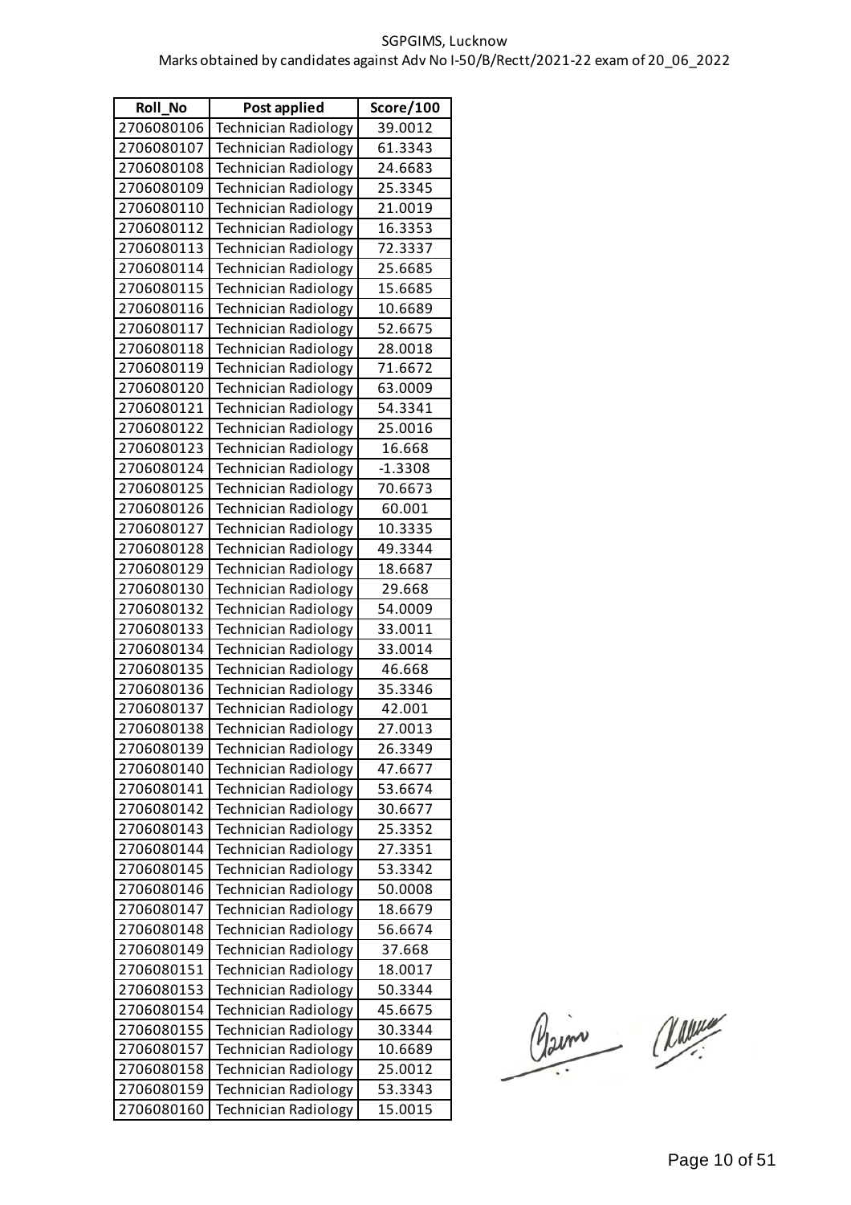SGPGIMS, Lucknow

Marks obtained by candidates against Adv No I-50/B/Rectt/2021-22 exam of 20_06_2022

| Roll_No | Post applied | Score/100 |
|---|---|---|
| 2706080106 | Technician Radiology | 39.0012 |
| 2706080107 | Technician Radiology | 61.3343 |
| 2706080108 | Technician Radiology | 24.6683 |
| 2706080109 | Technician Radiology | 25.3345 |
| 2706080110 | Technician Radiology | 21.0019 |
| 2706080112 | Technician Radiology | 16.3353 |
| 2706080113 | Technician Radiology | 72.3337 |
| 2706080114 | Technician Radiology | 25.6685 |
| 2706080115 | Technician Radiology | 15.6685 |
| 2706080116 | Technician Radiology | 10.6689 |
| 2706080117 | Technician Radiology | 52.6675 |
| 2706080118 | Technician Radiology | 28.0018 |
| 2706080119 | Technician Radiology | 71.6672 |
| 2706080120 | Technician Radiology | 63.0009 |
| 2706080121 | Technician Radiology | 54.3341 |
| 2706080122 | Technician Radiology | 25.0016 |
| 2706080123 | Technician Radiology | 16.668 |
| 2706080124 | Technician Radiology | -1.3308 |
| 2706080125 | Technician Radiology | 70.6673 |
| 2706080126 | Technician Radiology | 60.001 |
| 2706080127 | Technician Radiology | 10.3335 |
| 2706080128 | Technician Radiology | 49.3344 |
| 2706080129 | Technician Radiology | 18.6687 |
| 2706080130 | Technician Radiology | 29.668 |
| 2706080132 | Technician Radiology | 54.0009 |
| 2706080133 | Technician Radiology | 33.0011 |
| 2706080134 | Technician Radiology | 33.0014 |
| 2706080135 | Technician Radiology | 46.668 |
| 2706080136 | Technician Radiology | 35.3346 |
| 2706080137 | Technician Radiology | 42.001 |
| 2706080138 | Technician Radiology | 27.0013 |
| 2706080139 | Technician Radiology | 26.3349 |
| 2706080140 | Technician Radiology | 47.6677 |
| 2706080141 | Technician Radiology | 53.6674 |
| 2706080142 | Technician Radiology | 30.6677 |
| 2706080143 | Technician Radiology | 25.3352 |
| 2706080144 | Technician Radiology | 27.3351 |
| 2706080145 | Technician Radiology | 53.3342 |
| 2706080146 | Technician Radiology | 50.0008 |
| 2706080147 | Technician Radiology | 18.6679 |
| 2706080148 | Technician Radiology | 56.6674 |
| 2706080149 | Technician Radiology | 37.668 |
| 2706080151 | Technician Radiology | 18.0017 |
| 2706080153 | Technician Radiology | 50.3344 |
| 2706080154 | Technician Radiology | 45.6675 |
| 2706080155 | Technician Radiology | 30.3344 |
| 2706080157 | Technician Radiology | 10.6689 |
| 2706080158 | Technician Radiology | 25.0012 |
| 2706080159 | Technician Radiology | 53.3343 |
| 2706080160 | Technician Radiology | 15.0015 |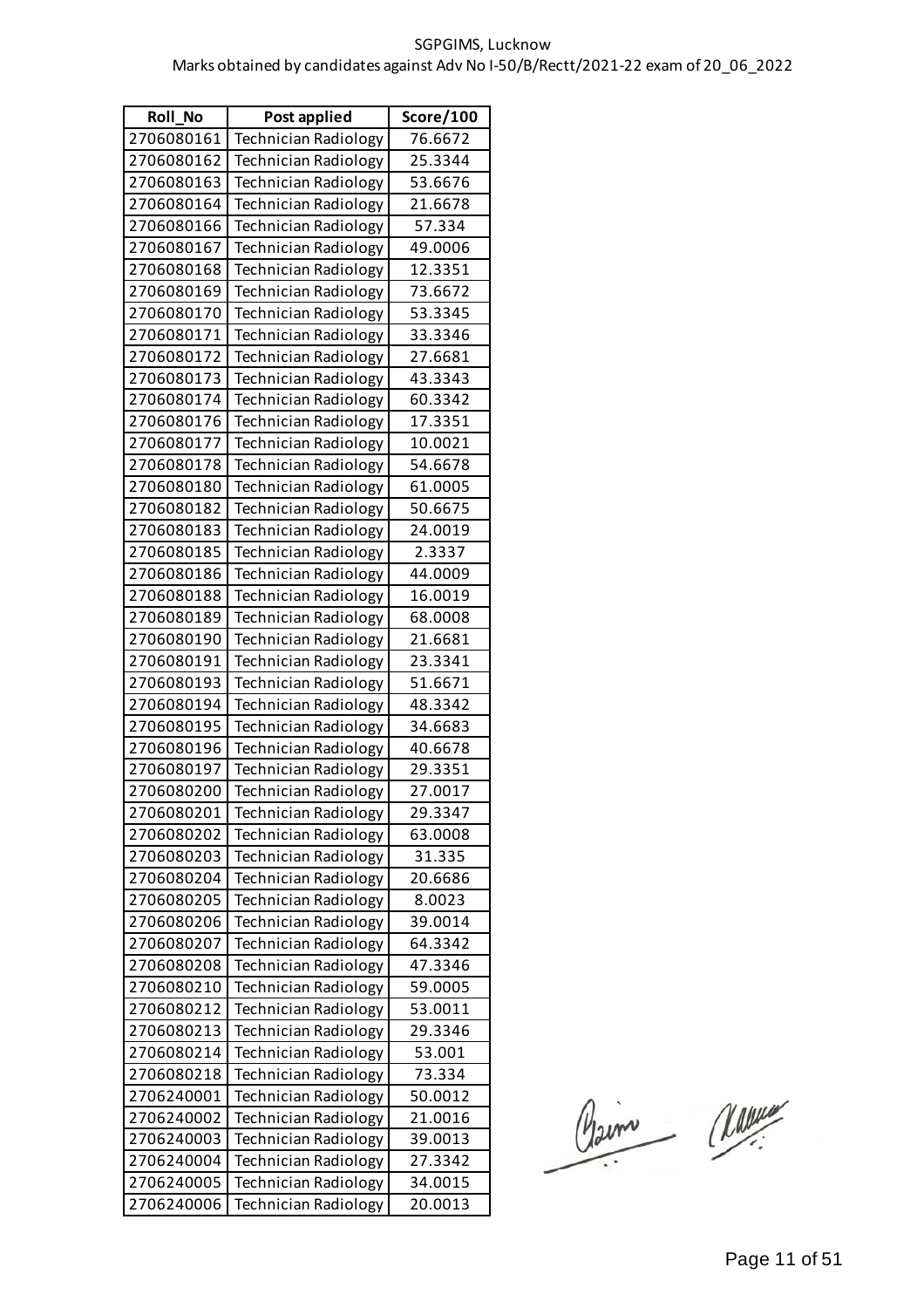| Roll_No | Post applied | Score/100 |
|---|---|---|
| 2706080161 | Technician Radiology | 76.6672 |
| 2706080162 | Technician Radiology | 25.3344 |
| 2706080163 | Technician Radiology | 53.6676 |
| 2706080164 | Technician Radiology | 21.6678 |
| 2706080166 | Technician Radiology | 57.334 |
| 2706080167 | Technician Radiology | 49.0006 |
| 2706080168 | Technician Radiology | 12.3351 |
| 2706080169 | Technician Radiology | 73.6672 |
| 2706080170 | Technician Radiology | 53.3345 |
| 2706080171 | Technician Radiology | 33.3346 |
| 2706080172 | Technician Radiology | 27.6681 |
| 2706080173 | Technician Radiology | 43.3343 |
| 2706080174 | Technician Radiology | 60.3342 |
| 2706080176 | Technician Radiology | 17.3351 |
| 2706080177 | Technician Radiology | 10.0021 |
| 2706080178 | Technician Radiology | 54.6678 |
| 2706080180 | Technician Radiology | 61.0005 |
| 2706080182 | Technician Radiology | 50.6675 |
| 2706080183 | Technician Radiology | 24.0019 |
| 2706080185 | Technician Radiology | 2.3337 |
| 2706080186 | Technician Radiology | 44.0009 |
| 2706080188 | Technician Radiology | 16.0019 |
| 2706080189 | Technician Radiology | 68.0008 |
| 2706080190 | Technician Radiology | 21.6681 |
| 2706080191 | Technician Radiology | 23.3341 |
| 2706080193 | Technician Radiology | 51.6671 |
| 2706080194 | Technician Radiology | 48.3342 |
| 2706080195 | Technician Radiology | 34.6683 |
| 2706080196 | Technician Radiology | 40.6678 |
| 2706080197 | Technician Radiology | 29.3351 |
| 2706080200 | Technician Radiology | 27.0017 |
| 2706080201 | Technician Radiology | 29.3347 |
| 2706080202 | Technician Radiology | 63.0008 |
| 2706080203 | Technician Radiology | 31.335 |
| 2706080204 | Technician Radiology | 20.6686 |
| 2706080205 | Technician Radiology | 8.0023 |
| 2706080206 | Technician Radiology | 39.0014 |
| 2706080207 | Technician Radiology | 64.3342 |
| 2706080208 | Technician Radiology | 47.3346 |
| 2706080210 | Technician Radiology | 59.0005 |
| 2706080212 | Technician Radiology | 53.0011 |
| 2706080213 | Technician Radiology | 29.3346 |
| 2706080214 | Technician Radiology | 53.001 |
| 2706080218 | Technician Radiology | 73.334 |
| 2706240001 | Technician Radiology | 50.0012 |
| 2706240002 | Technician Radiology | 21.0016 |
| 2706240003 | Technician Radiology | 39.0013 |
| 2706240004 | Technician Radiology | 27.3342 |
| 2706240005 | Technician Radiology | 34.0015 |
| 2706240006 | Technician Radiology | 20.0013 |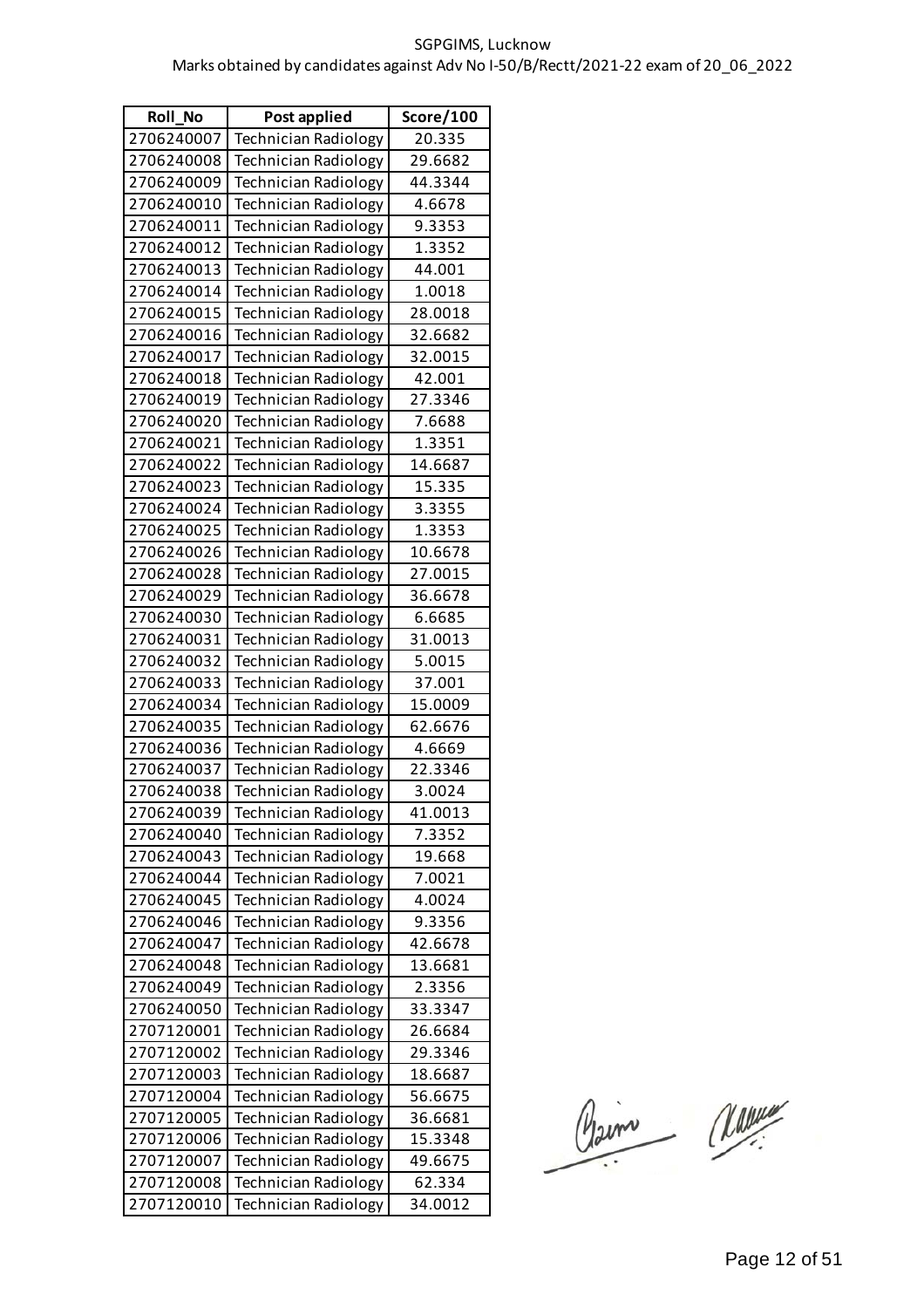SGPGIMS, Lucknow

Marks obtained by candidates against Adv No I-50/B/Rectt/2021-22 exam of 20_06_2022

| Roll_No | Post applied | Score/100 |
|---|---|---|
| 2706240007 | Technician Radiology | 20.335 |
| 2706240008 | Technician Radiology | 29.6682 |
| 2706240009 | Technician Radiology | 44.3344 |
| 2706240010 | Technician Radiology | 4.6678 |
| 2706240011 | Technician Radiology | 9.3353 |
| 2706240012 | Technician Radiology | 1.3352 |
| 2706240013 | Technician Radiology | 44.001 |
| 2706240014 | Technician Radiology | 1.0018 |
| 2706240015 | Technician Radiology | 28.0018 |
| 2706240016 | Technician Radiology | 32.6682 |
| 2706240017 | Technician Radiology | 32.0015 |
| 2706240018 | Technician Radiology | 42.001 |
| 2706240019 | Technician Radiology | 27.3346 |
| 2706240020 | Technician Radiology | 7.6688 |
| 2706240021 | Technician Radiology | 1.3351 |
| 2706240022 | Technician Radiology | 14.6687 |
| 2706240023 | Technician Radiology | 15.335 |
| 2706240024 | Technician Radiology | 3.3355 |
| 2706240025 | Technician Radiology | 1.3353 |
| 2706240026 | Technician Radiology | 10.6678 |
| 2706240028 | Technician Radiology | 27.0015 |
| 2706240029 | Technician Radiology | 36.6678 |
| 2706240030 | Technician Radiology | 6.6685 |
| 2706240031 | Technician Radiology | 31.0013 |
| 2706240032 | Technician Radiology | 5.0015 |
| 2706240033 | Technician Radiology | 37.001 |
| 2706240034 | Technician Radiology | 15.0009 |
| 2706240035 | Technician Radiology | 62.6676 |
| 2706240036 | Technician Radiology | 4.6669 |
| 2706240037 | Technician Radiology | 22.3346 |
| 2706240038 | Technician Radiology | 3.0024 |
| 2706240039 | Technician Radiology | 41.0013 |
| 2706240040 | Technician Radiology | 7.3352 |
| 2706240043 | Technician Radiology | 19.668 |
| 2706240044 | Technician Radiology | 7.0021 |
| 2706240045 | Technician Radiology | 4.0024 |
| 2706240046 | Technician Radiology | 9.3356 |
| 2706240047 | Technician Radiology | 42.6678 |
| 2706240048 | Technician Radiology | 13.6681 |
| 2706240049 | Technician Radiology | 2.3356 |
| 2706240050 | Technician Radiology | 33.3347 |
| 2707120001 | Technician Radiology | 26.6684 |
| 2707120002 | Technician Radiology | 29.3346 |
| 2707120003 | Technician Radiology | 18.6687 |
| 2707120004 | Technician Radiology | 56.6675 |
| 2707120005 | Technician Radiology | 36.6681 |
| 2707120006 | Technician Radiology | 15.3348 |
| 2707120007 | Technician Radiology | 49.6675 |
| 2707120008 | Technician Radiology | 62.334 |
| 2707120010 | Technician Radiology | 34.0012 |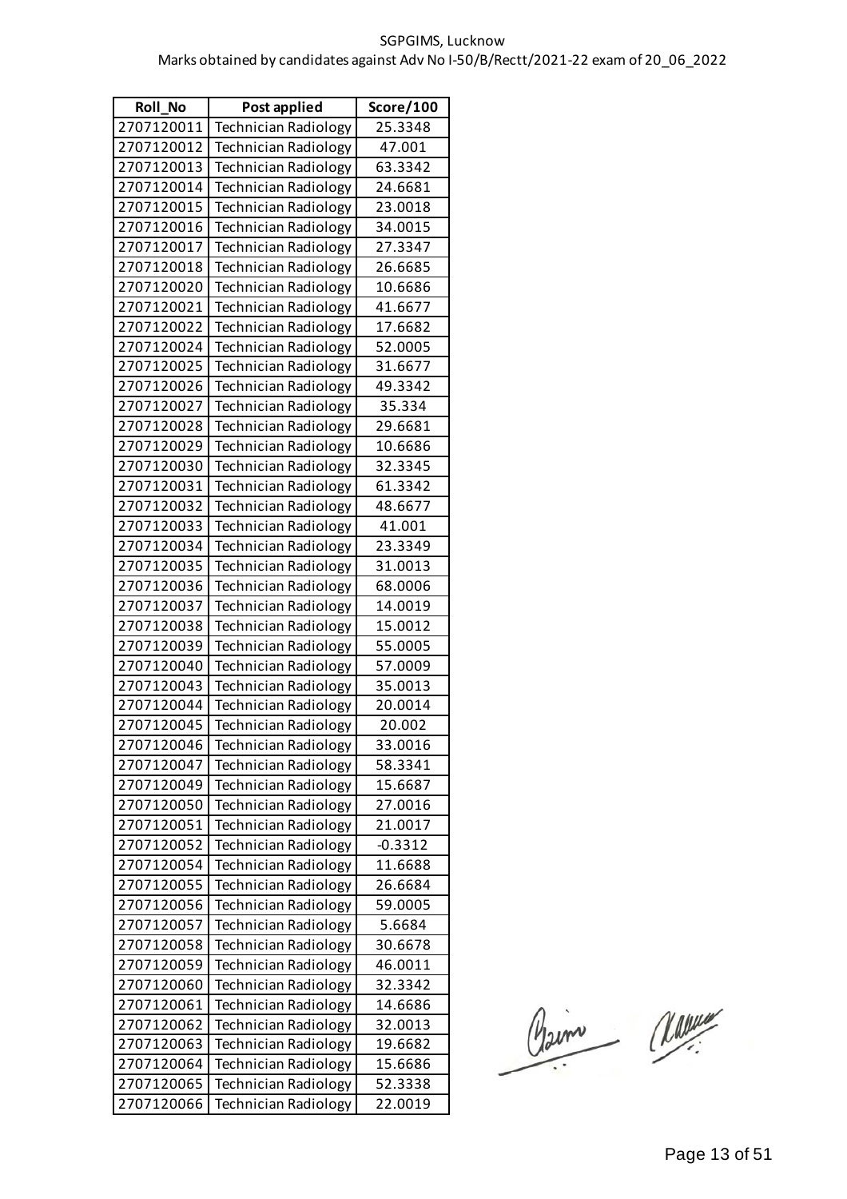SGPGIMS, Lucknow

Marks obtained by candidates against Adv No I-50/B/Rectt/2021-22 exam of 20_06_2022

| Roll_No | Post applied | Score/100 |
|---|---|---|
| 2707120011 | Technician Radiology | 25.3348 |
| 2707120012 | Technician Radiology | 47.001 |
| 2707120013 | Technician Radiology | 63.3342 |
| 2707120014 | Technician Radiology | 24.6681 |
| 2707120015 | Technician Radiology | 23.0018 |
| 2707120016 | Technician Radiology | 34.0015 |
| 2707120017 | Technician Radiology | 27.3347 |
| 2707120018 | Technician Radiology | 26.6685 |
| 2707120020 | Technician Radiology | 10.6686 |
| 2707120021 | Technician Radiology | 41.6677 |
| 2707120022 | Technician Radiology | 17.6682 |
| 2707120024 | Technician Radiology | 52.0005 |
| 2707120025 | Technician Radiology | 31.6677 |
| 2707120026 | Technician Radiology | 49.3342 |
| 2707120027 | Technician Radiology | 35.334 |
| 2707120028 | Technician Radiology | 29.6681 |
| 2707120029 | Technician Radiology | 10.6686 |
| 2707120030 | Technician Radiology | 32.3345 |
| 2707120031 | Technician Radiology | 61.3342 |
| 2707120032 | Technician Radiology | 48.6677 |
| 2707120033 | Technician Radiology | 41.001 |
| 2707120034 | Technician Radiology | 23.3349 |
| 2707120035 | Technician Radiology | 31.0013 |
| 2707120036 | Technician Radiology | 68.0006 |
| 2707120037 | Technician Radiology | 14.0019 |
| 2707120038 | Technician Radiology | 15.0012 |
| 2707120039 | Technician Radiology | 55.0005 |
| 2707120040 | Technician Radiology | 57.0009 |
| 2707120043 | Technician Radiology | 35.0013 |
| 2707120044 | Technician Radiology | 20.0014 |
| 2707120045 | Technician Radiology | 20.002 |
| 2707120046 | Technician Radiology | 33.0016 |
| 2707120047 | Technician Radiology | 58.3341 |
| 2707120049 | Technician Radiology | 15.6687 |
| 2707120050 | Technician Radiology | 27.0016 |
| 2707120051 | Technician Radiology | 21.0017 |
| 2707120052 | Technician Radiology | -0.3312 |
| 2707120054 | Technician Radiology | 11.6688 |
| 2707120055 | Technician Radiology | 26.6684 |
| 2707120056 | Technician Radiology | 59.0005 |
| 2707120057 | Technician Radiology | 5.6684 |
| 2707120058 | Technician Radiology | 30.6678 |
| 2707120059 | Technician Radiology | 46.0011 |
| 2707120060 | Technician Radiology | 32.3342 |
| 2707120061 | Technician Radiology | 14.6686 |
| 2707120062 | Technician Radiology | 32.0013 |
| 2707120063 | Technician Radiology | 19.6682 |
| 2707120064 | Technician Radiology | 15.6686 |
| 2707120065 | Technician Radiology | 52.3338 |
| 2707120066 | Technician Radiology | 22.0019 |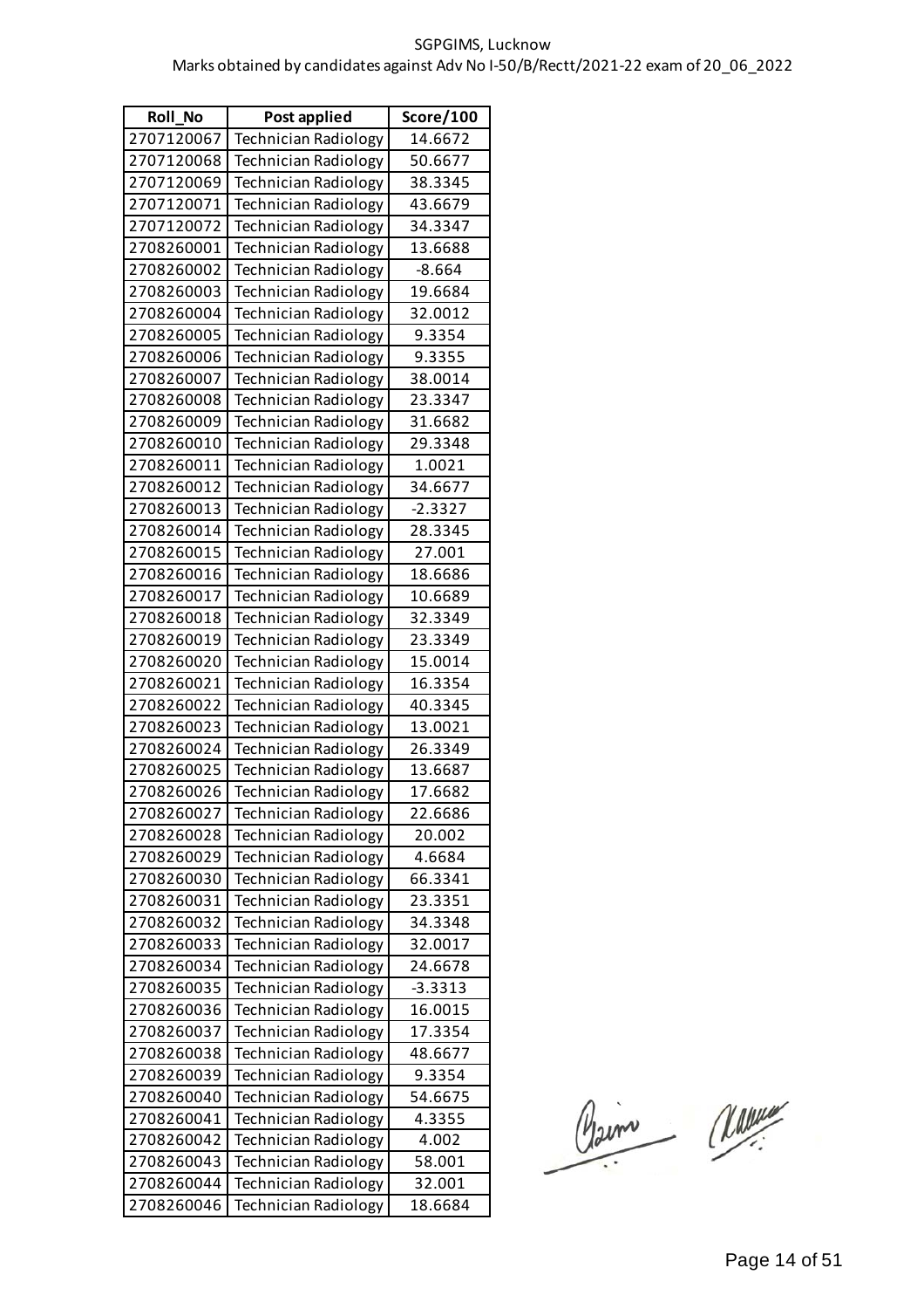SGPGIMS, Lucknow

Marks obtained by candidates against Adv No I-50/B/Rectt/2021-22 exam of 20_06_2022

| Roll_No | Post applied | Score/100 |
|---|---|---|
| 2707120067 | Technician Radiology | 14.6672 |
| 2707120068 | Technician Radiology | 50.6677 |
| 2707120069 | Technician Radiology | 38.3345 |
| 2707120071 | Technician Radiology | 43.6679 |
| 2707120072 | Technician Radiology | 34.3347 |
| 2708260001 | Technician Radiology | 13.6688 |
| 2708260002 | Technician Radiology | -8.664 |
| 2708260003 | Technician Radiology | 19.6684 |
| 2708260004 | Technician Radiology | 32.0012 |
| 2708260005 | Technician Radiology | 9.3354 |
| 2708260006 | Technician Radiology | 9.3355 |
| 2708260007 | Technician Radiology | 38.0014 |
| 2708260008 | Technician Radiology | 23.3347 |
| 2708260009 | Technician Radiology | 31.6682 |
| 2708260010 | Technician Radiology | 29.3348 |
| 2708260011 | Technician Radiology | 1.0021 |
| 2708260012 | Technician Radiology | 34.6677 |
| 2708260013 | Technician Radiology | -2.3327 |
| 2708260014 | Technician Radiology | 28.3345 |
| 2708260015 | Technician Radiology | 27.001 |
| 2708260016 | Technician Radiology | 18.6686 |
| 2708260017 | Technician Radiology | 10.6689 |
| 2708260018 | Technician Radiology | 32.3349 |
| 2708260019 | Technician Radiology | 23.3349 |
| 2708260020 | Technician Radiology | 15.0014 |
| 2708260021 | Technician Radiology | 16.3354 |
| 2708260022 | Technician Radiology | 40.3345 |
| 2708260023 | Technician Radiology | 13.0021 |
| 2708260024 | Technician Radiology | 26.3349 |
| 2708260025 | Technician Radiology | 13.6687 |
| 2708260026 | Technician Radiology | 17.6682 |
| 2708260027 | Technician Radiology | 22.6686 |
| 2708260028 | Technician Radiology | 20.002 |
| 2708260029 | Technician Radiology | 4.6684 |
| 2708260030 | Technician Radiology | 66.3341 |
| 2708260031 | Technician Radiology | 23.3351 |
| 2708260032 | Technician Radiology | 34.3348 |
| 2708260033 | Technician Radiology | 32.0017 |
| 2708260034 | Technician Radiology | 24.6678 |
| 2708260035 | Technician Radiology | -3.3313 |
| 2708260036 | Technician Radiology | 16.0015 |
| 2708260037 | Technician Radiology | 17.3354 |
| 2708260038 | Technician Radiology | 48.6677 |
| 2708260039 | Technician Radiology | 9.3354 |
| 2708260040 | Technician Radiology | 54.6675 |
| 2708260041 | Technician Radiology | 4.3355 |
| 2708260042 | Technician Radiology | 4.002 |
| 2708260043 | Technician Radiology | 58.001 |
| 2708260044 | Technician Radiology | 32.001 |
| 2708260046 | Technician Radiology | 18.6684 |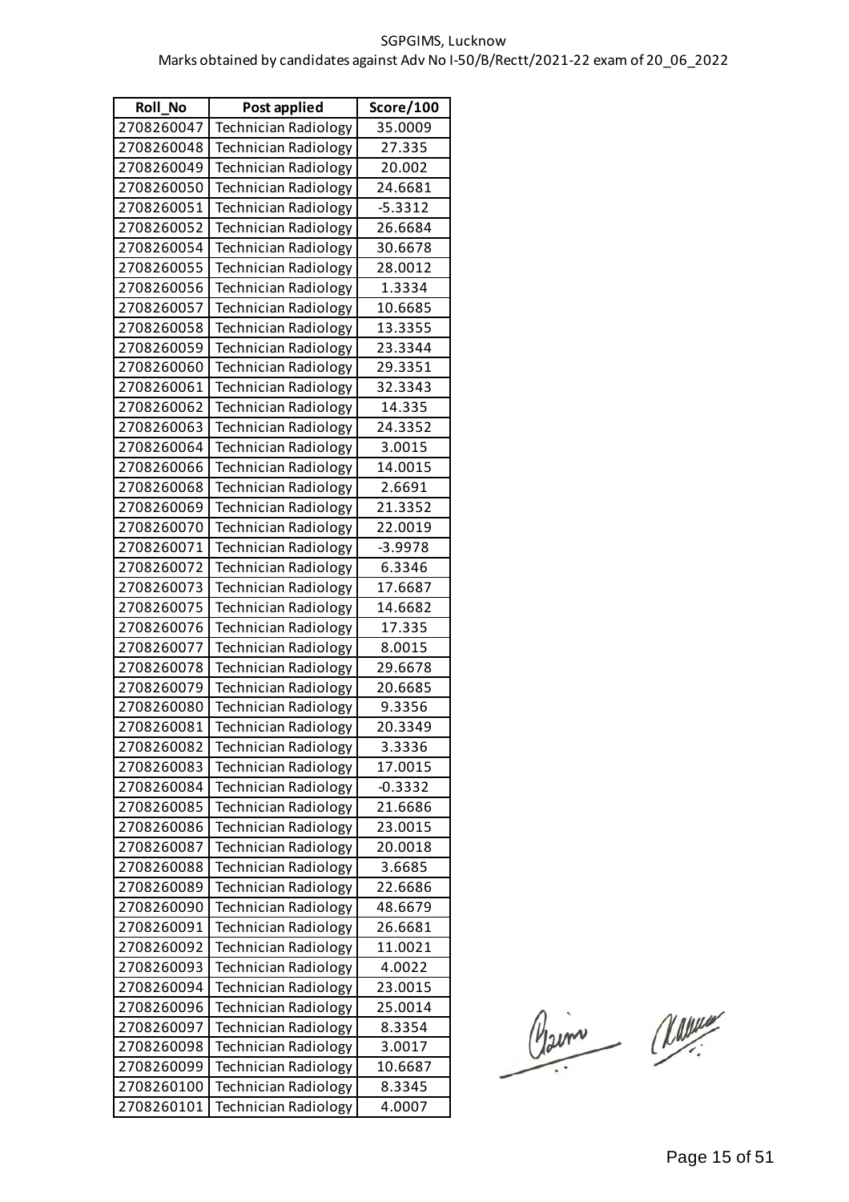SGPGIMS, Lucknow

Marks obtained by candidates against Adv No I-50/B/Rectt/2021-22 exam of 20_06_2022

| Roll_No | Post applied | Score/100 |
|---|---|---|
| 2708260047 | Technician Radiology | 35.0009 |
| 2708260048 | Technician Radiology | 27.335 |
| 2708260049 | Technician Radiology | 20.002 |
| 2708260050 | Technician Radiology | 24.6681 |
| 2708260051 | Technician Radiology | -5.3312 |
| 2708260052 | Technician Radiology | 26.6684 |
| 2708260054 | Technician Radiology | 30.6678 |
| 2708260055 | Technician Radiology | 28.0012 |
| 2708260056 | Technician Radiology | 1.3334 |
| 2708260057 | Technician Radiology | 10.6685 |
| 2708260058 | Technician Radiology | 13.3355 |
| 2708260059 | Technician Radiology | 23.3344 |
| 2708260060 | Technician Radiology | 29.3351 |
| 2708260061 | Technician Radiology | 32.3343 |
| 2708260062 | Technician Radiology | 14.335 |
| 2708260063 | Technician Radiology | 24.3352 |
| 2708260064 | Technician Radiology | 3.0015 |
| 2708260066 | Technician Radiology | 14.0015 |
| 2708260068 | Technician Radiology | 2.6691 |
| 2708260069 | Technician Radiology | 21.3352 |
| 2708260070 | Technician Radiology | 22.0019 |
| 2708260071 | Technician Radiology | -3.9978 |
| 2708260072 | Technician Radiology | 6.3346 |
| 2708260073 | Technician Radiology | 17.6687 |
| 2708260075 | Technician Radiology | 14.6682 |
| 2708260076 | Technician Radiology | 17.335 |
| 2708260077 | Technician Radiology | 8.0015 |
| 2708260078 | Technician Radiology | 29.6678 |
| 2708260079 | Technician Radiology | 20.6685 |
| 2708260080 | Technician Radiology | 9.3356 |
| 2708260081 | Technician Radiology | 20.3349 |
| 2708260082 | Technician Radiology | 3.3336 |
| 2708260083 | Technician Radiology | 17.0015 |
| 2708260084 | Technician Radiology | -0.3332 |
| 2708260085 | Technician Radiology | 21.6686 |
| 2708260086 | Technician Radiology | 23.0015 |
| 2708260087 | Technician Radiology | 20.0018 |
| 2708260088 | Technician Radiology | 3.6685 |
| 2708260089 | Technician Radiology | 22.6686 |
| 2708260090 | Technician Radiology | 48.6679 |
| 2708260091 | Technician Radiology | 26.6681 |
| 2708260092 | Technician Radiology | 11.0021 |
| 2708260093 | Technician Radiology | 4.0022 |
| 2708260094 | Technician Radiology | 23.0015 |
| 2708260096 | Technician Radiology | 25.0014 |
| 2708260097 | Technician Radiology | 8.3354 |
| 2708260098 | Technician Radiology | 3.0017 |
| 2708260099 | Technician Radiology | 10.6687 |
| 2708260100 | Technician Radiology | 8.3345 |
| 2708260101 | Technician Radiology | 4.0007 |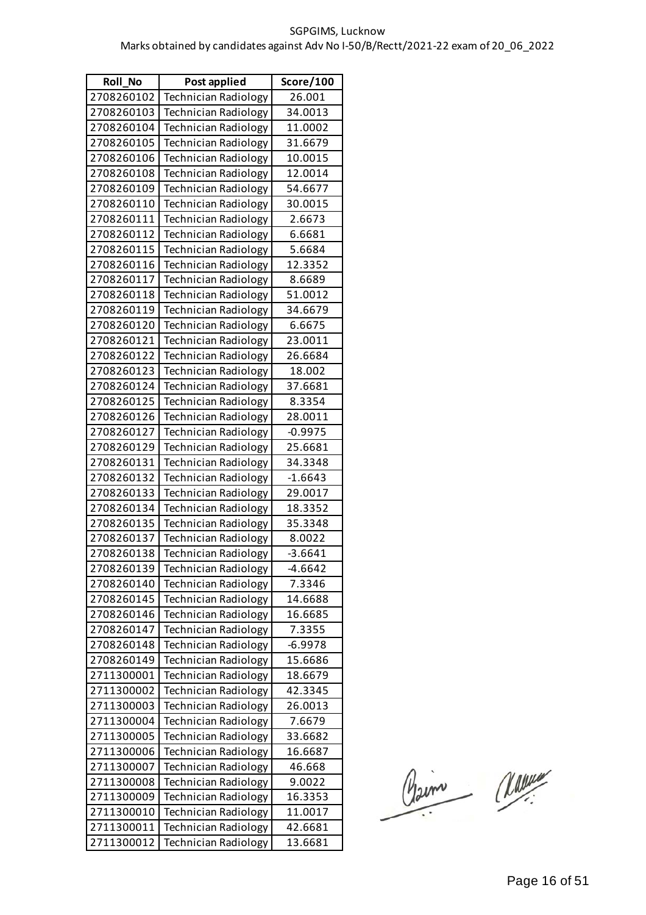SGPGIMS, Lucknow

Marks obtained by candidates against Adv No I-50/B/Rectt/2021-22 exam of 20_06_2022

| Roll_No | Post applied | Score/100 |
|---|---|---|
| 2708260102 | Technician Radiology | 26.001 |
| 2708260103 | Technician Radiology | 34.0013 |
| 2708260104 | Technician Radiology | 11.0002 |
| 2708260105 | Technician Radiology | 31.6679 |
| 2708260106 | Technician Radiology | 10.0015 |
| 2708260108 | Technician Radiology | 12.0014 |
| 2708260109 | Technician Radiology | 54.6677 |
| 2708260110 | Technician Radiology | 30.0015 |
| 2708260111 | Technician Radiology | 2.6673 |
| 2708260112 | Technician Radiology | 6.6681 |
| 2708260115 | Technician Radiology | 5.6684 |
| 2708260116 | Technician Radiology | 12.3352 |
| 2708260117 | Technician Radiology | 8.6689 |
| 2708260118 | Technician Radiology | 51.0012 |
| 2708260119 | Technician Radiology | 34.6679 |
| 2708260120 | Technician Radiology | 6.6675 |
| 2708260121 | Technician Radiology | 23.0011 |
| 2708260122 | Technician Radiology | 26.6684 |
| 2708260123 | Technician Radiology | 18.002 |
| 2708260124 | Technician Radiology | 37.6681 |
| 2708260125 | Technician Radiology | 8.3354 |
| 2708260126 | Technician Radiology | 28.0011 |
| 2708260127 | Technician Radiology | -0.9975 |
| 2708260129 | Technician Radiology | 25.6681 |
| 2708260131 | Technician Radiology | 34.3348 |
| 2708260132 | Technician Radiology | -1.6643 |
| 2708260133 | Technician Radiology | 29.0017 |
| 2708260134 | Technician Radiology | 18.3352 |
| 2708260135 | Technician Radiology | 35.3348 |
| 2708260137 | Technician Radiology | 8.0022 |
| 2708260138 | Technician Radiology | -3.6641 |
| 2708260139 | Technician Radiology | -4.6642 |
| 2708260140 | Technician Radiology | 7.3346 |
| 2708260145 | Technician Radiology | 14.6688 |
| 2708260146 | Technician Radiology | 16.6685 |
| 2708260147 | Technician Radiology | 7.3355 |
| 2708260148 | Technician Radiology | -6.9978 |
| 2708260149 | Technician Radiology | 15.6686 |
| 2711300001 | Technician Radiology | 18.6679 |
| 2711300002 | Technician Radiology | 42.3345 |
| 2711300003 | Technician Radiology | 26.0013 |
| 2711300004 | Technician Radiology | 7.6679 |
| 2711300005 | Technician Radiology | 33.6682 |
| 2711300006 | Technician Radiology | 16.6687 |
| 2711300007 | Technician Radiology | 46.668 |
| 2711300008 | Technician Radiology | 9.0022 |
| 2711300009 | Technician Radiology | 16.3353 |
| 2711300010 | Technician Radiology | 11.0017 |
| 2711300011 | Technician Radiology | 42.6681 |
| 2711300012 | Technician Radiology | 13.6681 |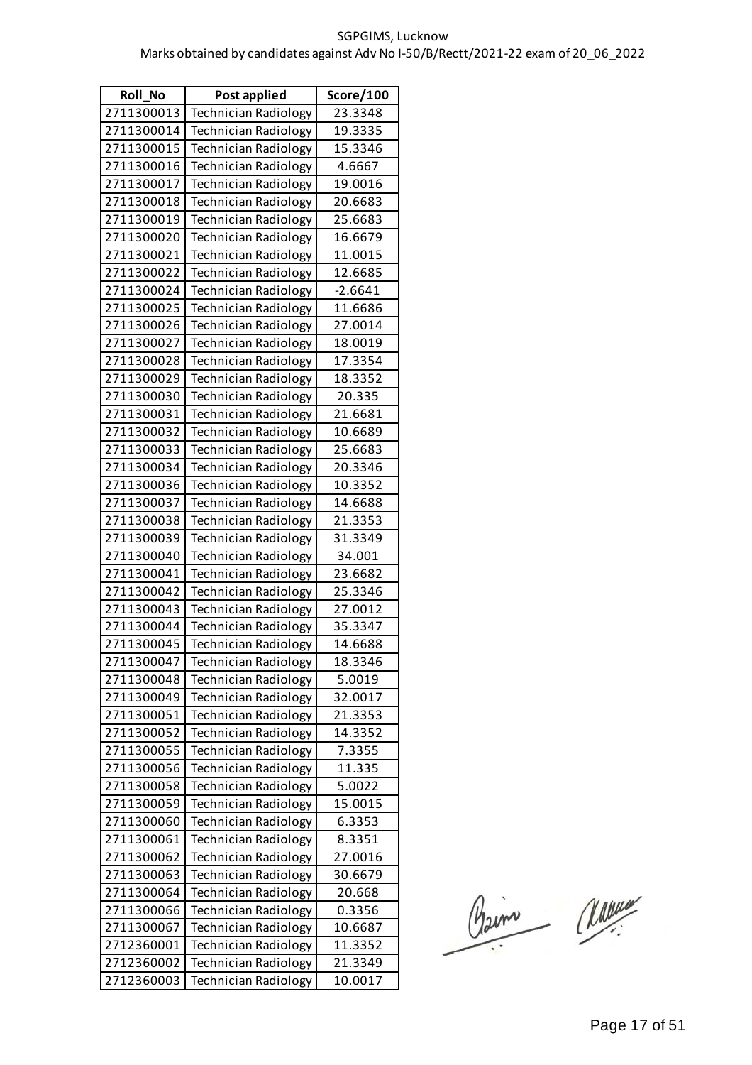SGPGIMS, Lucknow

Marks obtained by candidates against Adv No I-50/B/Rectt/2021-22 exam of 20_06_2022

| Roll_No | Post applied | Score/100 |
|---|---|---|
| 2711300013 | Technician Radiology | 23.3348 |
| 2711300014 | Technician Radiology | 19.3335 |
| 2711300015 | Technician Radiology | 15.3346 |
| 2711300016 | Technician Radiology | 4.6667 |
| 2711300017 | Technician Radiology | 19.0016 |
| 2711300018 | Technician Radiology | 20.6683 |
| 2711300019 | Technician Radiology | 25.6683 |
| 2711300020 | Technician Radiology | 16.6679 |
| 2711300021 | Technician Radiology | 11.0015 |
| 2711300022 | Technician Radiology | 12.6685 |
| 2711300024 | Technician Radiology | -2.6641 |
| 2711300025 | Technician Radiology | 11.6686 |
| 2711300026 | Technician Radiology | 27.0014 |
| 2711300027 | Technician Radiology | 18.0019 |
| 2711300028 | Technician Radiology | 17.3354 |
| 2711300029 | Technician Radiology | 18.3352 |
| 2711300030 | Technician Radiology | 20.335 |
| 2711300031 | Technician Radiology | 21.6681 |
| 2711300032 | Technician Radiology | 10.6689 |
| 2711300033 | Technician Radiology | 25.6683 |
| 2711300034 | Technician Radiology | 20.3346 |
| 2711300036 | Technician Radiology | 10.3352 |
| 2711300037 | Technician Radiology | 14.6688 |
| 2711300038 | Technician Radiology | 21.3353 |
| 2711300039 | Technician Radiology | 31.3349 |
| 2711300040 | Technician Radiology | 34.001 |
| 2711300041 | Technician Radiology | 23.6682 |
| 2711300042 | Technician Radiology | 25.3346 |
| 2711300043 | Technician Radiology | 27.0012 |
| 2711300044 | Technician Radiology | 35.3347 |
| 2711300045 | Technician Radiology | 14.6688 |
| 2711300047 | Technician Radiology | 18.3346 |
| 2711300048 | Technician Radiology | 5.0019 |
| 2711300049 | Technician Radiology | 32.0017 |
| 2711300051 | Technician Radiology | 21.3353 |
| 2711300052 | Technician Radiology | 14.3352 |
| 2711300055 | Technician Radiology | 7.3355 |
| 2711300056 | Technician Radiology | 11.335 |
| 2711300058 | Technician Radiology | 5.0022 |
| 2711300059 | Technician Radiology | 15.0015 |
| 2711300060 | Technician Radiology | 6.3353 |
| 2711300061 | Technician Radiology | 8.3351 |
| 2711300062 | Technician Radiology | 27.0016 |
| 2711300063 | Technician Radiology | 30.6679 |
| 2711300064 | Technician Radiology | 20.668 |
| 2711300066 | Technician Radiology | 0.3356 |
| 2711300067 | Technician Radiology | 10.6687 |
| 2712360001 | Technician Radiology | 11.3352 |
| 2712360002 | Technician Radiology | 21.3349 |
| 2712360003 | Technician Radiology | 10.0017 |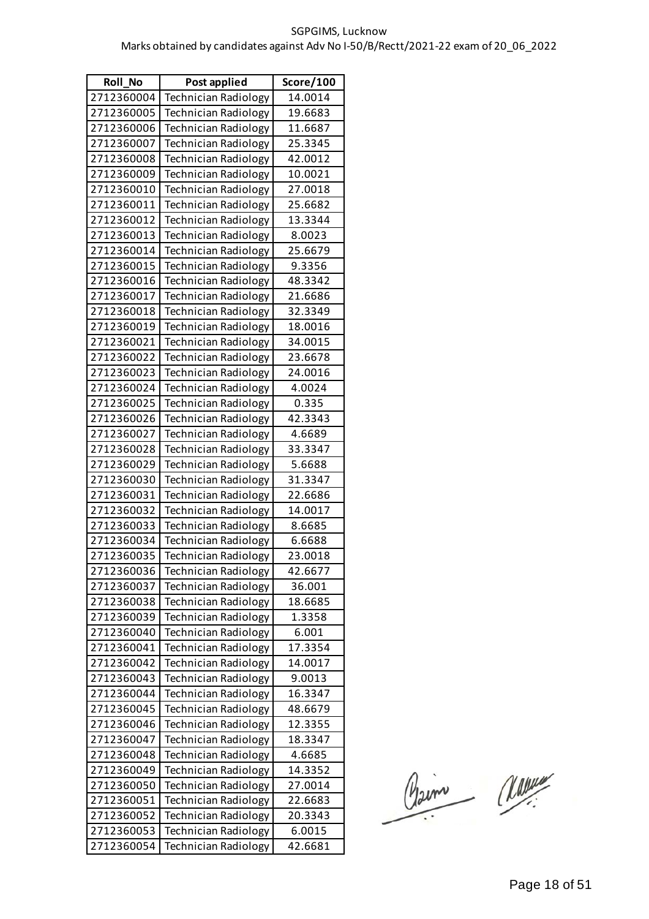SGPGIMS, Lucknow

Marks obtained by candidates against Adv No I-50/B/Rectt/2021-22 exam of 20_06_2022

| Roll_No | Post applied | Score/100 |
|---|---|---|
| 2712360004 | Technician Radiology | 14.0014 |
| 2712360005 | Technician Radiology | 19.6683 |
| 2712360006 | Technician Radiology | 11.6687 |
| 2712360007 | Technician Radiology | 25.3345 |
| 2712360008 | Technician Radiology | 42.0012 |
| 2712360009 | Technician Radiology | 10.0021 |
| 2712360010 | Technician Radiology | 27.0018 |
| 2712360011 | Technician Radiology | 25.6682 |
| 2712360012 | Technician Radiology | 13.3344 |
| 2712360013 | Technician Radiology | 8.0023 |
| 2712360014 | Technician Radiology | 25.6679 |
| 2712360015 | Technician Radiology | 9.3356 |
| 2712360016 | Technician Radiology | 48.3342 |
| 2712360017 | Technician Radiology | 21.6686 |
| 2712360018 | Technician Radiology | 32.3349 |
| 2712360019 | Technician Radiology | 18.0016 |
| 2712360021 | Technician Radiology | 34.0015 |
| 2712360022 | Technician Radiology | 23.6678 |
| 2712360023 | Technician Radiology | 24.0016 |
| 2712360024 | Technician Radiology | 4.0024 |
| 2712360025 | Technician Radiology | 0.335 |
| 2712360026 | Technician Radiology | 42.3343 |
| 2712360027 | Technician Radiology | 4.6689 |
| 2712360028 | Technician Radiology | 33.3347 |
| 2712360029 | Technician Radiology | 5.6688 |
| 2712360030 | Technician Radiology | 31.3347 |
| 2712360031 | Technician Radiology | 22.6686 |
| 2712360032 | Technician Radiology | 14.0017 |
| 2712360033 | Technician Radiology | 8.6685 |
| 2712360034 | Technician Radiology | 6.6688 |
| 2712360035 | Technician Radiology | 23.0018 |
| 2712360036 | Technician Radiology | 42.6677 |
| 2712360037 | Technician Radiology | 36.001 |
| 2712360038 | Technician Radiology | 18.6685 |
| 2712360039 | Technician Radiology | 1.3358 |
| 2712360040 | Technician Radiology | 6.001 |
| 2712360041 | Technician Radiology | 17.3354 |
| 2712360042 | Technician Radiology | 14.0017 |
| 2712360043 | Technician Radiology | 9.0013 |
| 2712360044 | Technician Radiology | 16.3347 |
| 2712360045 | Technician Radiology | 48.6679 |
| 2712360046 | Technician Radiology | 12.3355 |
| 2712360047 | Technician Radiology | 18.3347 |
| 2712360048 | Technician Radiology | 4.6685 |
| 2712360049 | Technician Radiology | 14.3352 |
| 2712360050 | Technician Radiology | 27.0014 |
| 2712360051 | Technician Radiology | 22.6683 |
| 2712360052 | Technician Radiology | 20.3343 |
| 2712360053 | Technician Radiology | 6.0015 |
| 2712360054 | Technician Radiology | 42.6681 |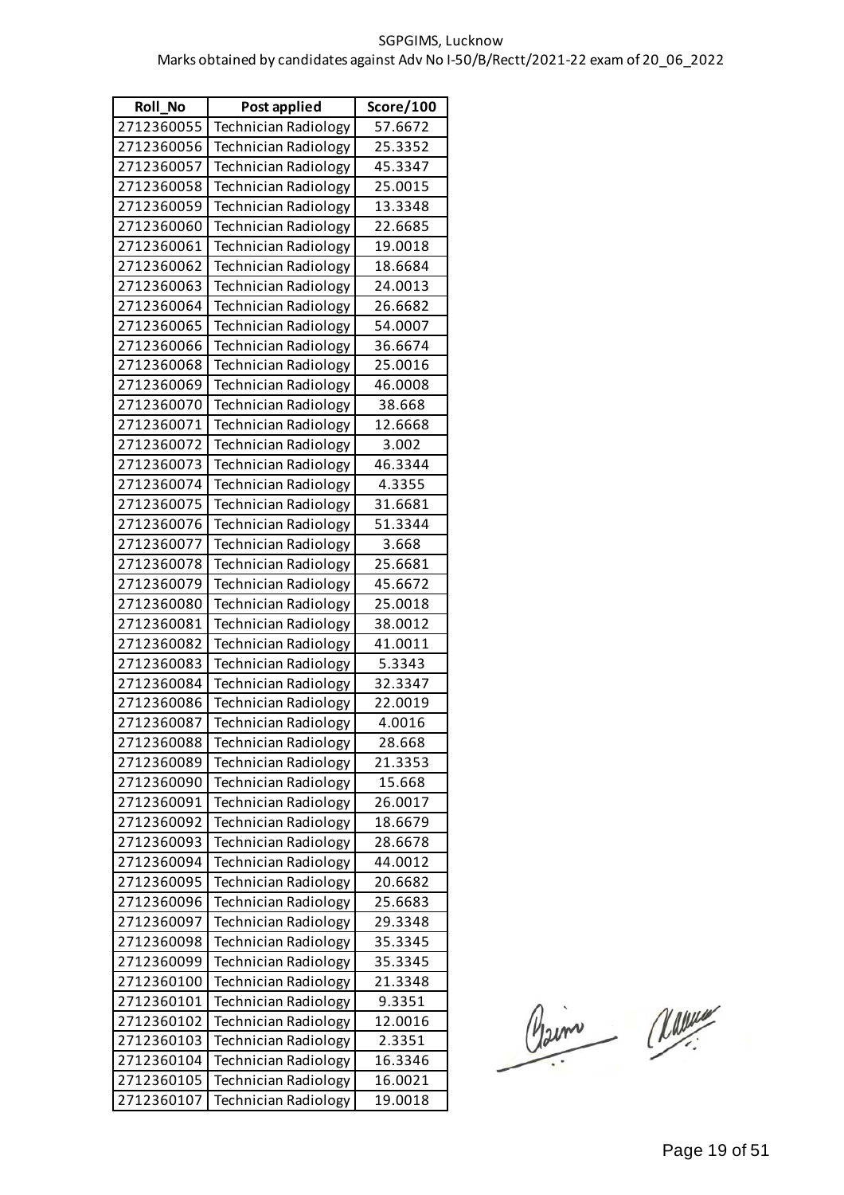SGPGIMS, Lucknow

Marks obtained by candidates against Adv No I-50/B/Rectt/2021-22 exam of 20_06_2022

| Roll_No | Post applied | Score/100 |
|---|---|---|
| 2712360055 | Technician Radiology | 57.6672 |
| 2712360056 | Technician Radiology | 25.3352 |
| 2712360057 | Technician Radiology | 45.3347 |
| 2712360058 | Technician Radiology | 25.0015 |
| 2712360059 | Technician Radiology | 13.3348 |
| 2712360060 | Technician Radiology | 22.6685 |
| 2712360061 | Technician Radiology | 19.0018 |
| 2712360062 | Technician Radiology | 18.6684 |
| 2712360063 | Technician Radiology | 24.0013 |
| 2712360064 | Technician Radiology | 26.6682 |
| 2712360065 | Technician Radiology | 54.0007 |
| 2712360066 | Technician Radiology | 36.6674 |
| 2712360068 | Technician Radiology | 25.0016 |
| 2712360069 | Technician Radiology | 46.0008 |
| 2712360070 | Technician Radiology | 38.668 |
| 2712360071 | Technician Radiology | 12.6668 |
| 2712360072 | Technician Radiology | 3.002 |
| 2712360073 | Technician Radiology | 46.3344 |
| 2712360074 | Technician Radiology | 4.3355 |
| 2712360075 | Technician Radiology | 31.6681 |
| 2712360076 | Technician Radiology | 51.3344 |
| 2712360077 | Technician Radiology | 3.668 |
| 2712360078 | Technician Radiology | 25.6681 |
| 2712360079 | Technician Radiology | 45.6672 |
| 2712360080 | Technician Radiology | 25.0018 |
| 2712360081 | Technician Radiology | 38.0012 |
| 2712360082 | Technician Radiology | 41.0011 |
| 2712360083 | Technician Radiology | 5.3343 |
| 2712360084 | Technician Radiology | 32.3347 |
| 2712360086 | Technician Radiology | 22.0019 |
| 2712360087 | Technician Radiology | 4.0016 |
| 2712360088 | Technician Radiology | 28.668 |
| 2712360089 | Technician Radiology | 21.3353 |
| 2712360090 | Technician Radiology | 15.668 |
| 2712360091 | Technician Radiology | 26.0017 |
| 2712360092 | Technician Radiology | 18.6679 |
| 2712360093 | Technician Radiology | 28.6678 |
| 2712360094 | Technician Radiology | 44.0012 |
| 2712360095 | Technician Radiology | 20.6682 |
| 2712360096 | Technician Radiology | 25.6683 |
| 2712360097 | Technician Radiology | 29.3348 |
| 2712360098 | Technician Radiology | 35.3345 |
| 2712360099 | Technician Radiology | 35.3345 |
| 2712360100 | Technician Radiology | 21.3348 |
| 2712360101 | Technician Radiology | 9.3351 |
| 2712360102 | Technician Radiology | 12.0016 |
| 2712360103 | Technician Radiology | 2.3351 |
| 2712360104 | Technician Radiology | 16.3346 |
| 2712360105 | Technician Radiology | 16.0021 |
| 2712360107 | Technician Radiology | 19.0018 |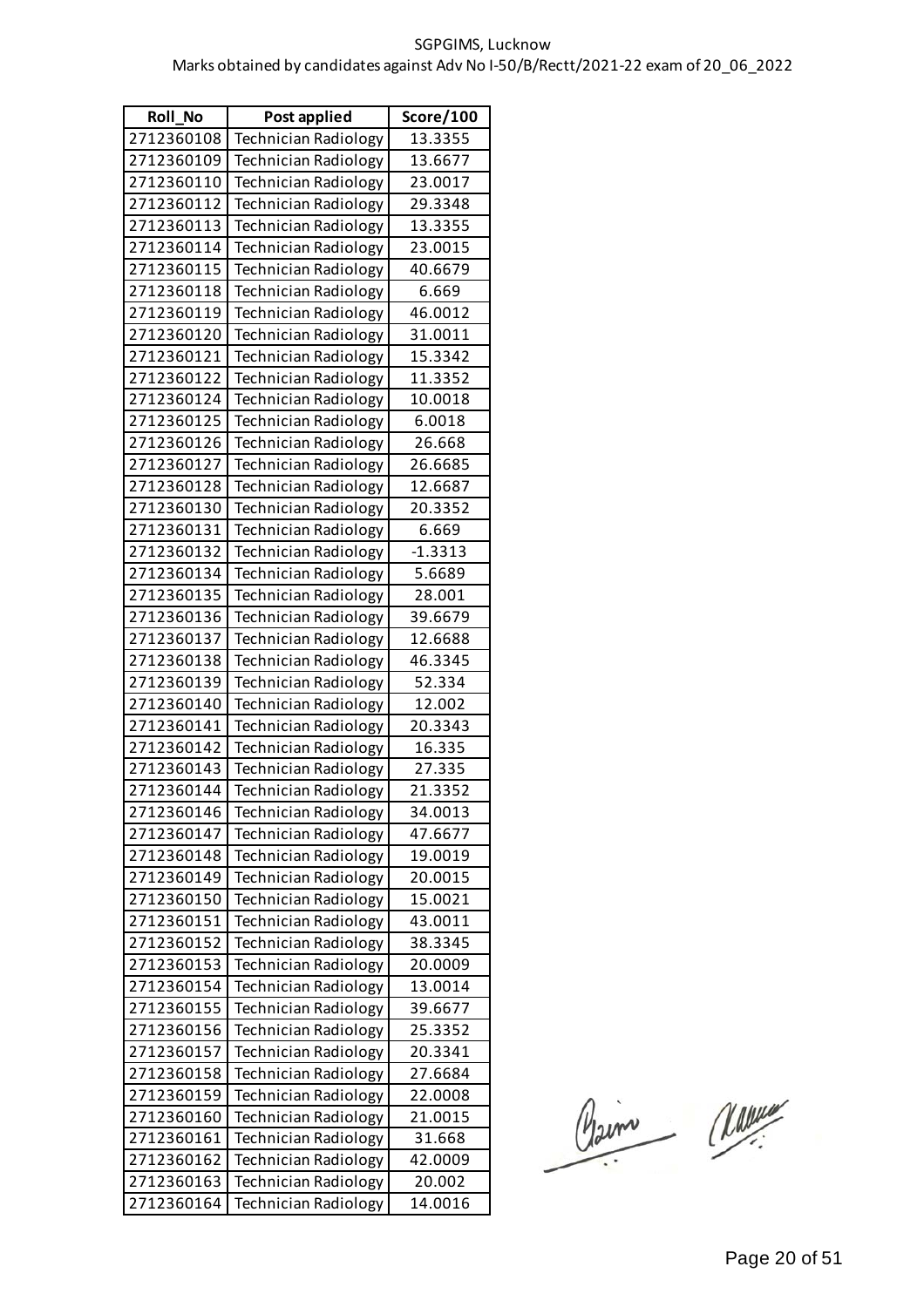SGPGIMS, Lucknow

Marks obtained by candidates against Adv No I-50/B/Rectt/2021-22 exam of 20_06_2022

| Roll_No | Post applied | Score/100 |
|---|---|---|
| 2712360108 | Technician Radiology | 13.3355 |
| 2712360109 | Technician Radiology | 13.6677 |
| 2712360110 | Technician Radiology | 23.0017 |
| 2712360112 | Technician Radiology | 29.3348 |
| 2712360113 | Technician Radiology | 13.3355 |
| 2712360114 | Technician Radiology | 23.0015 |
| 2712360115 | Technician Radiology | 40.6679 |
| 2712360118 | Technician Radiology | 6.669 |
| 2712360119 | Technician Radiology | 46.0012 |
| 2712360120 | Technician Radiology | 31.0011 |
| 2712360121 | Technician Radiology | 15.3342 |
| 2712360122 | Technician Radiology | 11.3352 |
| 2712360124 | Technician Radiology | 10.0018 |
| 2712360125 | Technician Radiology | 6.0018 |
| 2712360126 | Technician Radiology | 26.668 |
| 2712360127 | Technician Radiology | 26.6685 |
| 2712360128 | Technician Radiology | 12.6687 |
| 2712360130 | Technician Radiology | 20.3352 |
| 2712360131 | Technician Radiology | 6.669 |
| 2712360132 | Technician Radiology | -1.3313 |
| 2712360134 | Technician Radiology | 5.6689 |
| 2712360135 | Technician Radiology | 28.001 |
| 2712360136 | Technician Radiology | 39.6679 |
| 2712360137 | Technician Radiology | 12.6688 |
| 2712360138 | Technician Radiology | 46.3345 |
| 2712360139 | Technician Radiology | 52.334 |
| 2712360140 | Technician Radiology | 12.002 |
| 2712360141 | Technician Radiology | 20.3343 |
| 2712360142 | Technician Radiology | 16.335 |
| 2712360143 | Technician Radiology | 27.335 |
| 2712360144 | Technician Radiology | 21.3352 |
| 2712360146 | Technician Radiology | 34.0013 |
| 2712360147 | Technician Radiology | 47.6677 |
| 2712360148 | Technician Radiology | 19.0019 |
| 2712360149 | Technician Radiology | 20.0015 |
| 2712360150 | Technician Radiology | 15.0021 |
| 2712360151 | Technician Radiology | 43.0011 |
| 2712360152 | Technician Radiology | 38.3345 |
| 2712360153 | Technician Radiology | 20.0009 |
| 2712360154 | Technician Radiology | 13.0014 |
| 2712360155 | Technician Radiology | 39.6677 |
| 2712360156 | Technician Radiology | 25.3352 |
| 2712360157 | Technician Radiology | 20.3341 |
| 2712360158 | Technician Radiology | 27.6684 |
| 2712360159 | Technician Radiology | 22.0008 |
| 2712360160 | Technician Radiology | 21.0015 |
| 2712360161 | Technician Radiology | 31.668 |
| 2712360162 | Technician Radiology | 42.0009 |
| 2712360163 | Technician Radiology | 20.002 |
| 2712360164 | Technician Radiology | 14.0016 |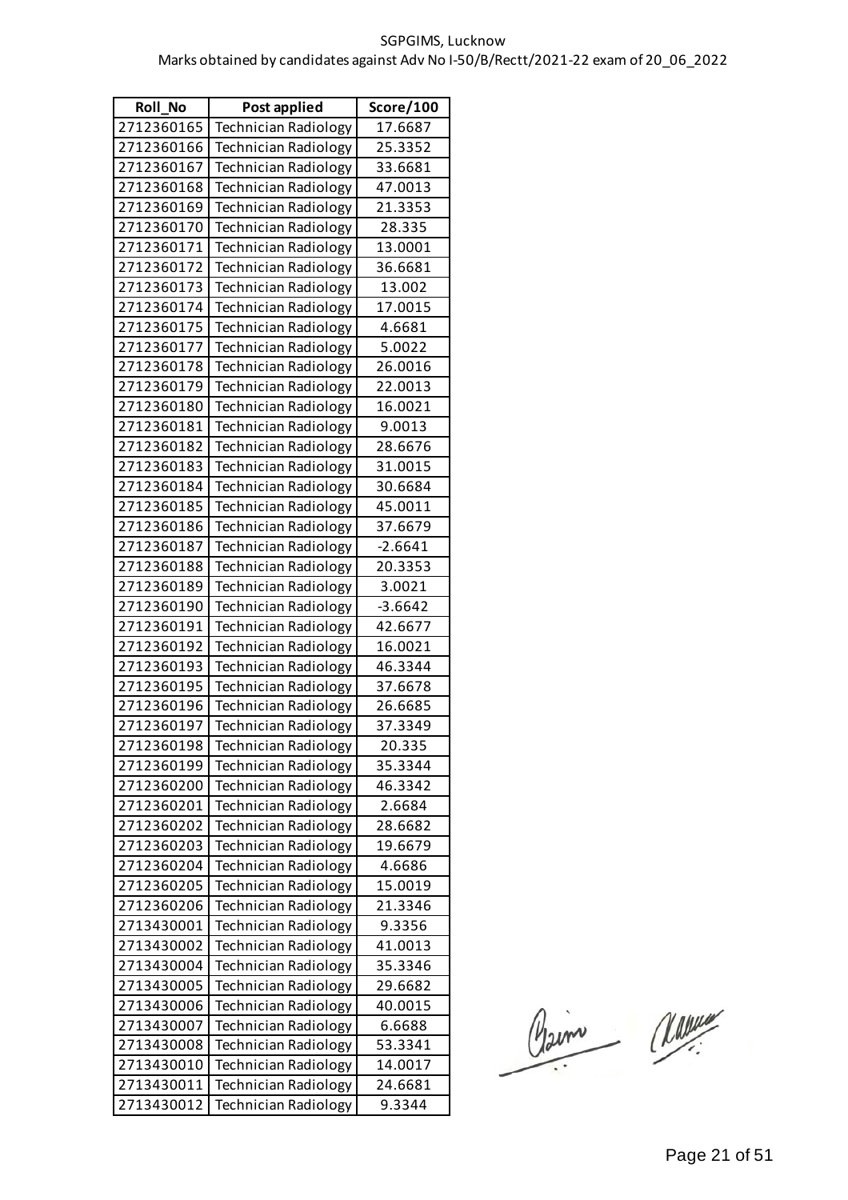SGPGIMS, Lucknow

Marks obtained by candidates against Adv No I-50/B/Rectt/2021-22 exam of 20_06_2022

| Roll_No | Post applied | Score/100 |
|---|---|---|
| 2712360165 | Technician Radiology | 17.6687 |
| 2712360166 | Technician Radiology | 25.3352 |
| 2712360167 | Technician Radiology | 33.6681 |
| 2712360168 | Technician Radiology | 47.0013 |
| 2712360169 | Technician Radiology | 21.3353 |
| 2712360170 | Technician Radiology | 28.335 |
| 2712360171 | Technician Radiology | 13.0001 |
| 2712360172 | Technician Radiology | 36.6681 |
| 2712360173 | Technician Radiology | 13.002 |
| 2712360174 | Technician Radiology | 17.0015 |
| 2712360175 | Technician Radiology | 4.6681 |
| 2712360177 | Technician Radiology | 5.0022 |
| 2712360178 | Technician Radiology | 26.0016 |
| 2712360179 | Technician Radiology | 22.0013 |
| 2712360180 | Technician Radiology | 16.0021 |
| 2712360181 | Technician Radiology | 9.0013 |
| 2712360182 | Technician Radiology | 28.6676 |
| 2712360183 | Technician Radiology | 31.0015 |
| 2712360184 | Technician Radiology | 30.6684 |
| 2712360185 | Technician Radiology | 45.0011 |
| 2712360186 | Technician Radiology | 37.6679 |
| 2712360187 | Technician Radiology | -2.6641 |
| 2712360188 | Technician Radiology | 20.3353 |
| 2712360189 | Technician Radiology | 3.0021 |
| 2712360190 | Technician Radiology | -3.6642 |
| 2712360191 | Technician Radiology | 42.6677 |
| 2712360192 | Technician Radiology | 16.0021 |
| 2712360193 | Technician Radiology | 46.3344 |
| 2712360195 | Technician Radiology | 37.6678 |
| 2712360196 | Technician Radiology | 26.6685 |
| 2712360197 | Technician Radiology | 37.3349 |
| 2712360198 | Technician Radiology | 20.335 |
| 2712360199 | Technician Radiology | 35.3344 |
| 2712360200 | Technician Radiology | 46.3342 |
| 2712360201 | Technician Radiology | 2.6684 |
| 2712360202 | Technician Radiology | 28.6682 |
| 2712360203 | Technician Radiology | 19.6679 |
| 2712360204 | Technician Radiology | 4.6686 |
| 2712360205 | Technician Radiology | 15.0019 |
| 2712360206 | Technician Radiology | 21.3346 |
| 2713430001 | Technician Radiology | 9.3356 |
| 2713430002 | Technician Radiology | 41.0013 |
| 2713430004 | Technician Radiology | 35.3346 |
| 2713430005 | Technician Radiology | 29.6682 |
| 2713430006 | Technician Radiology | 40.0015 |
| 2713430007 | Technician Radiology | 6.6688 |
| 2713430008 | Technician Radiology | 53.3341 |
| 2713430010 | Technician Radiology | 14.0017 |
| 2713430011 | Technician Radiology | 24.6681 |
| 2713430012 | Technician Radiology | 9.3344 |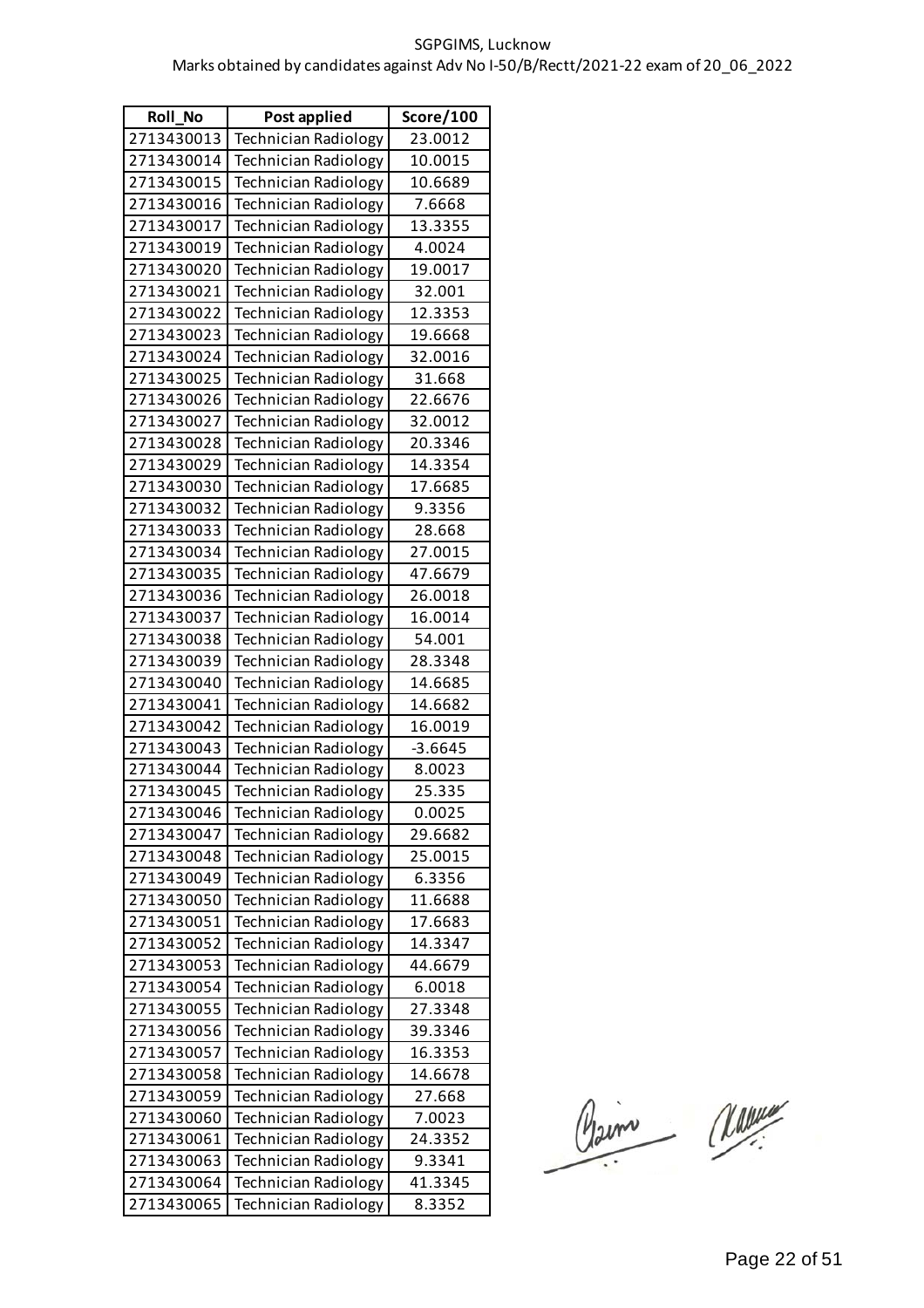SGPGIMS, Lucknow

Marks obtained by candidates against Adv No I-50/B/Rectt/2021-22 exam of 20_06_2022

| Roll_No | Post applied | Score/100 |
|---|---|---|
| 2713430013 | Technician Radiology | 23.0012 |
| 2713430014 | Technician Radiology | 10.0015 |
| 2713430015 | Technician Radiology | 10.6689 |
| 2713430016 | Technician Radiology | 7.6668 |
| 2713430017 | Technician Radiology | 13.3355 |
| 2713430019 | Technician Radiology | 4.0024 |
| 2713430020 | Technician Radiology | 19.0017 |
| 2713430021 | Technician Radiology | 32.001 |
| 2713430022 | Technician Radiology | 12.3353 |
| 2713430023 | Technician Radiology | 19.6668 |
| 2713430024 | Technician Radiology | 32.0016 |
| 2713430025 | Technician Radiology | 31.668 |
| 2713430026 | Technician Radiology | 22.6676 |
| 2713430027 | Technician Radiology | 32.0012 |
| 2713430028 | Technician Radiology | 20.3346 |
| 2713430029 | Technician Radiology | 14.3354 |
| 2713430030 | Technician Radiology | 17.6685 |
| 2713430032 | Technician Radiology | 9.3356 |
| 2713430033 | Technician Radiology | 28.668 |
| 2713430034 | Technician Radiology | 27.0015 |
| 2713430035 | Technician Radiology | 47.6679 |
| 2713430036 | Technician Radiology | 26.0018 |
| 2713430037 | Technician Radiology | 16.0014 |
| 2713430038 | Technician Radiology | 54.001 |
| 2713430039 | Technician Radiology | 28.3348 |
| 2713430040 | Technician Radiology | 14.6685 |
| 2713430041 | Technician Radiology | 14.6682 |
| 2713430042 | Technician Radiology | 16.0019 |
| 2713430043 | Technician Radiology | -3.6645 |
| 2713430044 | Technician Radiology | 8.0023 |
| 2713430045 | Technician Radiology | 25.335 |
| 2713430046 | Technician Radiology | 0.0025 |
| 2713430047 | Technician Radiology | 29.6682 |
| 2713430048 | Technician Radiology | 25.0015 |
| 2713430049 | Technician Radiology | 6.3356 |
| 2713430050 | Technician Radiology | 11.6688 |
| 2713430051 | Technician Radiology | 17.6683 |
| 2713430052 | Technician Radiology | 14.3347 |
| 2713430053 | Technician Radiology | 44.6679 |
| 2713430054 | Technician Radiology | 6.0018 |
| 2713430055 | Technician Radiology | 27.3348 |
| 2713430056 | Technician Radiology | 39.3346 |
| 2713430057 | Technician Radiology | 16.3353 |
| 2713430058 | Technician Radiology | 14.6678 |
| 2713430059 | Technician Radiology | 27.668 |
| 2713430060 | Technician Radiology | 7.0023 |
| 2713430061 | Technician Radiology | 24.3352 |
| 2713430063 | Technician Radiology | 9.3341 |
| 2713430064 | Technician Radiology | 41.3345 |
| 2713430065 | Technician Radiology | 8.3352 |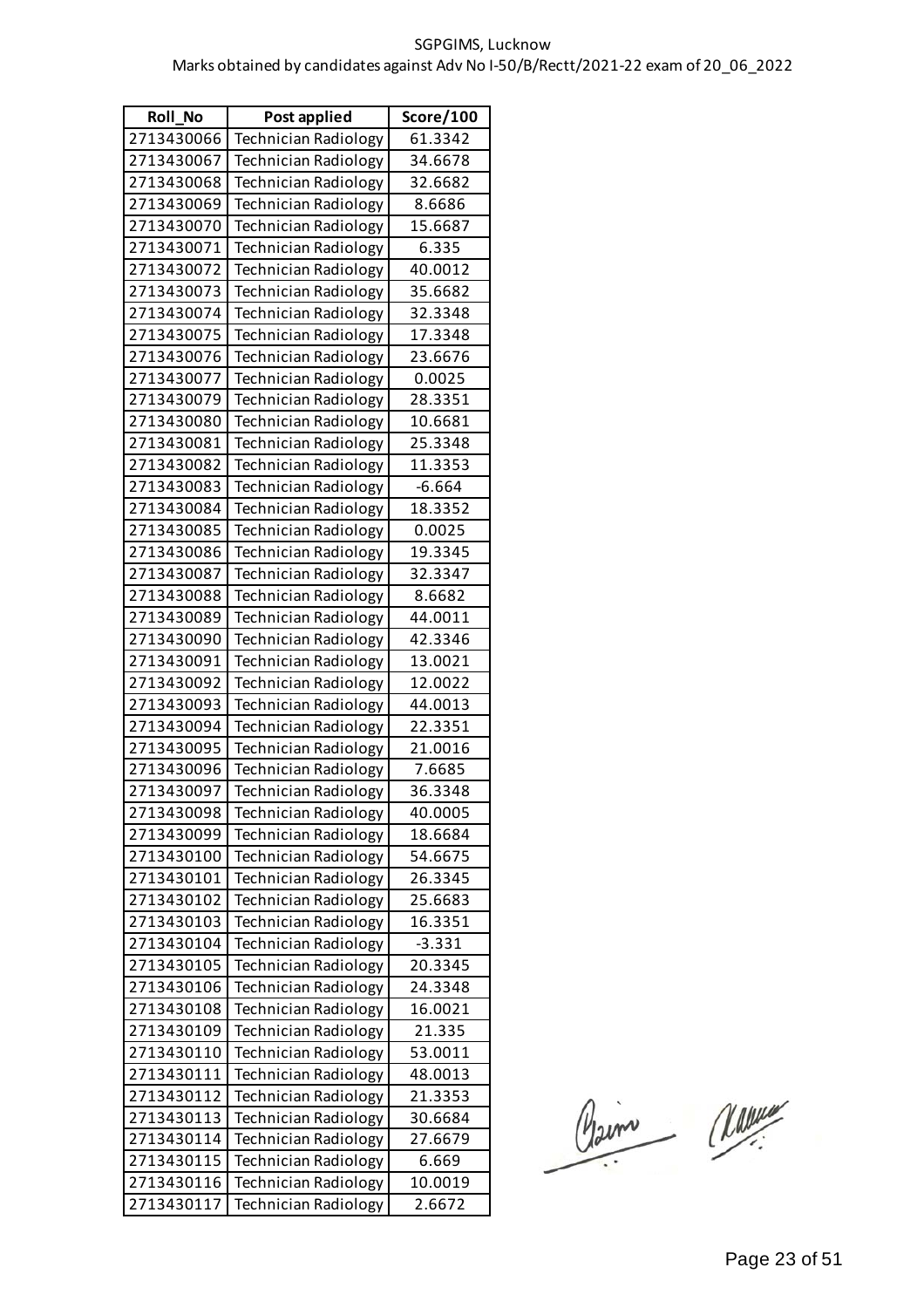SGPGIMS, Lucknow

Marks obtained by candidates against Adv No I-50/B/Rectt/2021-22 exam of 20_06_2022

| Roll_No | Post applied | Score/100 |
|---|---|---|
| 2713430066 | Technician Radiology | 61.3342 |
| 2713430067 | Technician Radiology | 34.6678 |
| 2713430068 | Technician Radiology | 32.6682 |
| 2713430069 | Technician Radiology | 8.6686 |
| 2713430070 | Technician Radiology | 15.6687 |
| 2713430071 | Technician Radiology | 6.335 |
| 2713430072 | Technician Radiology | 40.0012 |
| 2713430073 | Technician Radiology | 35.6682 |
| 2713430074 | Technician Radiology | 32.3348 |
| 2713430075 | Technician Radiology | 17.3348 |
| 2713430076 | Technician Radiology | 23.6676 |
| 2713430077 | Technician Radiology | 0.0025 |
| 2713430079 | Technician Radiology | 28.3351 |
| 2713430080 | Technician Radiology | 10.6681 |
| 2713430081 | Technician Radiology | 25.3348 |
| 2713430082 | Technician Radiology | 11.3353 |
| 2713430083 | Technician Radiology | -6.664 |
| 2713430084 | Technician Radiology | 18.3352 |
| 2713430085 | Technician Radiology | 0.0025 |
| 2713430086 | Technician Radiology | 19.3345 |
| 2713430087 | Technician Radiology | 32.3347 |
| 2713430088 | Technician Radiology | 8.6682 |
| 2713430089 | Technician Radiology | 44.0011 |
| 2713430090 | Technician Radiology | 42.3346 |
| 2713430091 | Technician Radiology | 13.0021 |
| 2713430092 | Technician Radiology | 12.0022 |
| 2713430093 | Technician Radiology | 44.0013 |
| 2713430094 | Technician Radiology | 22.3351 |
| 2713430095 | Technician Radiology | 21.0016 |
| 2713430096 | Technician Radiology | 7.6685 |
| 2713430097 | Technician Radiology | 36.3348 |
| 2713430098 | Technician Radiology | 40.0005 |
| 2713430099 | Technician Radiology | 18.6684 |
| 2713430100 | Technician Radiology | 54.6675 |
| 2713430101 | Technician Radiology | 26.3345 |
| 2713430102 | Technician Radiology | 25.6683 |
| 2713430103 | Technician Radiology | 16.3351 |
| 2713430104 | Technician Radiology | -3.331 |
| 2713430105 | Technician Radiology | 20.3345 |
| 2713430106 | Technician Radiology | 24.3348 |
| 2713430108 | Technician Radiology | 16.0021 |
| 2713430109 | Technician Radiology | 21.335 |
| 2713430110 | Technician Radiology | 53.0011 |
| 2713430111 | Technician Radiology | 48.0013 |
| 2713430112 | Technician Radiology | 21.3353 |
| 2713430113 | Technician Radiology | 30.6684 |
| 2713430114 | Technician Radiology | 27.6679 |
| 2713430115 | Technician Radiology | 6.669 |
| 2713430116 | Technician Radiology | 10.0019 |
| 2713430117 | Technician Radiology | 2.6672 |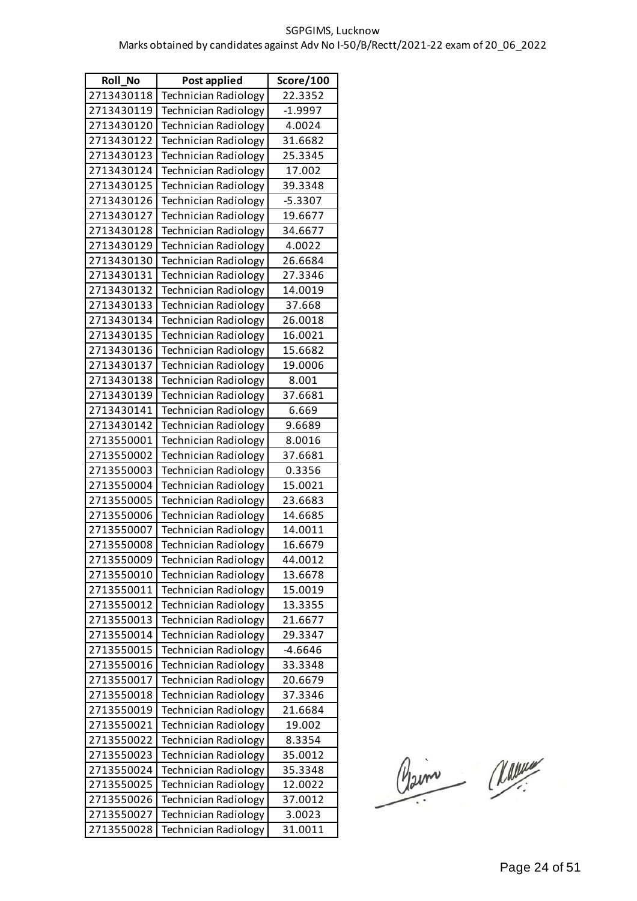SGPGIMS, Lucknow

Marks obtained by candidates against Adv No I-50/B/Rectt/2021-22 exam of 20_06_2022

| Roll_No | Post applied | Score/100 |
|---|---|---|
| 2713430118 | Technician Radiology | 22.3352 |
| 2713430119 | Technician Radiology | -1.9997 |
| 2713430120 | Technician Radiology | 4.0024 |
| 2713430122 | Technician Radiology | 31.6682 |
| 2713430123 | Technician Radiology | 25.3345 |
| 2713430124 | Technician Radiology | 17.002 |
| 2713430125 | Technician Radiology | 39.3348 |
| 2713430126 | Technician Radiology | -5.3307 |
| 2713430127 | Technician Radiology | 19.6677 |
| 2713430128 | Technician Radiology | 34.6677 |
| 2713430129 | Technician Radiology | 4.0022 |
| 2713430130 | Technician Radiology | 26.6684 |
| 2713430131 | Technician Radiology | 27.3346 |
| 2713430132 | Technician Radiology | 14.0019 |
| 2713430133 | Technician Radiology | 37.668 |
| 2713430134 | Technician Radiology | 26.0018 |
| 2713430135 | Technician Radiology | 16.0021 |
| 2713430136 | Technician Radiology | 15.6682 |
| 2713430137 | Technician Radiology | 19.0006 |
| 2713430138 | Technician Radiology | 8.001 |
| 2713430139 | Technician Radiology | 37.6681 |
| 2713430141 | Technician Radiology | 6.669 |
| 2713430142 | Technician Radiology | 9.6689 |
| 2713550001 | Technician Radiology | 8.0016 |
| 2713550002 | Technician Radiology | 37.6681 |
| 2713550003 | Technician Radiology | 0.3356 |
| 2713550004 | Technician Radiology | 15.0021 |
| 2713550005 | Technician Radiology | 23.6683 |
| 2713550006 | Technician Radiology | 14.6685 |
| 2713550007 | Technician Radiology | 14.0011 |
| 2713550008 | Technician Radiology | 16.6679 |
| 2713550009 | Technician Radiology | 44.0012 |
| 2713550010 | Technician Radiology | 13.6678 |
| 2713550011 | Technician Radiology | 15.0019 |
| 2713550012 | Technician Radiology | 13.3355 |
| 2713550013 | Technician Radiology | 21.6677 |
| 2713550014 | Technician Radiology | 29.3347 |
| 2713550015 | Technician Radiology | -4.6646 |
| 2713550016 | Technician Radiology | 33.3348 |
| 2713550017 | Technician Radiology | 20.6679 |
| 2713550018 | Technician Radiology | 37.3346 |
| 2713550019 | Technician Radiology | 21.6684 |
| 2713550021 | Technician Radiology | 19.002 |
| 2713550022 | Technician Radiology | 8.3354 |
| 2713550023 | Technician Radiology | 35.0012 |
| 2713550024 | Technician Radiology | 35.3348 |
| 2713550025 | Technician Radiology | 12.0022 |
| 2713550026 | Technician Radiology | 37.0012 |
| 2713550027 | Technician Radiology | 3.0023 |
| 2713550028 | Technician Radiology | 31.0011 |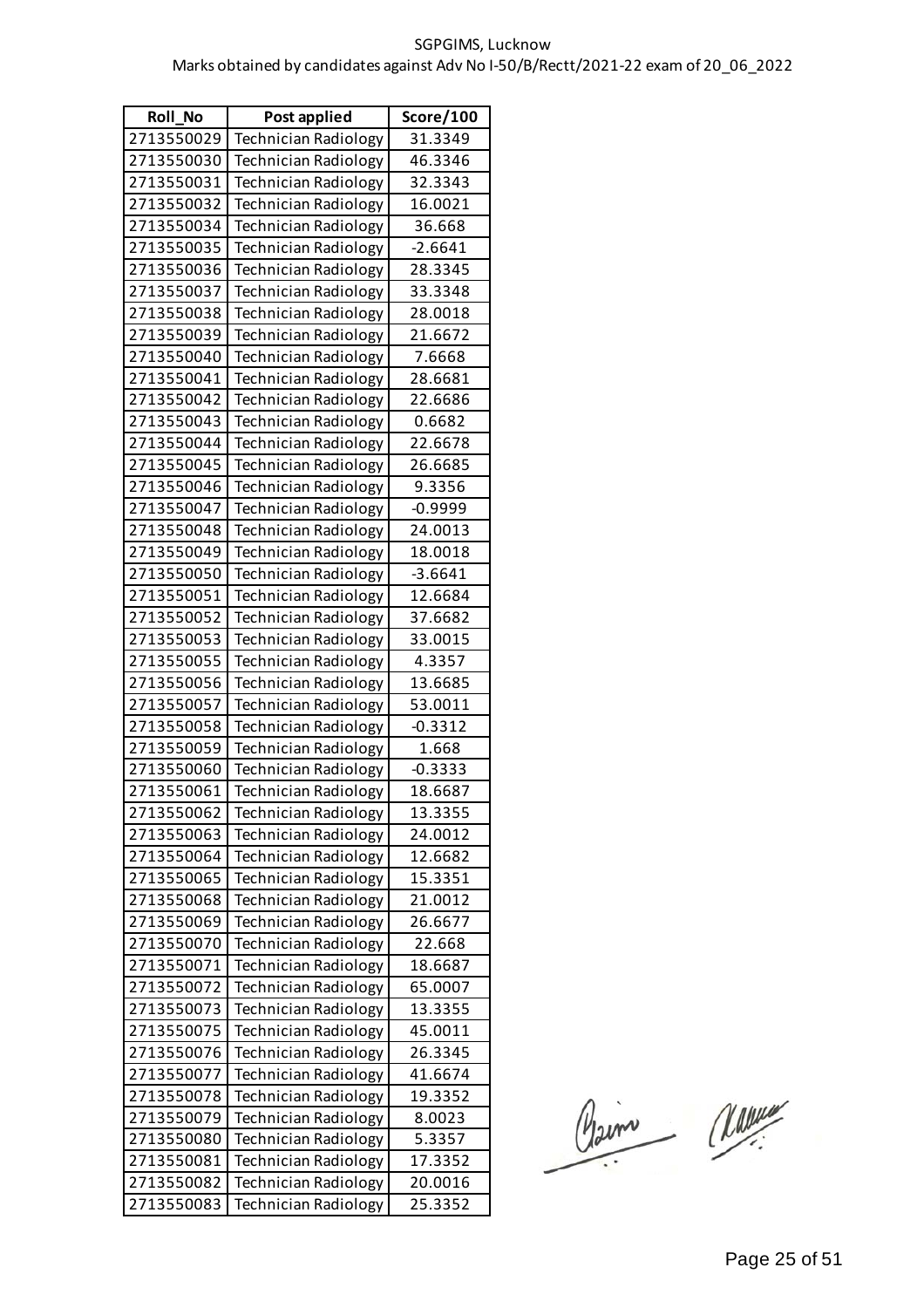SGPGIMS, Lucknow

Marks obtained by candidates against Adv No I-50/B/Rectt/2021-22 exam of 20_06_2022

| Roll_No | Post applied | Score/100 |
|---|---|---|
| 2713550029 | Technician Radiology | 31.3349 |
| 2713550030 | Technician Radiology | 46.3346 |
| 2713550031 | Technician Radiology | 32.3343 |
| 2713550032 | Technician Radiology | 16.0021 |
| 2713550034 | Technician Radiology | 36.668 |
| 2713550035 | Technician Radiology | -2.6641 |
| 2713550036 | Technician Radiology | 28.3345 |
| 2713550037 | Technician Radiology | 33.3348 |
| 2713550038 | Technician Radiology | 28.0018 |
| 2713550039 | Technician Radiology | 21.6672 |
| 2713550040 | Technician Radiology | 7.6668 |
| 2713550041 | Technician Radiology | 28.6681 |
| 2713550042 | Technician Radiology | 22.6686 |
| 2713550043 | Technician Radiology | 0.6682 |
| 2713550044 | Technician Radiology | 22.6678 |
| 2713550045 | Technician Radiology | 26.6685 |
| 2713550046 | Technician Radiology | 9.3356 |
| 2713550047 | Technician Radiology | -0.9999 |
| 2713550048 | Technician Radiology | 24.0013 |
| 2713550049 | Technician Radiology | 18.0018 |
| 2713550050 | Technician Radiology | -3.6641 |
| 2713550051 | Technician Radiology | 12.6684 |
| 2713550052 | Technician Radiology | 37.6682 |
| 2713550053 | Technician Radiology | 33.0015 |
| 2713550055 | Technician Radiology | 4.3357 |
| 2713550056 | Technician Radiology | 13.6685 |
| 2713550057 | Technician Radiology | 53.0011 |
| 2713550058 | Technician Radiology | -0.3312 |
| 2713550059 | Technician Radiology | 1.668 |
| 2713550060 | Technician Radiology | -0.3333 |
| 2713550061 | Technician Radiology | 18.6687 |
| 2713550062 | Technician Radiology | 13.3355 |
| 2713550063 | Technician Radiology | 24.0012 |
| 2713550064 | Technician Radiology | 12.6682 |
| 2713550065 | Technician Radiology | 15.3351 |
| 2713550068 | Technician Radiology | 21.0012 |
| 2713550069 | Technician Radiology | 26.6677 |
| 2713550070 | Technician Radiology | 22.668 |
| 2713550071 | Technician Radiology | 18.6687 |
| 2713550072 | Technician Radiology | 65.0007 |
| 2713550073 | Technician Radiology | 13.3355 |
| 2713550075 | Technician Radiology | 45.0011 |
| 2713550076 | Technician Radiology | 26.3345 |
| 2713550077 | Technician Radiology | 41.6674 |
| 2713550078 | Technician Radiology | 19.3352 |
| 2713550079 | Technician Radiology | 8.0023 |
| 2713550080 | Technician Radiology | 5.3357 |
| 2713550081 | Technician Radiology | 17.3352 |
| 2713550082 | Technician Radiology | 20.0016 |
| 2713550083 | Technician Radiology | 25.3352 |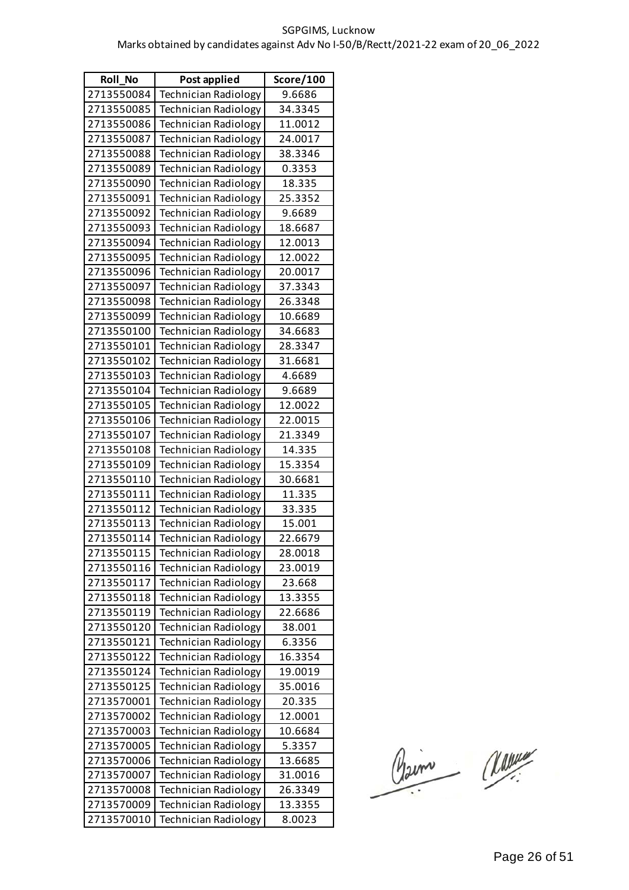SGPGIMS, Lucknow

Marks obtained by candidates against Adv No I-50/B/Rectt/2021-22 exam of 20_06_2022

| Roll_No | Post applied | Score/100 |
|---|---|---|
| 2713550084 | Technician Radiology | 9.6686 |
| 2713550085 | Technician Radiology | 34.3345 |
| 2713550086 | Technician Radiology | 11.0012 |
| 2713550087 | Technician Radiology | 24.0017 |
| 2713550088 | Technician Radiology | 38.3346 |
| 2713550089 | Technician Radiology | 0.3353 |
| 2713550090 | Technician Radiology | 18.335 |
| 2713550091 | Technician Radiology | 25.3352 |
| 2713550092 | Technician Radiology | 9.6689 |
| 2713550093 | Technician Radiology | 18.6687 |
| 2713550094 | Technician Radiology | 12.0013 |
| 2713550095 | Technician Radiology | 12.0022 |
| 2713550096 | Technician Radiology | 20.0017 |
| 2713550097 | Technician Radiology | 37.3343 |
| 2713550098 | Technician Radiology | 26.3348 |
| 2713550099 | Technician Radiology | 10.6689 |
| 2713550100 | Technician Radiology | 34.6683 |
| 2713550101 | Technician Radiology | 28.3347 |
| 2713550102 | Technician Radiology | 31.6681 |
| 2713550103 | Technician Radiology | 4.6689 |
| 2713550104 | Technician Radiology | 9.6689 |
| 2713550105 | Technician Radiology | 12.0022 |
| 2713550106 | Technician Radiology | 22.0015 |
| 2713550107 | Technician Radiology | 21.3349 |
| 2713550108 | Technician Radiology | 14.335 |
| 2713550109 | Technician Radiology | 15.3354 |
| 2713550110 | Technician Radiology | 30.6681 |
| 2713550111 | Technician Radiology | 11.335 |
| 2713550112 | Technician Radiology | 33.335 |
| 2713550113 | Technician Radiology | 15.001 |
| 2713550114 | Technician Radiology | 22.6679 |
| 2713550115 | Technician Radiology | 28.0018 |
| 2713550116 | Technician Radiology | 23.0019 |
| 2713550117 | Technician Radiology | 23.668 |
| 2713550118 | Technician Radiology | 13.3355 |
| 2713550119 | Technician Radiology | 22.6686 |
| 2713550120 | Technician Radiology | 38.001 |
| 2713550121 | Technician Radiology | 6.3356 |
| 2713550122 | Technician Radiology | 16.3354 |
| 2713550124 | Technician Radiology | 19.0019 |
| 2713550125 | Technician Radiology | 35.0016 |
| 2713570001 | Technician Radiology | 20.335 |
| 2713570002 | Technician Radiology | 12.0001 |
| 2713570003 | Technician Radiology | 10.6684 |
| 2713570005 | Technician Radiology | 5.3357 |
| 2713570006 | Technician Radiology | 13.6685 |
| 2713570007 | Technician Radiology | 31.0016 |
| 2713570008 | Technician Radiology | 26.3349 |
| 2713570009 | Technician Radiology | 13.3355 |
| 2713570010 | Technician Radiology | 8.0023 |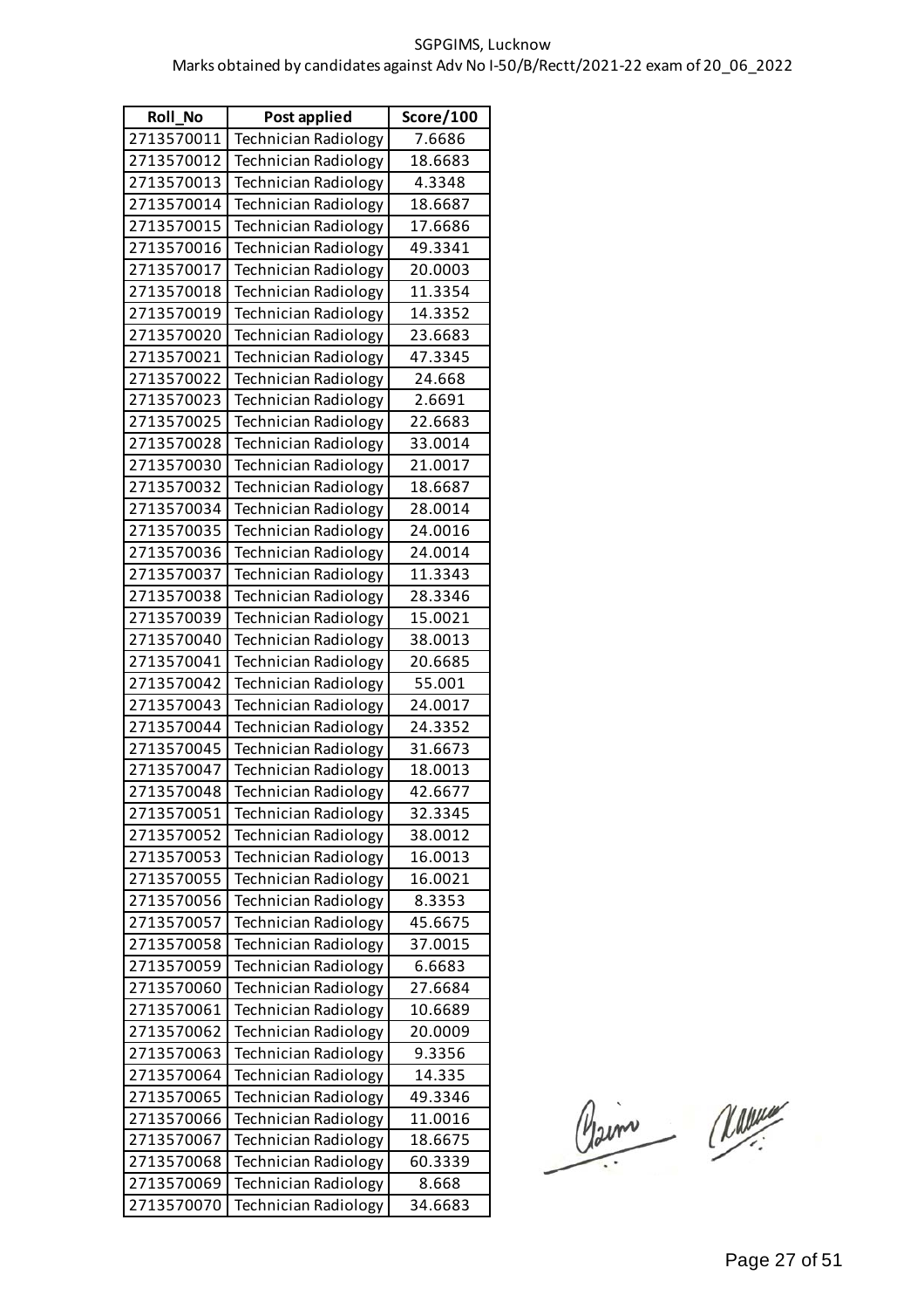SGPGIMS, Lucknow

Marks obtained by candidates against Adv No I-50/B/Rectt/2021-22 exam of 20_06_2022

| Roll_No | Post applied | Score/100 |
|---|---|---|
| 2713570011 | Technician Radiology | 7.6686 |
| 2713570012 | Technician Radiology | 18.6683 |
| 2713570013 | Technician Radiology | 4.3348 |
| 2713570014 | Technician Radiology | 18.6687 |
| 2713570015 | Technician Radiology | 17.6686 |
| 2713570016 | Technician Radiology | 49.3341 |
| 2713570017 | Technician Radiology | 20.0003 |
| 2713570018 | Technician Radiology | 11.3354 |
| 2713570019 | Technician Radiology | 14.3352 |
| 2713570020 | Technician Radiology | 23.6683 |
| 2713570021 | Technician Radiology | 47.3345 |
| 2713570022 | Technician Radiology | 24.668 |
| 2713570023 | Technician Radiology | 2.6691 |
| 2713570025 | Technician Radiology | 22.6683 |
| 2713570028 | Technician Radiology | 33.0014 |
| 2713570030 | Technician Radiology | 21.0017 |
| 2713570032 | Technician Radiology | 18.6687 |
| 2713570034 | Technician Radiology | 28.0014 |
| 2713570035 | Technician Radiology | 24.0016 |
| 2713570036 | Technician Radiology | 24.0014 |
| 2713570037 | Technician Radiology | 11.3343 |
| 2713570038 | Technician Radiology | 28.3346 |
| 2713570039 | Technician Radiology | 15.0021 |
| 2713570040 | Technician Radiology | 38.0013 |
| 2713570041 | Technician Radiology | 20.6685 |
| 2713570042 | Technician Radiology | 55.001 |
| 2713570043 | Technician Radiology | 24.0017 |
| 2713570044 | Technician Radiology | 24.3352 |
| 2713570045 | Technician Radiology | 31.6673 |
| 2713570047 | Technician Radiology | 18.0013 |
| 2713570048 | Technician Radiology | 42.6677 |
| 2713570051 | Technician Radiology | 32.3345 |
| 2713570052 | Technician Radiology | 38.0012 |
| 2713570053 | Technician Radiology | 16.0013 |
| 2713570055 | Technician Radiology | 16.0021 |
| 2713570056 | Technician Radiology | 8.3353 |
| 2713570057 | Technician Radiology | 45.6675 |
| 2713570058 | Technician Radiology | 37.0015 |
| 2713570059 | Technician Radiology | 6.6683 |
| 2713570060 | Technician Radiology | 27.6684 |
| 2713570061 | Technician Radiology | 10.6689 |
| 2713570062 | Technician Radiology | 20.0009 |
| 2713570063 | Technician Radiology | 9.3356 |
| 2713570064 | Technician Radiology | 14.335 |
| 2713570065 | Technician Radiology | 49.3346 |
| 2713570066 | Technician Radiology | 11.0016 |
| 2713570067 | Technician Radiology | 18.6675 |
| 2713570068 | Technician Radiology | 60.3339 |
| 2713570069 | Technician Radiology | 8.668 |
| 2713570070 | Technician Radiology | 34.6683 |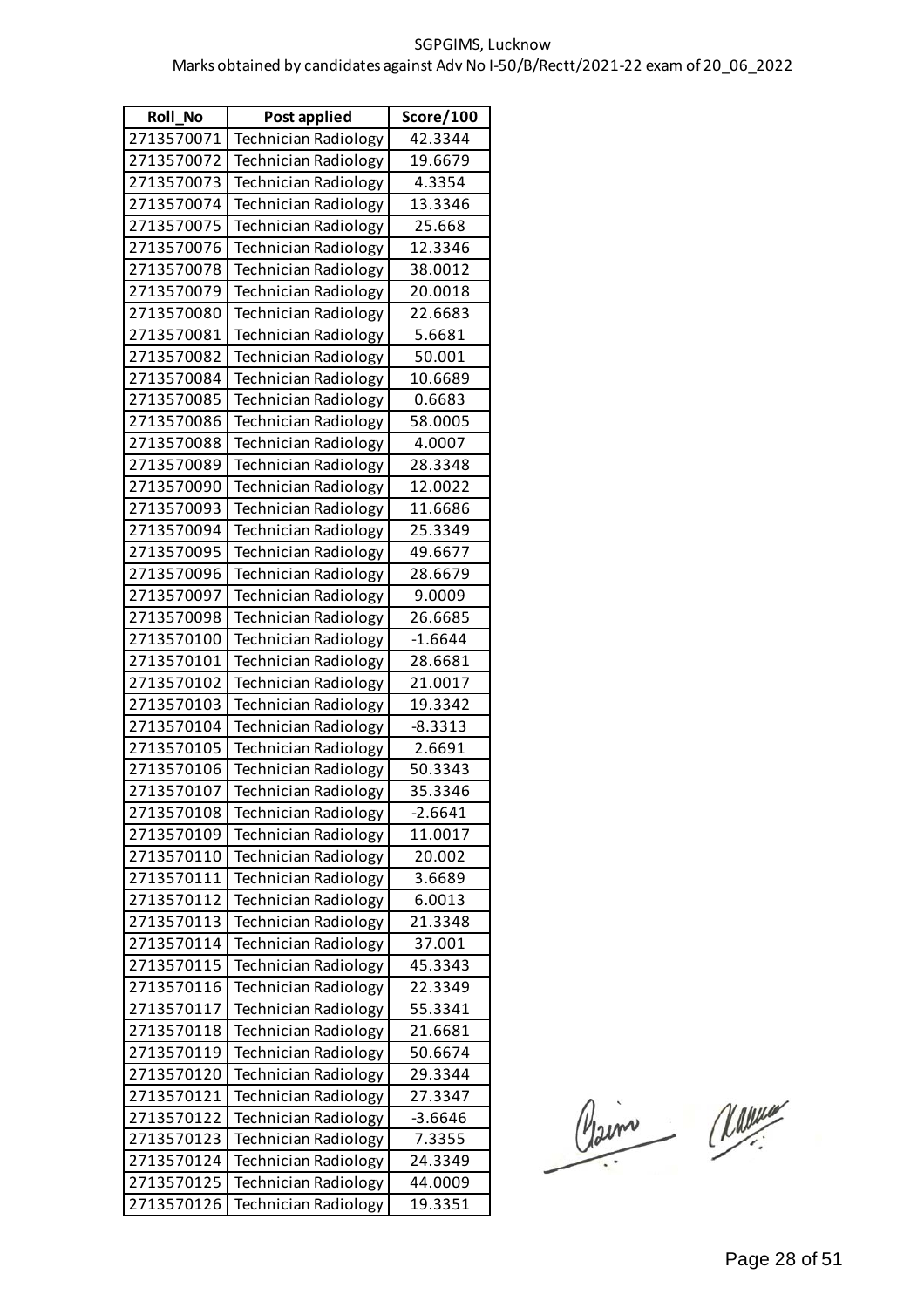SGPGIMS, Lucknow

Marks obtained by candidates against Adv No I-50/B/Rectt/2021-22 exam of 20_06_2022

| Roll_No | Post applied | Score/100 |
|---|---|---|
| 2713570071 | Technician Radiology | 42.3344 |
| 2713570072 | Technician Radiology | 19.6679 |
| 2713570073 | Technician Radiology | 4.3354 |
| 2713570074 | Technician Radiology | 13.3346 |
| 2713570075 | Technician Radiology | 25.668 |
| 2713570076 | Technician Radiology | 12.3346 |
| 2713570078 | Technician Radiology | 38.0012 |
| 2713570079 | Technician Radiology | 20.0018 |
| 2713570080 | Technician Radiology | 22.6683 |
| 2713570081 | Technician Radiology | 5.6681 |
| 2713570082 | Technician Radiology | 50.001 |
| 2713570084 | Technician Radiology | 10.6689 |
| 2713570085 | Technician Radiology | 0.6683 |
| 2713570086 | Technician Radiology | 58.0005 |
| 2713570088 | Technician Radiology | 4.0007 |
| 2713570089 | Technician Radiology | 28.3348 |
| 2713570090 | Technician Radiology | 12.0022 |
| 2713570093 | Technician Radiology | 11.6686 |
| 2713570094 | Technician Radiology | 25.3349 |
| 2713570095 | Technician Radiology | 49.6677 |
| 2713570096 | Technician Radiology | 28.6679 |
| 2713570097 | Technician Radiology | 9.0009 |
| 2713570098 | Technician Radiology | 26.6685 |
| 2713570100 | Technician Radiology | -1.6644 |
| 2713570101 | Technician Radiology | 28.6681 |
| 2713570102 | Technician Radiology | 21.0017 |
| 2713570103 | Technician Radiology | 19.3342 |
| 2713570104 | Technician Radiology | -8.3313 |
| 2713570105 | Technician Radiology | 2.6691 |
| 2713570106 | Technician Radiology | 50.3343 |
| 2713570107 | Technician Radiology | 35.3346 |
| 2713570108 | Technician Radiology | -2.6641 |
| 2713570109 | Technician Radiology | 11.0017 |
| 2713570110 | Technician Radiology | 20.002 |
| 2713570111 | Technician Radiology | 3.6689 |
| 2713570112 | Technician Radiology | 6.0013 |
| 2713570113 | Technician Radiology | 21.3348 |
| 2713570114 | Technician Radiology | 37.001 |
| 2713570115 | Technician Radiology | 45.3343 |
| 2713570116 | Technician Radiology | 22.3349 |
| 2713570117 | Technician Radiology | 55.3341 |
| 2713570118 | Technician Radiology | 21.6681 |
| 2713570119 | Technician Radiology | 50.6674 |
| 2713570120 | Technician Radiology | 29.3344 |
| 2713570121 | Technician Radiology | 27.3347 |
| 2713570122 | Technician Radiology | -3.6646 |
| 2713570123 | Technician Radiology | 7.3355 |
| 2713570124 | Technician Radiology | 24.3349 |
| 2713570125 | Technician Radiology | 44.0009 |
| 2713570126 | Technician Radiology | 19.3351 |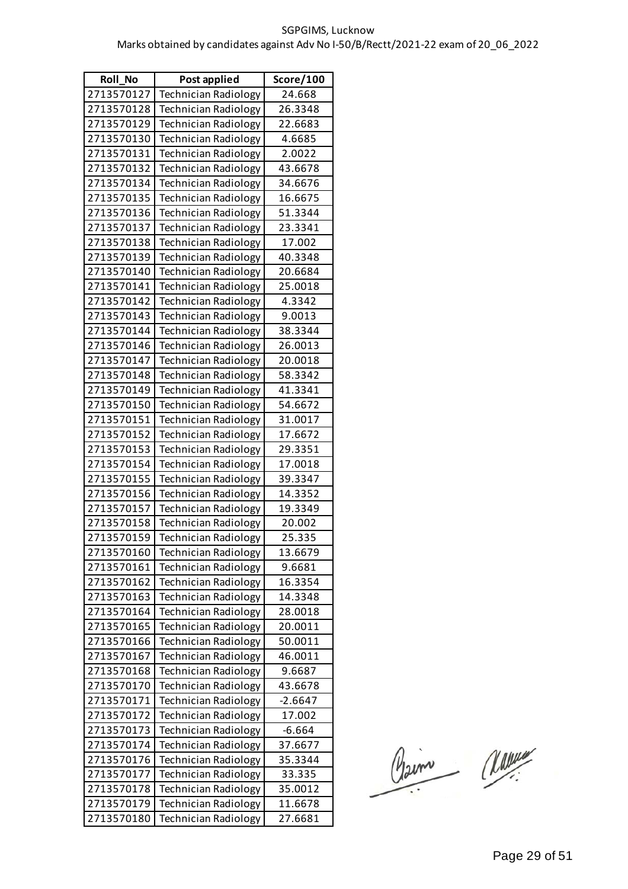SGPGIMS, Lucknow

Marks obtained by candidates against Adv No I-50/B/Rectt/2021-22 exam of 20_06_2022

| Roll_No | Post applied | Score/100 |
|---|---|---|
| 2713570127 | Technician Radiology | 24.668 |
| 2713570128 | Technician Radiology | 26.3348 |
| 2713570129 | Technician Radiology | 22.6683 |
| 2713570130 | Technician Radiology | 4.6685 |
| 2713570131 | Technician Radiology | 2.0022 |
| 2713570132 | Technician Radiology | 43.6678 |
| 2713570134 | Technician Radiology | 34.6676 |
| 2713570135 | Technician Radiology | 16.6675 |
| 2713570136 | Technician Radiology | 51.3344 |
| 2713570137 | Technician Radiology | 23.3341 |
| 2713570138 | Technician Radiology | 17.002 |
| 2713570139 | Technician Radiology | 40.3348 |
| 2713570140 | Technician Radiology | 20.6684 |
| 2713570141 | Technician Radiology | 25.0018 |
| 2713570142 | Technician Radiology | 4.3342 |
| 2713570143 | Technician Radiology | 9.0013 |
| 2713570144 | Technician Radiology | 38.3344 |
| 2713570146 | Technician Radiology | 26.0013 |
| 2713570147 | Technician Radiology | 20.0018 |
| 2713570148 | Technician Radiology | 58.3342 |
| 2713570149 | Technician Radiology | 41.3341 |
| 2713570150 | Technician Radiology | 54.6672 |
| 2713570151 | Technician Radiology | 31.0017 |
| 2713570152 | Technician Radiology | 17.6672 |
| 2713570153 | Technician Radiology | 29.3351 |
| 2713570154 | Technician Radiology | 17.0018 |
| 2713570155 | Technician Radiology | 39.3347 |
| 2713570156 | Technician Radiology | 14.3352 |
| 2713570157 | Technician Radiology | 19.3349 |
| 2713570158 | Technician Radiology | 20.002 |
| 2713570159 | Technician Radiology | 25.335 |
| 2713570160 | Technician Radiology | 13.6679 |
| 2713570161 | Technician Radiology | 9.6681 |
| 2713570162 | Technician Radiology | 16.3354 |
| 2713570163 | Technician Radiology | 14.3348 |
| 2713570164 | Technician Radiology | 28.0018 |
| 2713570165 | Technician Radiology | 20.0011 |
| 2713570166 | Technician Radiology | 50.0011 |
| 2713570167 | Technician Radiology | 46.0011 |
| 2713570168 | Technician Radiology | 9.6687 |
| 2713570170 | Technician Radiology | 43.6678 |
| 2713570171 | Technician Radiology | -2.6647 |
| 2713570172 | Technician Radiology | 17.002 |
| 2713570173 | Technician Radiology | -6.664 |
| 2713570174 | Technician Radiology | 37.6677 |
| 2713570176 | Technician Radiology | 35.3344 |
| 2713570177 | Technician Radiology | 33.335 |
| 2713570178 | Technician Radiology | 35.0012 |
| 2713570179 | Technician Radiology | 11.6678 |
| 2713570180 | Technician Radiology | 27.6681 |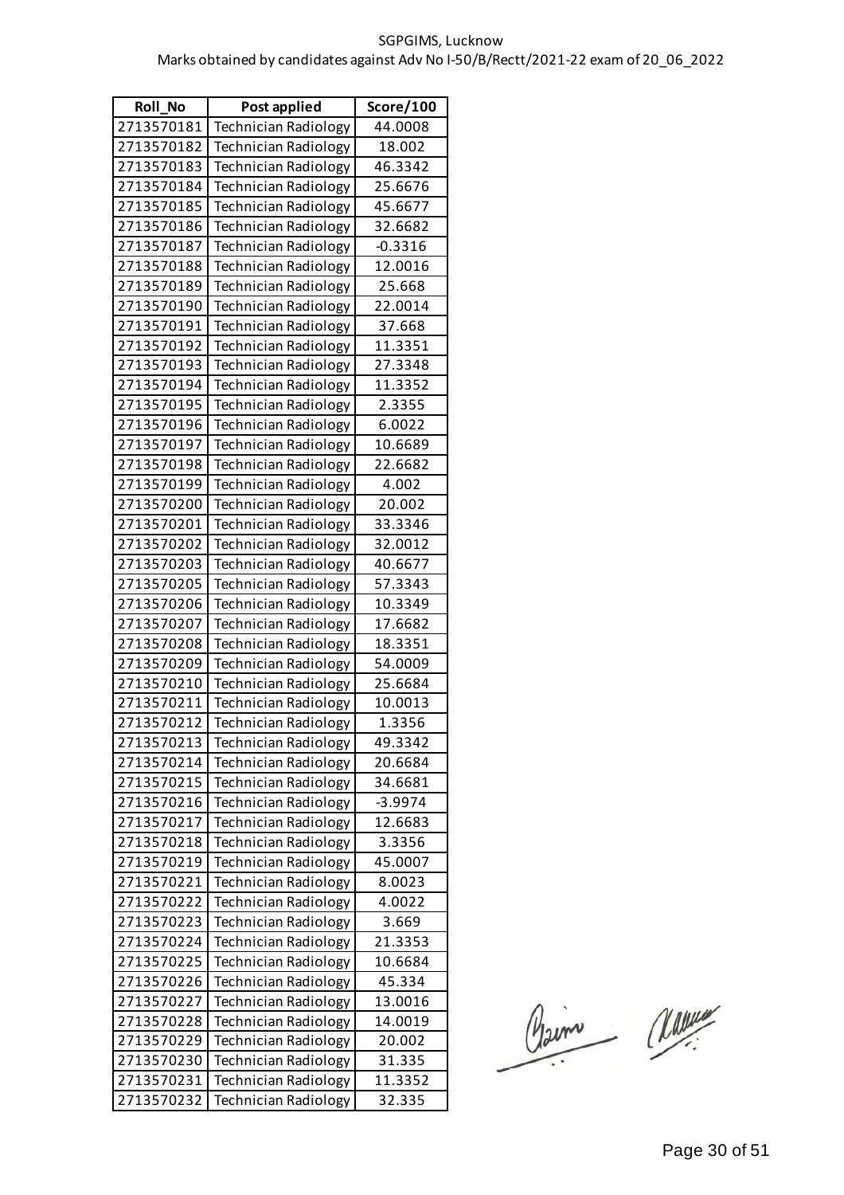SGPGIMS, Lucknow

Marks obtained by candidates against Adv No I-50/B/Rectt/2021-22 exam of 20_06_2022

| Roll_No | Post applied | Score/100 |
|---|---|---|
| 2713570181 | Technician Radiology | 44.0008 |
| 2713570182 | Technician Radiology | 18.002 |
| 2713570183 | Technician Radiology | 46.3342 |
| 2713570184 | Technician Radiology | 25.6676 |
| 2713570185 | Technician Radiology | 45.6677 |
| 2713570186 | Technician Radiology | 32.6682 |
| 2713570187 | Technician Radiology | -0.3316 |
| 2713570188 | Technician Radiology | 12.0016 |
| 2713570189 | Technician Radiology | 25.668 |
| 2713570190 | Technician Radiology | 22.0014 |
| 2713570191 | Technician Radiology | 37.668 |
| 2713570192 | Technician Radiology | 11.3351 |
| 2713570193 | Technician Radiology | 27.3348 |
| 2713570194 | Technician Radiology | 11.3352 |
| 2713570195 | Technician Radiology | 2.3355 |
| 2713570196 | Technician Radiology | 6.0022 |
| 2713570197 | Technician Radiology | 10.6689 |
| 2713570198 | Technician Radiology | 22.6682 |
| 2713570199 | Technician Radiology | 4.002 |
| 2713570200 | Technician Radiology | 20.002 |
| 2713570201 | Technician Radiology | 33.3346 |
| 2713570202 | Technician Radiology | 32.0012 |
| 2713570203 | Technician Radiology | 40.6677 |
| 2713570205 | Technician Radiology | 57.3343 |
| 2713570206 | Technician Radiology | 10.3349 |
| 2713570207 | Technician Radiology | 17.6682 |
| 2713570208 | Technician Radiology | 18.3351 |
| 2713570209 | Technician Radiology | 54.0009 |
| 2713570210 | Technician Radiology | 25.6684 |
| 2713570211 | Technician Radiology | 10.0013 |
| 2713570212 | Technician Radiology | 1.3356 |
| 2713570213 | Technician Radiology | 49.3342 |
| 2713570214 | Technician Radiology | 20.6684 |
| 2713570215 | Technician Radiology | 34.6681 |
| 2713570216 | Technician Radiology | -3.9974 |
| 2713570217 | Technician Radiology | 12.6683 |
| 2713570218 | Technician Radiology | 3.3356 |
| 2713570219 | Technician Radiology | 45.0007 |
| 2713570221 | Technician Radiology | 8.0023 |
| 2713570222 | Technician Radiology | 4.0022 |
| 2713570223 | Technician Radiology | 3.669 |
| 2713570224 | Technician Radiology | 21.3353 |
| 2713570225 | Technician Radiology | 10.6684 |
| 2713570226 | Technician Radiology | 45.334 |
| 2713570227 | Technician Radiology | 13.0016 |
| 2713570228 | Technician Radiology | 14.0019 |
| 2713570229 | Technician Radiology | 20.002 |
| 2713570230 | Technician Radiology | 31.335 |
| 2713570231 | Technician Radiology | 11.3352 |
| 2713570232 | Technician Radiology | 32.335 |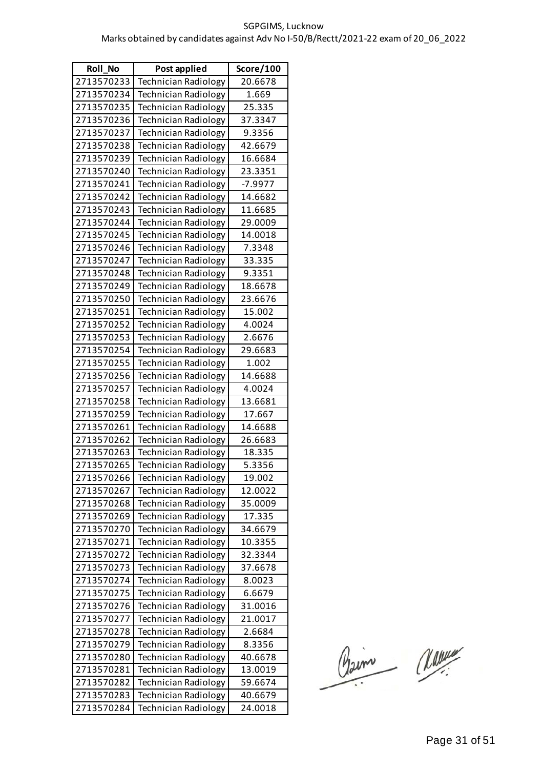SGPGIMS, Lucknow

Marks obtained by candidates against Adv No I-50/B/Rectt/2021-22 exam of 20_06_2022

| Roll_No | Post applied | Score/100 |
|---|---|---|
| 2713570233 | Technician Radiology | 20.6678 |
| 2713570234 | Technician Radiology | 1.669 |
| 2713570235 | Technician Radiology | 25.335 |
| 2713570236 | Technician Radiology | 37.3347 |
| 2713570237 | Technician Radiology | 9.3356 |
| 2713570238 | Technician Radiology | 42.6679 |
| 2713570239 | Technician Radiology | 16.6684 |
| 2713570240 | Technician Radiology | 23.3351 |
| 2713570241 | Technician Radiology | -7.9977 |
| 2713570242 | Technician Radiology | 14.6682 |
| 2713570243 | Technician Radiology | 11.6685 |
| 2713570244 | Technician Radiology | 29.0009 |
| 2713570245 | Technician Radiology | 14.0018 |
| 2713570246 | Technician Radiology | 7.3348 |
| 2713570247 | Technician Radiology | 33.335 |
| 2713570248 | Technician Radiology | 9.3351 |
| 2713570249 | Technician Radiology | 18.6678 |
| 2713570250 | Technician Radiology | 23.6676 |
| 2713570251 | Technician Radiology | 15.002 |
| 2713570252 | Technician Radiology | 4.0024 |
| 2713570253 | Technician Radiology | 2.6676 |
| 2713570254 | Technician Radiology | 29.6683 |
| 2713570255 | Technician Radiology | 1.002 |
| 2713570256 | Technician Radiology | 14.6688 |
| 2713570257 | Technician Radiology | 4.0024 |
| 2713570258 | Technician Radiology | 13.6681 |
| 2713570259 | Technician Radiology | 17.667 |
| 2713570261 | Technician Radiology | 14.6688 |
| 2713570262 | Technician Radiology | 26.6683 |
| 2713570263 | Technician Radiology | 18.335 |
| 2713570265 | Technician Radiology | 5.3356 |
| 2713570266 | Technician Radiology | 19.002 |
| 2713570267 | Technician Radiology | 12.0022 |
| 2713570268 | Technician Radiology | 35.0009 |
| 2713570269 | Technician Radiology | 17.335 |
| 2713570270 | Technician Radiology | 34.6679 |
| 2713570271 | Technician Radiology | 10.3355 |
| 2713570272 | Technician Radiology | 32.3344 |
| 2713570273 | Technician Radiology | 37.6678 |
| 2713570274 | Technician Radiology | 8.0023 |
| 2713570275 | Technician Radiology | 6.6679 |
| 2713570276 | Technician Radiology | 31.0016 |
| 2713570277 | Technician Radiology | 21.0017 |
| 2713570278 | Technician Radiology | 2.6684 |
| 2713570279 | Technician Radiology | 8.3356 |
| 2713570280 | Technician Radiology | 40.6678 |
| 2713570281 | Technician Radiology | 13.0019 |
| 2713570282 | Technician Radiology | 59.6674 |
| 2713570283 | Technician Radiology | 40.6679 |
| 2713570284 | Technician Radiology | 24.0018 |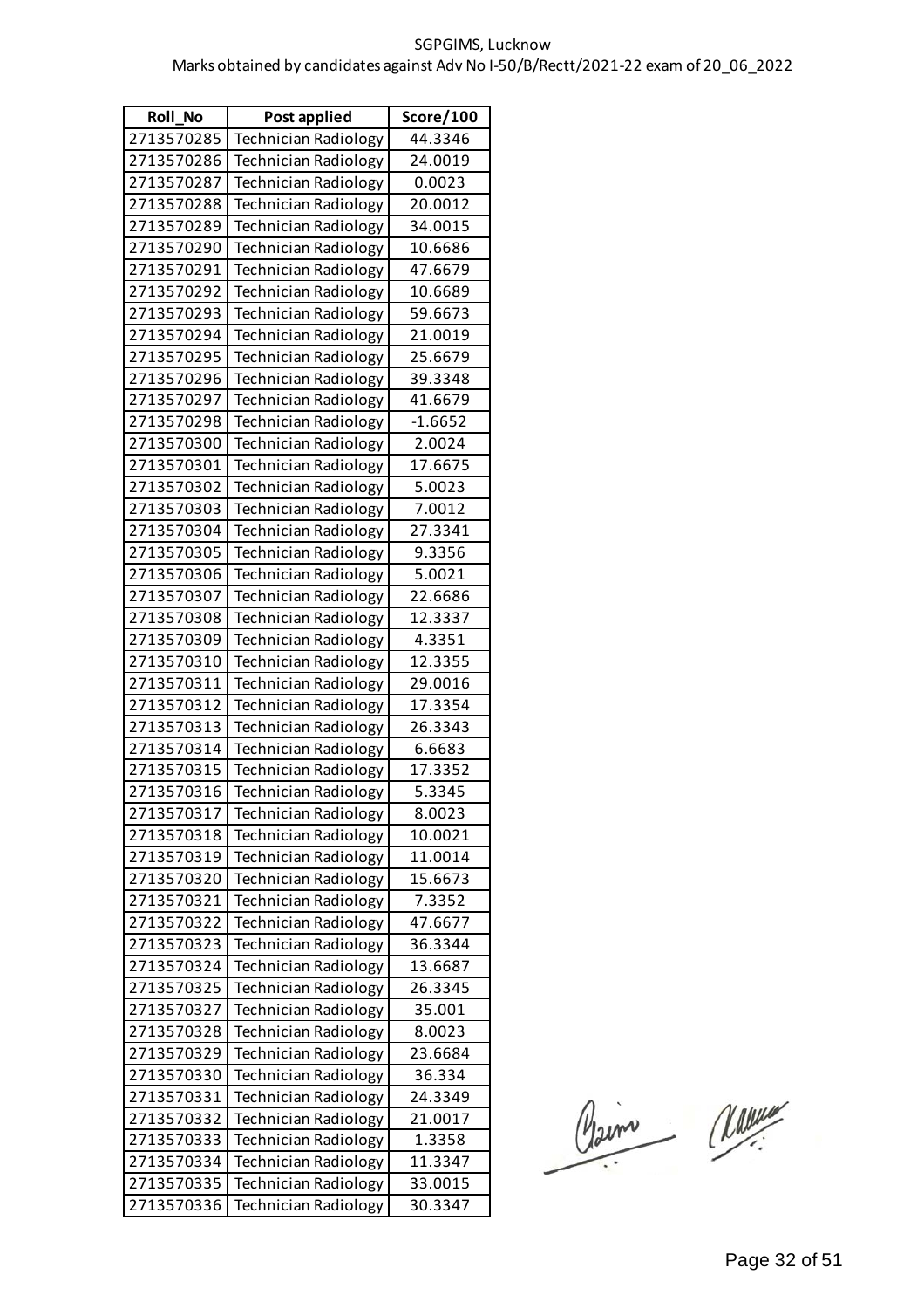SGPGIMS, Lucknow

Marks obtained by candidates against Adv No I-50/B/Rectt/2021-22 exam of 20_06_2022

| Roll_No | Post applied | Score/100 |
|---|---|---|
| 2713570285 | Technician Radiology | 44.3346 |
| 2713570286 | Technician Radiology | 24.0019 |
| 2713570287 | Technician Radiology | 0.0023 |
| 2713570288 | Technician Radiology | 20.0012 |
| 2713570289 | Technician Radiology | 34.0015 |
| 2713570290 | Technician Radiology | 10.6686 |
| 2713570291 | Technician Radiology | 47.6679 |
| 2713570292 | Technician Radiology | 10.6689 |
| 2713570293 | Technician Radiology | 59.6673 |
| 2713570294 | Technician Radiology | 21.0019 |
| 2713570295 | Technician Radiology | 25.6679 |
| 2713570296 | Technician Radiology | 39.3348 |
| 2713570297 | Technician Radiology | 41.6679 |
| 2713570298 | Technician Radiology | -1.6652 |
| 2713570300 | Technician Radiology | 2.0024 |
| 2713570301 | Technician Radiology | 17.6675 |
| 2713570302 | Technician Radiology | 5.0023 |
| 2713570303 | Technician Radiology | 7.0012 |
| 2713570304 | Technician Radiology | 27.3341 |
| 2713570305 | Technician Radiology | 9.3356 |
| 2713570306 | Technician Radiology | 5.0021 |
| 2713570307 | Technician Radiology | 22.6686 |
| 2713570308 | Technician Radiology | 12.3337 |
| 2713570309 | Technician Radiology | 4.3351 |
| 2713570310 | Technician Radiology | 12.3355 |
| 2713570311 | Technician Radiology | 29.0016 |
| 2713570312 | Technician Radiology | 17.3354 |
| 2713570313 | Technician Radiology | 26.3343 |
| 2713570314 | Technician Radiology | 6.6683 |
| 2713570315 | Technician Radiology | 17.3352 |
| 2713570316 | Technician Radiology | 5.3345 |
| 2713570317 | Technician Radiology | 8.0023 |
| 2713570318 | Technician Radiology | 10.0021 |
| 2713570319 | Technician Radiology | 11.0014 |
| 2713570320 | Technician Radiology | 15.6673 |
| 2713570321 | Technician Radiology | 7.3352 |
| 2713570322 | Technician Radiology | 47.6677 |
| 2713570323 | Technician Radiology | 36.3344 |
| 2713570324 | Technician Radiology | 13.6687 |
| 2713570325 | Technician Radiology | 26.3345 |
| 2713570327 | Technician Radiology | 35.001 |
| 2713570328 | Technician Radiology | 8.0023 |
| 2713570329 | Technician Radiology | 23.6684 |
| 2713570330 | Technician Radiology | 36.334 |
| 2713570331 | Technician Radiology | 24.3349 |
| 2713570332 | Technician Radiology | 21.0017 |
| 2713570333 | Technician Radiology | 1.3358 |
| 2713570334 | Technician Radiology | 11.3347 |
| 2713570335 | Technician Radiology | 33.0015 |
| 2713570336 | Technician Radiology | 30.3347 |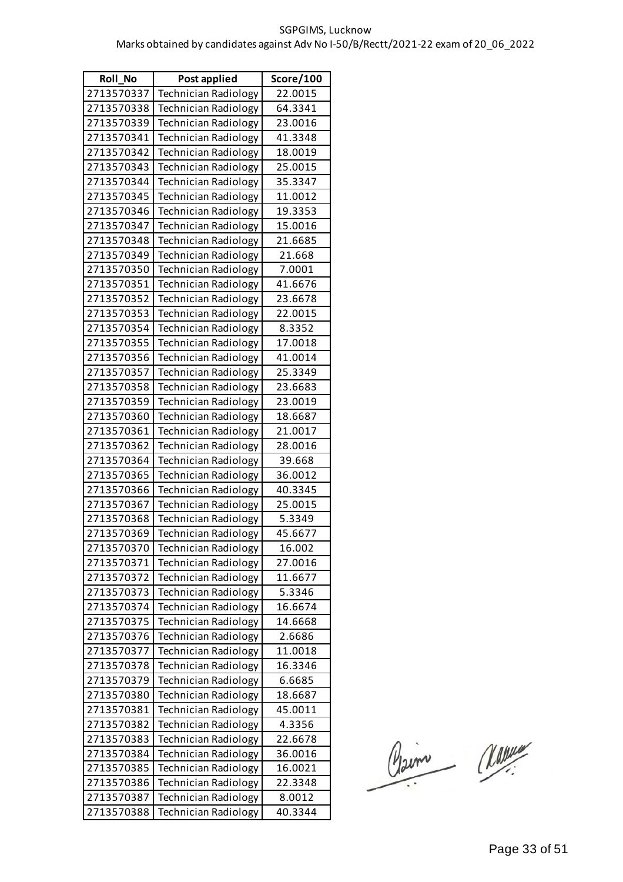SGPGIMS, Lucknow

Marks obtained by candidates against Adv No I-50/B/Rectt/2021-22 exam of 20_06_2022

| Roll_No | Post applied | Score/100 |
|---|---|---|
| 2713570337 | Technician Radiology | 22.0015 |
| 2713570338 | Technician Radiology | 64.3341 |
| 2713570339 | Technician Radiology | 23.0016 |
| 2713570341 | Technician Radiology | 41.3348 |
| 2713570342 | Technician Radiology | 18.0019 |
| 2713570343 | Technician Radiology | 25.0015 |
| 2713570344 | Technician Radiology | 35.3347 |
| 2713570345 | Technician Radiology | 11.0012 |
| 2713570346 | Technician Radiology | 19.3353 |
| 2713570347 | Technician Radiology | 15.0016 |
| 2713570348 | Technician Radiology | 21.6685 |
| 2713570349 | Technician Radiology | 21.668 |
| 2713570350 | Technician Radiology | 7.0001 |
| 2713570351 | Technician Radiology | 41.6676 |
| 2713570352 | Technician Radiology | 23.6678 |
| 2713570353 | Technician Radiology | 22.0015 |
| 2713570354 | Technician Radiology | 8.3352 |
| 2713570355 | Technician Radiology | 17.0018 |
| 2713570356 | Technician Radiology | 41.0014 |
| 2713570357 | Technician Radiology | 25.3349 |
| 2713570358 | Technician Radiology | 23.6683 |
| 2713570359 | Technician Radiology | 23.0019 |
| 2713570360 | Technician Radiology | 18.6687 |
| 2713570361 | Technician Radiology | 21.0017 |
| 2713570362 | Technician Radiology | 28.0016 |
| 2713570364 | Technician Radiology | 39.668 |
| 2713570365 | Technician Radiology | 36.0012 |
| 2713570366 | Technician Radiology | 40.3345 |
| 2713570367 | Technician Radiology | 25.0015 |
| 2713570368 | Technician Radiology | 5.3349 |
| 2713570369 | Technician Radiology | 45.6677 |
| 2713570370 | Technician Radiology | 16.002 |
| 2713570371 | Technician Radiology | 27.0016 |
| 2713570372 | Technician Radiology | 11.6677 |
| 2713570373 | Technician Radiology | 5.3346 |
| 2713570374 | Technician Radiology | 16.6674 |
| 2713570375 | Technician Radiology | 14.6668 |
| 2713570376 | Technician Radiology | 2.6686 |
| 2713570377 | Technician Radiology | 11.0018 |
| 2713570378 | Technician Radiology | 16.3346 |
| 2713570379 | Technician Radiology | 6.6685 |
| 2713570380 | Technician Radiology | 18.6687 |
| 2713570381 | Technician Radiology | 45.0011 |
| 2713570382 | Technician Radiology | 4.3356 |
| 2713570383 | Technician Radiology | 22.6678 |
| 2713570384 | Technician Radiology | 36.0016 |
| 2713570385 | Technician Radiology | 16.0021 |
| 2713570386 | Technician Radiology | 22.3348 |
| 2713570387 | Technician Radiology | 8.0012 |
| 2713570388 | Technician Radiology | 40.3344 |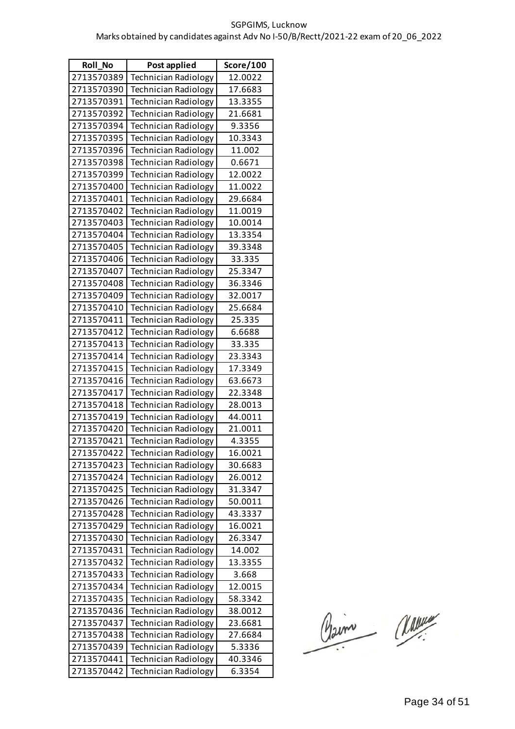SGPGIMS, Lucknow

Marks obtained by candidates against Adv No I-50/B/Rectt/2021-22 exam of 20_06_2022

| Roll_No | Post applied | Score/100 |
|---|---|---|
| 2713570389 | Technician Radiology | 12.0022 |
| 2713570390 | Technician Radiology | 17.6683 |
| 2713570391 | Technician Radiology | 13.3355 |
| 2713570392 | Technician Radiology | 21.6681 |
| 2713570394 | Technician Radiology | 9.3356 |
| 2713570395 | Technician Radiology | 10.3343 |
| 2713570396 | Technician Radiology | 11.002 |
| 2713570398 | Technician Radiology | 0.6671 |
| 2713570399 | Technician Radiology | 12.0022 |
| 2713570400 | Technician Radiology | 11.0022 |
| 2713570401 | Technician Radiology | 29.6684 |
| 2713570402 | Technician Radiology | 11.0019 |
| 2713570403 | Technician Radiology | 10.0014 |
| 2713570404 | Technician Radiology | 13.3354 |
| 2713570405 | Technician Radiology | 39.3348 |
| 2713570406 | Technician Radiology | 33.335 |
| 2713570407 | Technician Radiology | 25.3347 |
| 2713570408 | Technician Radiology | 36.3346 |
| 2713570409 | Technician Radiology | 32.0017 |
| 2713570410 | Technician Radiology | 25.6684 |
| 2713570411 | Technician Radiology | 25.335 |
| 2713570412 | Technician Radiology | 6.6688 |
| 2713570413 | Technician Radiology | 33.335 |
| 2713570414 | Technician Radiology | 23.3343 |
| 2713570415 | Technician Radiology | 17.3349 |
| 2713570416 | Technician Radiology | 63.6673 |
| 2713570417 | Technician Radiology | 22.3348 |
| 2713570418 | Technician Radiology | 28.0013 |
| 2713570419 | Technician Radiology | 44.0011 |
| 2713570420 | Technician Radiology | 21.0011 |
| 2713570421 | Technician Radiology | 4.3355 |
| 2713570422 | Technician Radiology | 16.0021 |
| 2713570423 | Technician Radiology | 30.6683 |
| 2713570424 | Technician Radiology | 26.0012 |
| 2713570425 | Technician Radiology | 31.3347 |
| 2713570426 | Technician Radiology | 50.0011 |
| 2713570428 | Technician Radiology | 43.3337 |
| 2713570429 | Technician Radiology | 16.0021 |
| 2713570430 | Technician Radiology | 26.3347 |
| 2713570431 | Technician Radiology | 14.002 |
| 2713570432 | Technician Radiology | 13.3355 |
| 2713570433 | Technician Radiology | 3.668 |
| 2713570434 | Technician Radiology | 12.0015 |
| 2713570435 | Technician Radiology | 58.3342 |
| 2713570436 | Technician Radiology | 38.0012 |
| 2713570437 | Technician Radiology | 23.6681 |
| 2713570438 | Technician Radiology | 27.6684 |
| 2713570439 | Technician Radiology | 5.3336 |
| 2713570441 | Technician Radiology | 40.3346 |
| 2713570442 | Technician Radiology | 6.3354 |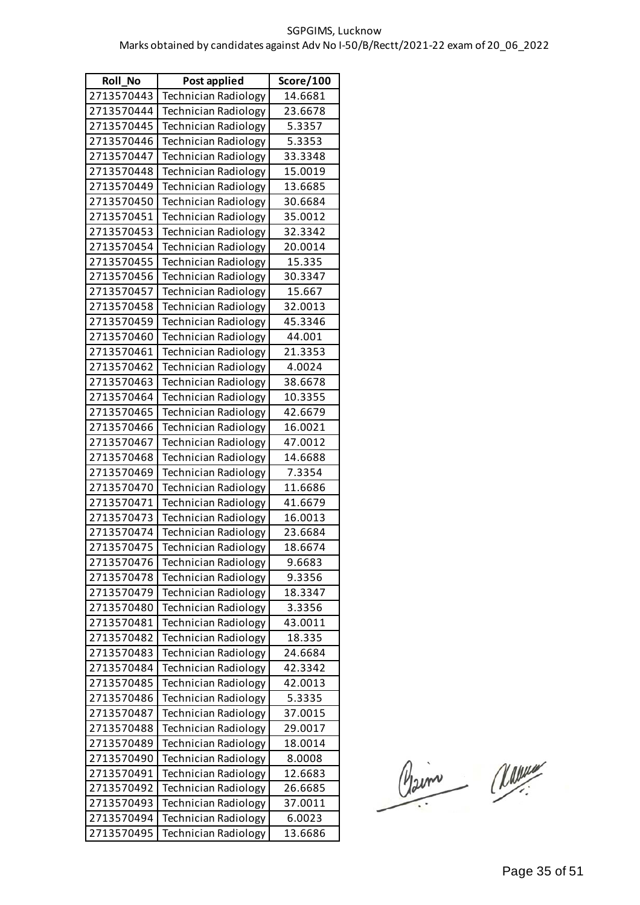SGPGIMS, Lucknow

Marks obtained by candidates against Adv No I-50/B/Rectt/2021-22 exam of 20_06_2022

| Roll_No | Post applied | Score/100 |
|---|---|---|
| 2713570443 | Technician Radiology | 14.6681 |
| 2713570444 | Technician Radiology | 23.6678 |
| 2713570445 | Technician Radiology | 5.3357 |
| 2713570446 | Technician Radiology | 5.3353 |
| 2713570447 | Technician Radiology | 33.3348 |
| 2713570448 | Technician Radiology | 15.0019 |
| 2713570449 | Technician Radiology | 13.6685 |
| 2713570450 | Technician Radiology | 30.6684 |
| 2713570451 | Technician Radiology | 35.0012 |
| 2713570453 | Technician Radiology | 32.3342 |
| 2713570454 | Technician Radiology | 20.0014 |
| 2713570455 | Technician Radiology | 15.335 |
| 2713570456 | Technician Radiology | 30.3347 |
| 2713570457 | Technician Radiology | 15.667 |
| 2713570458 | Technician Radiology | 32.0013 |
| 2713570459 | Technician Radiology | 45.3346 |
| 2713570460 | Technician Radiology | 44.001 |
| 2713570461 | Technician Radiology | 21.3353 |
| 2713570462 | Technician Radiology | 4.0024 |
| 2713570463 | Technician Radiology | 38.6678 |
| 2713570464 | Technician Radiology | 10.3355 |
| 2713570465 | Technician Radiology | 42.6679 |
| 2713570466 | Technician Radiology | 16.0021 |
| 2713570467 | Technician Radiology | 47.0012 |
| 2713570468 | Technician Radiology | 14.6688 |
| 2713570469 | Technician Radiology | 7.3354 |
| 2713570470 | Technician Radiology | 11.6686 |
| 2713570471 | Technician Radiology | 41.6679 |
| 2713570473 | Technician Radiology | 16.0013 |
| 2713570474 | Technician Radiology | 23.6684 |
| 2713570475 | Technician Radiology | 18.6674 |
| 2713570476 | Technician Radiology | 9.6683 |
| 2713570478 | Technician Radiology | 9.3356 |
| 2713570479 | Technician Radiology | 18.3347 |
| 2713570480 | Technician Radiology | 3.3356 |
| 2713570481 | Technician Radiology | 43.0011 |
| 2713570482 | Technician Radiology | 18.335 |
| 2713570483 | Technician Radiology | 24.6684 |
| 2713570484 | Technician Radiology | 42.3342 |
| 2713570485 | Technician Radiology | 42.0013 |
| 2713570486 | Technician Radiology | 5.3335 |
| 2713570487 | Technician Radiology | 37.0015 |
| 2713570488 | Technician Radiology | 29.0017 |
| 2713570489 | Technician Radiology | 18.0014 |
| 2713570490 | Technician Radiology | 8.0008 |
| 2713570491 | Technician Radiology | 12.6683 |
| 2713570492 | Technician Radiology | 26.6685 |
| 2713570493 | Technician Radiology | 37.0011 |
| 2713570494 | Technician Radiology | 6.0023 |
| 2713570495 | Technician Radiology | 13.6686 |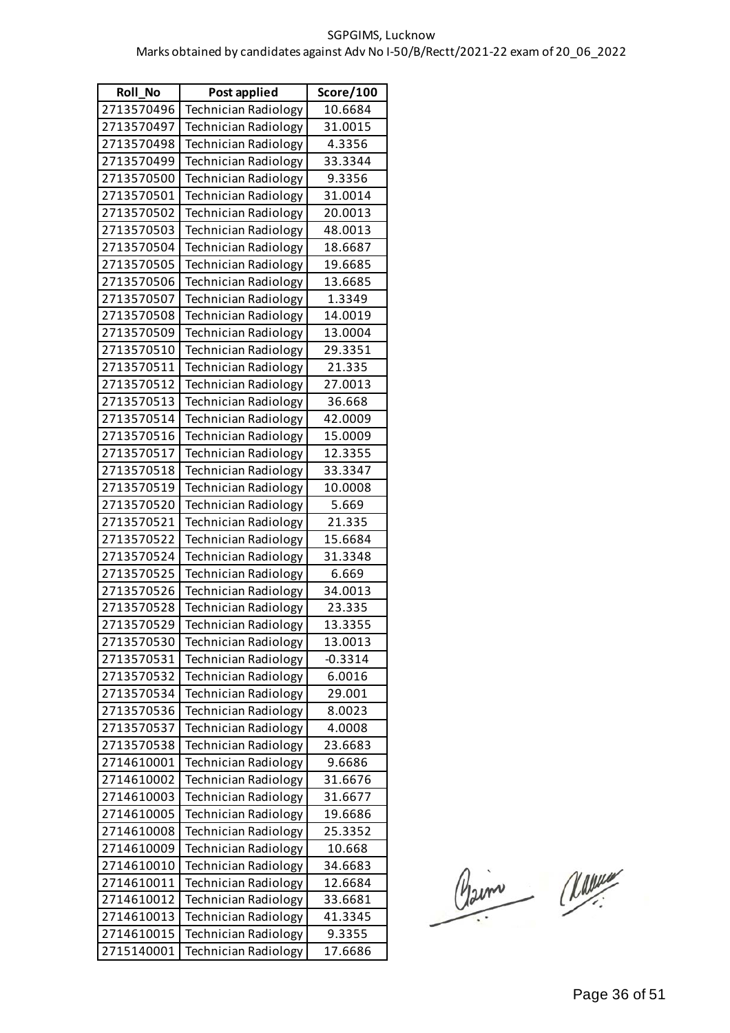SGPGIMS, Lucknow

Marks obtained by candidates against Adv No I-50/B/Rectt/2021-22 exam of 20_06_2022

| Roll_No | Post applied | Score/100 |
|---|---|---|
| 2713570496 | Technician Radiology | 10.6684 |
| 2713570497 | Technician Radiology | 31.0015 |
| 2713570498 | Technician Radiology | 4.3356 |
| 2713570499 | Technician Radiology | 33.3344 |
| 2713570500 | Technician Radiology | 9.3356 |
| 2713570501 | Technician Radiology | 31.0014 |
| 2713570502 | Technician Radiology | 20.0013 |
| 2713570503 | Technician Radiology | 48.0013 |
| 2713570504 | Technician Radiology | 18.6687 |
| 2713570505 | Technician Radiology | 19.6685 |
| 2713570506 | Technician Radiology | 13.6685 |
| 2713570507 | Technician Radiology | 1.3349 |
| 2713570508 | Technician Radiology | 14.0019 |
| 2713570509 | Technician Radiology | 13.0004 |
| 2713570510 | Technician Radiology | 29.3351 |
| 2713570511 | Technician Radiology | 21.335 |
| 2713570512 | Technician Radiology | 27.0013 |
| 2713570513 | Technician Radiology | 36.668 |
| 2713570514 | Technician Radiology | 42.0009 |
| 2713570516 | Technician Radiology | 15.0009 |
| 2713570517 | Technician Radiology | 12.3355 |
| 2713570518 | Technician Radiology | 33.3347 |
| 2713570519 | Technician Radiology | 10.0008 |
| 2713570520 | Technician Radiology | 5.669 |
| 2713570521 | Technician Radiology | 21.335 |
| 2713570522 | Technician Radiology | 15.6684 |
| 2713570524 | Technician Radiology | 31.3348 |
| 2713570525 | Technician Radiology | 6.669 |
| 2713570526 | Technician Radiology | 34.0013 |
| 2713570528 | Technician Radiology | 23.335 |
| 2713570529 | Technician Radiology | 13.3355 |
| 2713570530 | Technician Radiology | 13.0013 |
| 2713570531 | Technician Radiology | -0.3314 |
| 2713570532 | Technician Radiology | 6.0016 |
| 2713570534 | Technician Radiology | 29.001 |
| 2713570536 | Technician Radiology | 8.0023 |
| 2713570537 | Technician Radiology | 4.0008 |
| 2713570538 | Technician Radiology | 23.6683 |
| 2714610001 | Technician Radiology | 9.6686 |
| 2714610002 | Technician Radiology | 31.6676 |
| 2714610003 | Technician Radiology | 31.6677 |
| 2714610005 | Technician Radiology | 19.6686 |
| 2714610008 | Technician Radiology | 25.3352 |
| 2714610009 | Technician Radiology | 10.668 |
| 2714610010 | Technician Radiology | 34.6683 |
| 2714610011 | Technician Radiology | 12.6684 |
| 2714610012 | Technician Radiology | 33.6681 |
| 2714610013 | Technician Radiology | 41.3345 |
| 2714610015 | Technician Radiology | 9.3355 |
| 2715140001 | Technician Radiology | 17.6686 |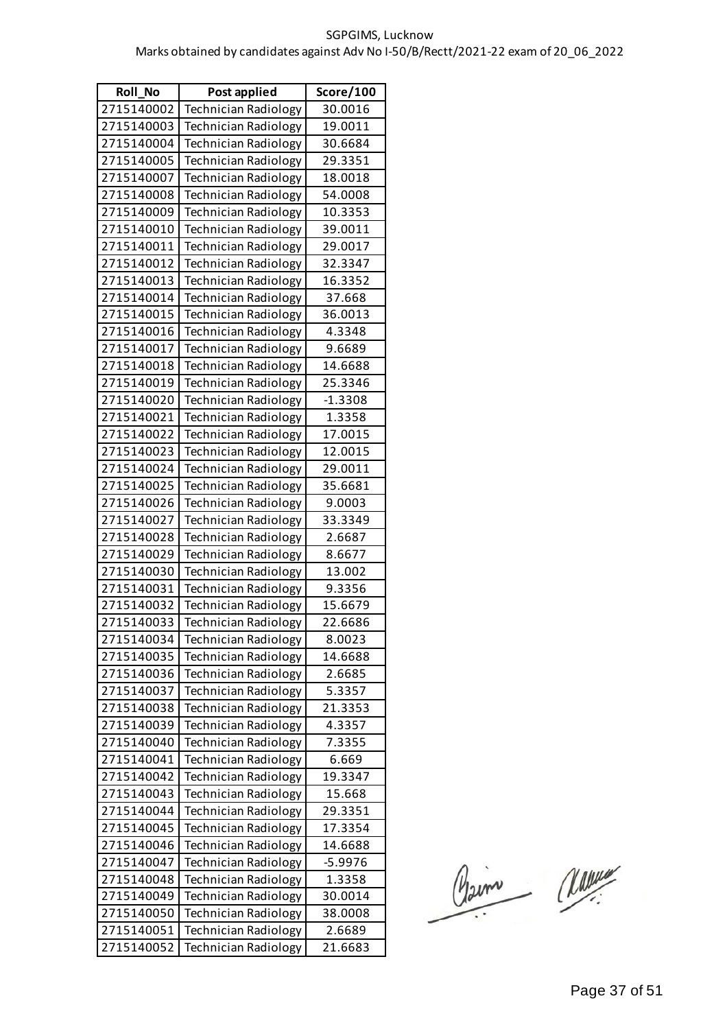SGPGIMS, Lucknow

Marks obtained by candidates against Adv No I-50/B/Rectt/2021-22 exam of 20_06_2022

| Roll_No | Post applied | Score/100 |
|---|---|---|
| 2715140002 | Technician Radiology | 30.0016 |
| 2715140003 | Technician Radiology | 19.0011 |
| 2715140004 | Technician Radiology | 30.6684 |
| 2715140005 | Technician Radiology | 29.3351 |
| 2715140007 | Technician Radiology | 18.0018 |
| 2715140008 | Technician Radiology | 54.0008 |
| 2715140009 | Technician Radiology | 10.3353 |
| 2715140010 | Technician Radiology | 39.0011 |
| 2715140011 | Technician Radiology | 29.0017 |
| 2715140012 | Technician Radiology | 32.3347 |
| 2715140013 | Technician Radiology | 16.3352 |
| 2715140014 | Technician Radiology | 37.668 |
| 2715140015 | Technician Radiology | 36.0013 |
| 2715140016 | Technician Radiology | 4.3348 |
| 2715140017 | Technician Radiology | 9.6689 |
| 2715140018 | Technician Radiology | 14.6688 |
| 2715140019 | Technician Radiology | 25.3346 |
| 2715140020 | Technician Radiology | -1.3308 |
| 2715140021 | Technician Radiology | 1.3358 |
| 2715140022 | Technician Radiology | 17.0015 |
| 2715140023 | Technician Radiology | 12.0015 |
| 2715140024 | Technician Radiology | 29.0011 |
| 2715140025 | Technician Radiology | 35.6681 |
| 2715140026 | Technician Radiology | 9.0003 |
| 2715140027 | Technician Radiology | 33.3349 |
| 2715140028 | Technician Radiology | 2.6687 |
| 2715140029 | Technician Radiology | 8.6677 |
| 2715140030 | Technician Radiology | 13.002 |
| 2715140031 | Technician Radiology | 9.3356 |
| 2715140032 | Technician Radiology | 15.6679 |
| 2715140033 | Technician Radiology | 22.6686 |
| 2715140034 | Technician Radiology | 8.0023 |
| 2715140035 | Technician Radiology | 14.6688 |
| 2715140036 | Technician Radiology | 2.6685 |
| 2715140037 | Technician Radiology | 5.3357 |
| 2715140038 | Technician Radiology | 21.3353 |
| 2715140039 | Technician Radiology | 4.3357 |
| 2715140040 | Technician Radiology | 7.3355 |
| 2715140041 | Technician Radiology | 6.669 |
| 2715140042 | Technician Radiology | 19.3347 |
| 2715140043 | Technician Radiology | 15.668 |
| 2715140044 | Technician Radiology | 29.3351 |
| 2715140045 | Technician Radiology | 17.3354 |
| 2715140046 | Technician Radiology | 14.6688 |
| 2715140047 | Technician Radiology | -5.9976 |
| 2715140048 | Technician Radiology | 1.3358 |
| 2715140049 | Technician Radiology | 30.0014 |
| 2715140050 | Technician Radiology | 38.0008 |
| 2715140051 | Technician Radiology | 2.6689 |
| 2715140052 | Technician Radiology | 21.6683 |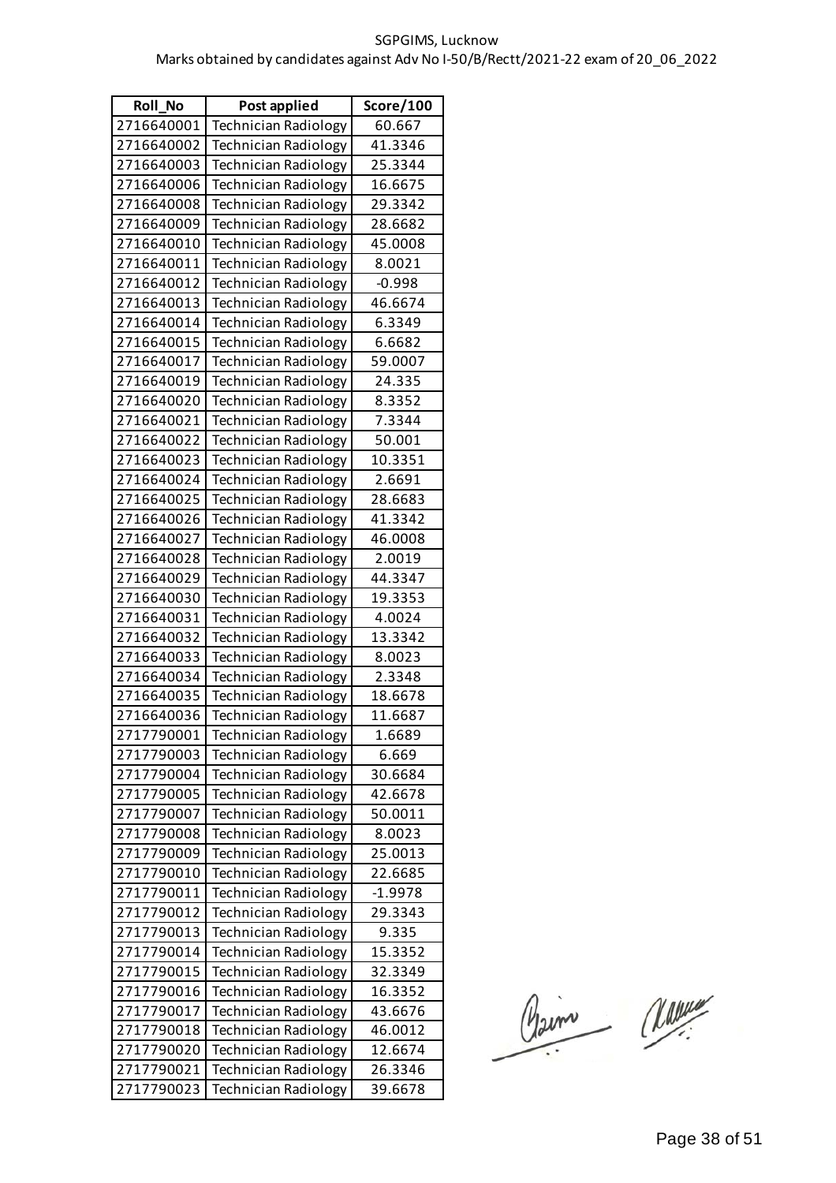SGPGIMS, Lucknow

Marks obtained by candidates against Adv No I-50/B/Rectt/2021-22 exam of 20_06_2022

| Roll_No | Post applied | Score/100 |
|---|---|---|
| 2716640001 | Technician Radiology | 60.667 |
| 2716640002 | Technician Radiology | 41.3346 |
| 2716640003 | Technician Radiology | 25.3344 |
| 2716640006 | Technician Radiology | 16.6675 |
| 2716640008 | Technician Radiology | 29.3342 |
| 2716640009 | Technician Radiology | 28.6682 |
| 2716640010 | Technician Radiology | 45.0008 |
| 2716640011 | Technician Radiology | 8.0021 |
| 2716640012 | Technician Radiology | -0.998 |
| 2716640013 | Technician Radiology | 46.6674 |
| 2716640014 | Technician Radiology | 6.3349 |
| 2716640015 | Technician Radiology | 6.6682 |
| 2716640017 | Technician Radiology | 59.0007 |
| 2716640019 | Technician Radiology | 24.335 |
| 2716640020 | Technician Radiology | 8.3352 |
| 2716640021 | Technician Radiology | 7.3344 |
| 2716640022 | Technician Radiology | 50.001 |
| 2716640023 | Technician Radiology | 10.3351 |
| 2716640024 | Technician Radiology | 2.6691 |
| 2716640025 | Technician Radiology | 28.6683 |
| 2716640026 | Technician Radiology | 41.3342 |
| 2716640027 | Technician Radiology | 46.0008 |
| 2716640028 | Technician Radiology | 2.0019 |
| 2716640029 | Technician Radiology | 44.3347 |
| 2716640030 | Technician Radiology | 19.3353 |
| 2716640031 | Technician Radiology | 4.0024 |
| 2716640032 | Technician Radiology | 13.3342 |
| 2716640033 | Technician Radiology | 8.0023 |
| 2716640034 | Technician Radiology | 2.3348 |
| 2716640035 | Technician Radiology | 18.6678 |
| 2716640036 | Technician Radiology | 11.6687 |
| 2717790001 | Technician Radiology | 1.6689 |
| 2717790003 | Technician Radiology | 6.669 |
| 2717790004 | Technician Radiology | 30.6684 |
| 2717790005 | Technician Radiology | 42.6678 |
| 2717790007 | Technician Radiology | 50.0011 |
| 2717790008 | Technician Radiology | 8.0023 |
| 2717790009 | Technician Radiology | 25.0013 |
| 2717790010 | Technician Radiology | 22.6685 |
| 2717790011 | Technician Radiology | -1.9978 |
| 2717790012 | Technician Radiology | 29.3343 |
| 2717790013 | Technician Radiology | 9.335 |
| 2717790014 | Technician Radiology | 15.3352 |
| 2717790015 | Technician Radiology | 32.3349 |
| 2717790016 | Technician Radiology | 16.3352 |
| 2717790017 | Technician Radiology | 43.6676 |
| 2717790018 | Technician Radiology | 46.0012 |
| 2717790020 | Technician Radiology | 12.6674 |
| 2717790021 | Technician Radiology | 26.3346 |
| 2717790023 | Technician Radiology | 39.6678 |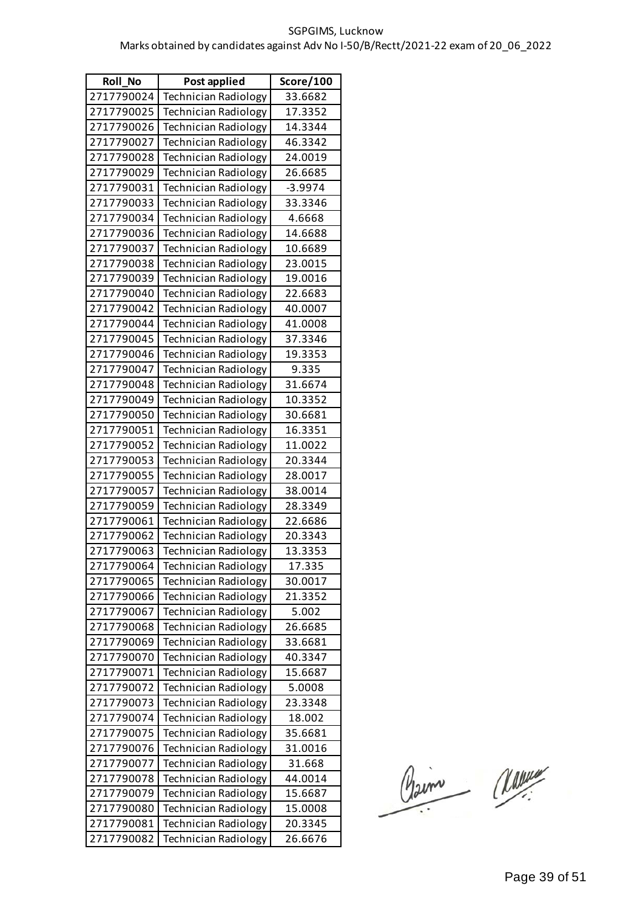SGPGIMS, Lucknow

Marks obtained by candidates against Adv No I-50/B/Rectt/2021-22 exam of 20_06_2022

| Roll_No | Post applied | Score/100 |
|---|---|---|
| 2717790024 | Technician Radiology | 33.6682 |
| 2717790025 | Technician Radiology | 17.3352 |
| 2717790026 | Technician Radiology | 14.3344 |
| 2717790027 | Technician Radiology | 46.3342 |
| 2717790028 | Technician Radiology | 24.0019 |
| 2717790029 | Technician Radiology | 26.6685 |
| 2717790031 | Technician Radiology | -3.9974 |
| 2717790033 | Technician Radiology | 33.3346 |
| 2717790034 | Technician Radiology | 4.6668 |
| 2717790036 | Technician Radiology | 14.6688 |
| 2717790037 | Technician Radiology | 10.6689 |
| 2717790038 | Technician Radiology | 23.0015 |
| 2717790039 | Technician Radiology | 19.0016 |
| 2717790040 | Technician Radiology | 22.6683 |
| 2717790042 | Technician Radiology | 40.0007 |
| 2717790044 | Technician Radiology | 41.0008 |
| 2717790045 | Technician Radiology | 37.3346 |
| 2717790046 | Technician Radiology | 19.3353 |
| 2717790047 | Technician Radiology | 9.335 |
| 2717790048 | Technician Radiology | 31.6674 |
| 2717790049 | Technician Radiology | 10.3352 |
| 2717790050 | Technician Radiology | 30.6681 |
| 2717790051 | Technician Radiology | 16.3351 |
| 2717790052 | Technician Radiology | 11.0022 |
| 2717790053 | Technician Radiology | 20.3344 |
| 2717790055 | Technician Radiology | 28.0017 |
| 2717790057 | Technician Radiology | 38.0014 |
| 2717790059 | Technician Radiology | 28.3349 |
| 2717790061 | Technician Radiology | 22.6686 |
| 2717790062 | Technician Radiology | 20.3343 |
| 2717790063 | Technician Radiology | 13.3353 |
| 2717790064 | Technician Radiology | 17.335 |
| 2717790065 | Technician Radiology | 30.0017 |
| 2717790066 | Technician Radiology | 21.3352 |
| 2717790067 | Technician Radiology | 5.002 |
| 2717790068 | Technician Radiology | 26.6685 |
| 2717790069 | Technician Radiology | 33.6681 |
| 2717790070 | Technician Radiology | 40.3347 |
| 2717790071 | Technician Radiology | 15.6687 |
| 2717790072 | Technician Radiology | 5.0008 |
| 2717790073 | Technician Radiology | 23.3348 |
| 2717790074 | Technician Radiology | 18.002 |
| 2717790075 | Technician Radiology | 35.6681 |
| 2717790076 | Technician Radiology | 31.0016 |
| 2717790077 | Technician Radiology | 31.668 |
| 2717790078 | Technician Radiology | 44.0014 |
| 2717790079 | Technician Radiology | 15.6687 |
| 2717790080 | Technician Radiology | 15.0008 |
| 2717790081 | Technician Radiology | 20.3345 |
| 2717790082 | Technician Radiology | 26.6676 |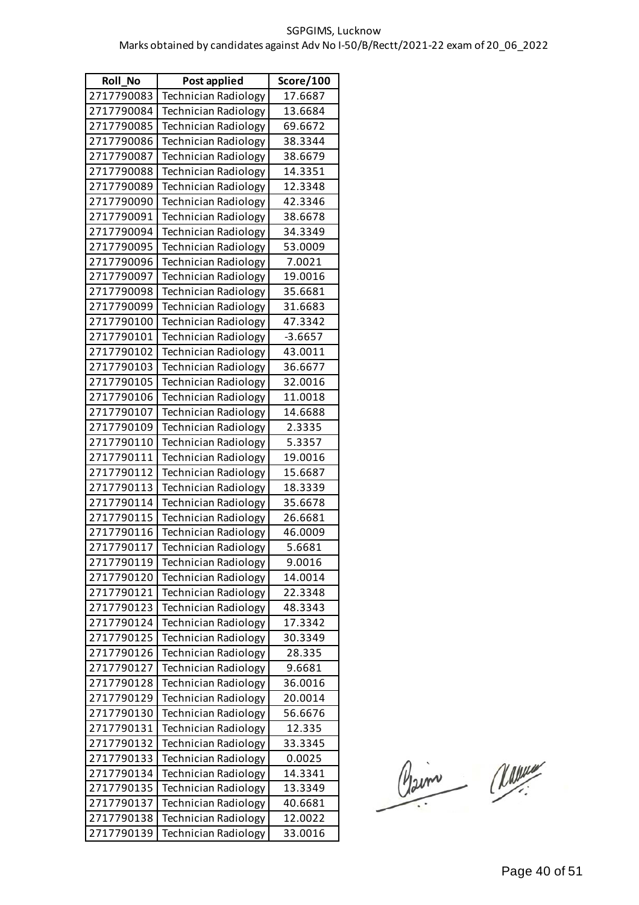| Roll_No | Post applied | Score/100 |
|---|---|---|
| 2717790083 | Technician Radiology | 17.6687 |
| 2717790084 | Technician Radiology | 13.6684 |
| 2717790085 | Technician Radiology | 69.6672 |
| 2717790086 | Technician Radiology | 38.3344 |
| 2717790087 | Technician Radiology | 38.6679 |
| 2717790088 | Technician Radiology | 14.3351 |
| 2717790089 | Technician Radiology | 12.3348 |
| 2717790090 | Technician Radiology | 42.3346 |
| 2717790091 | Technician Radiology | 38.6678 |
| 2717790094 | Technician Radiology | 34.3349 |
| 2717790095 | Technician Radiology | 53.0009 |
| 2717790096 | Technician Radiology | 7.0021 |
| 2717790097 | Technician Radiology | 19.0016 |
| 2717790098 | Technician Radiology | 35.6681 |
| 2717790099 | Technician Radiology | 31.6683 |
| 2717790100 | Technician Radiology | 47.3342 |
| 2717790101 | Technician Radiology | -3.6657 |
| 2717790102 | Technician Radiology | 43.0011 |
| 2717790103 | Technician Radiology | 36.6677 |
| 2717790105 | Technician Radiology | 32.0016 |
| 2717790106 | Technician Radiology | 11.0018 |
| 2717790107 | Technician Radiology | 14.6688 |
| 2717790109 | Technician Radiology | 2.3335 |
| 2717790110 | Technician Radiology | 5.3357 |
| 2717790111 | Technician Radiology | 19.0016 |
| 2717790112 | Technician Radiology | 15.6687 |
| 2717790113 | Technician Radiology | 18.3339 |
| 2717790114 | Technician Radiology | 35.6678 |
| 2717790115 | Technician Radiology | 26.6681 |
| 2717790116 | Technician Radiology | 46.0009 |
| 2717790117 | Technician Radiology | 5.6681 |
| 2717790119 | Technician Radiology | 9.0016 |
| 2717790120 | Technician Radiology | 14.0014 |
| 2717790121 | Technician Radiology | 22.3348 |
| 2717790123 | Technician Radiology | 48.3343 |
| 2717790124 | Technician Radiology | 17.3342 |
| 2717790125 | Technician Radiology | 30.3349 |
| 2717790126 | Technician Radiology | 28.335 |
| 2717790127 | Technician Radiology | 9.6681 |
| 2717790128 | Technician Radiology | 36.0016 |
| 2717790129 | Technician Radiology | 20.0014 |
| 2717790130 | Technician Radiology | 56.6676 |
| 2717790131 | Technician Radiology | 12.335 |
| 2717790132 | Technician Radiology | 33.3345 |
| 2717790133 | Technician Radiology | 0.0025 |
| 2717790134 | Technician Radiology | 14.3341 |
| 2717790135 | Technician Radiology | 13.3349 |
| 2717790137 | Technician Radiology | 40.6681 |
| 2717790138 | Technician Radiology | 12.0022 |
| 2717790139 | Technician Radiology | 33.0016 |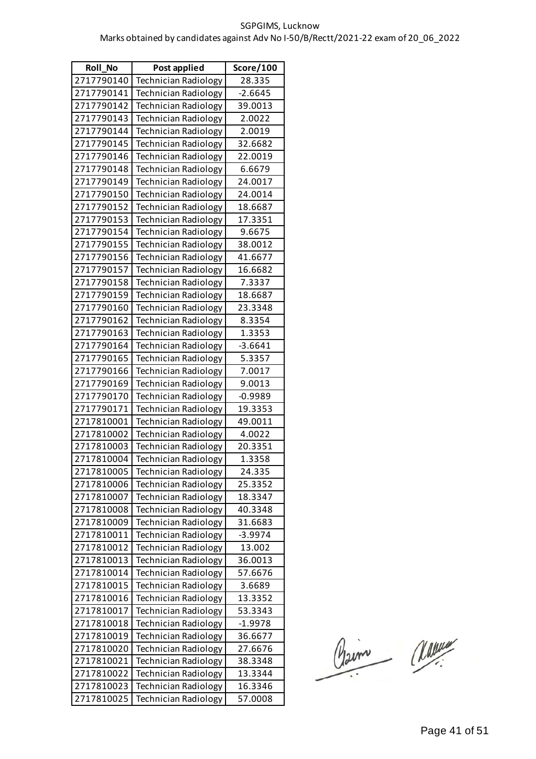SGPGIMS, Lucknow

Marks obtained by candidates against Adv No I-50/B/Rectt/2021-22 exam of 20_06_2022

| Roll_No | Post applied | Score/100 |
|---|---|---|
| 2717790140 | Technician Radiology | 28.335 |
| 2717790141 | Technician Radiology | -2.6645 |
| 2717790142 | Technician Radiology | 39.0013 |
| 2717790143 | Technician Radiology | 2.0022 |
| 2717790144 | Technician Radiology | 2.0019 |
| 2717790145 | Technician Radiology | 32.6682 |
| 2717790146 | Technician Radiology | 22.0019 |
| 2717790148 | Technician Radiology | 6.6679 |
| 2717790149 | Technician Radiology | 24.0017 |
| 2717790150 | Technician Radiology | 24.0014 |
| 2717790152 | Technician Radiology | 18.6687 |
| 2717790153 | Technician Radiology | 17.3351 |
| 2717790154 | Technician Radiology | 9.6675 |
| 2717790155 | Technician Radiology | 38.0012 |
| 2717790156 | Technician Radiology | 41.6677 |
| 2717790157 | Technician Radiology | 16.6682 |
| 2717790158 | Technician Radiology | 7.3337 |
| 2717790159 | Technician Radiology | 18.6687 |
| 2717790160 | Technician Radiology | 23.3348 |
| 2717790162 | Technician Radiology | 8.3354 |
| 2717790163 | Technician Radiology | 1.3353 |
| 2717790164 | Technician Radiology | -3.6641 |
| 2717790165 | Technician Radiology | 5.3357 |
| 2717790166 | Technician Radiology | 7.0017 |
| 2717790169 | Technician Radiology | 9.0013 |
| 2717790170 | Technician Radiology | -0.9989 |
| 2717790171 | Technician Radiology | 19.3353 |
| 2717810001 | Technician Radiology | 49.0011 |
| 2717810002 | Technician Radiology | 4.0022 |
| 2717810003 | Technician Radiology | 20.3351 |
| 2717810004 | Technician Radiology | 1.3358 |
| 2717810005 | Technician Radiology | 24.335 |
| 2717810006 | Technician Radiology | 25.3352 |
| 2717810007 | Technician Radiology | 18.3347 |
| 2717810008 | Technician Radiology | 40.3348 |
| 2717810009 | Technician Radiology | 31.6683 |
| 2717810011 | Technician Radiology | -3.9974 |
| 2717810012 | Technician Radiology | 13.002 |
| 2717810013 | Technician Radiology | 36.0013 |
| 2717810014 | Technician Radiology | 57.6676 |
| 2717810015 | Technician Radiology | 3.6689 |
| 2717810016 | Technician Radiology | 13.3352 |
| 2717810017 | Technician Radiology | 53.3343 |
| 2717810018 | Technician Radiology | -1.9978 |
| 2717810019 | Technician Radiology | 36.6677 |
| 2717810020 | Technician Radiology | 27.6676 |
| 2717810021 | Technician Radiology | 38.3348 |
| 2717810022 | Technician Radiology | 13.3344 |
| 2717810023 | Technician Radiology | 16.3346 |
| 2717810025 | Technician Radiology | 57.0008 |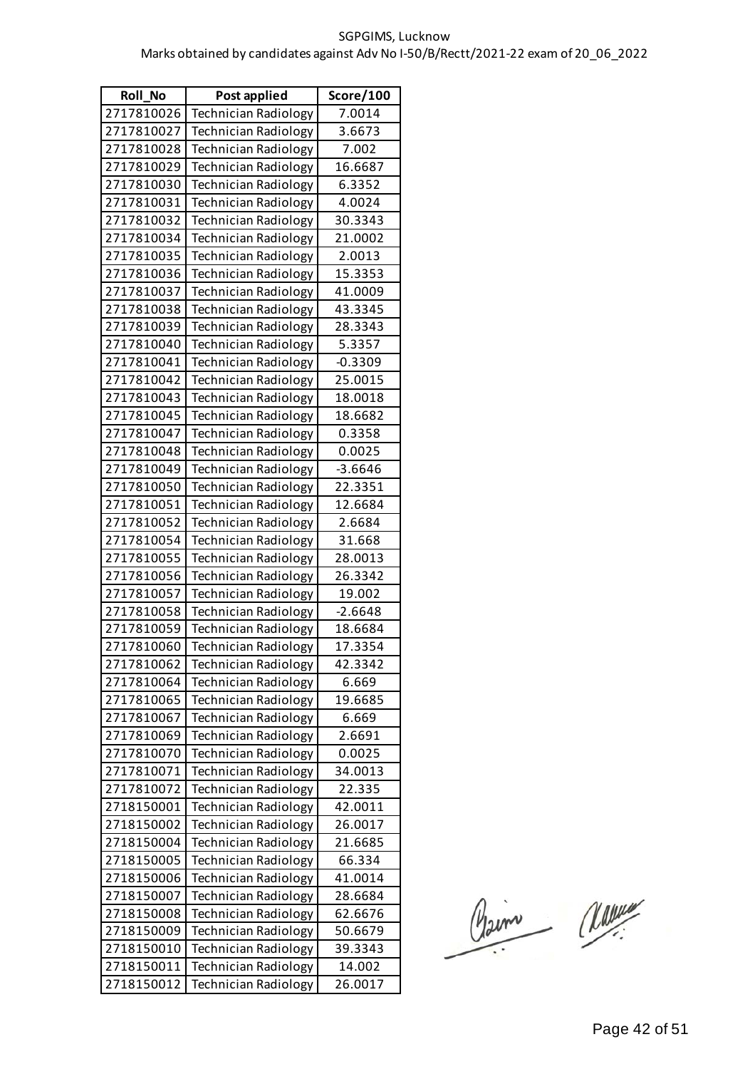SGPGIMS, Lucknow

Marks obtained by candidates against Adv No I-50/B/Rectt/2021-22 exam of 20_06_2022

| Roll_No | Post applied | Score/100 |
|---|---|---|
| 2717810026 | Technician Radiology | 7.0014 |
| 2717810027 | Technician Radiology | 3.6673 |
| 2717810028 | Technician Radiology | 7.002 |
| 2717810029 | Technician Radiology | 16.6687 |
| 2717810030 | Technician Radiology | 6.3352 |
| 2717810031 | Technician Radiology | 4.0024 |
| 2717810032 | Technician Radiology | 30.3343 |
| 2717810034 | Technician Radiology | 21.0002 |
| 2717810035 | Technician Radiology | 2.0013 |
| 2717810036 | Technician Radiology | 15.3353 |
| 2717810037 | Technician Radiology | 41.0009 |
| 2717810038 | Technician Radiology | 43.3345 |
| 2717810039 | Technician Radiology | 28.3343 |
| 2717810040 | Technician Radiology | 5.3357 |
| 2717810041 | Technician Radiology | -0.3309 |
| 2717810042 | Technician Radiology | 25.0015 |
| 2717810043 | Technician Radiology | 18.0018 |
| 2717810045 | Technician Radiology | 18.6682 |
| 2717810047 | Technician Radiology | 0.3358 |
| 2717810048 | Technician Radiology | 0.0025 |
| 2717810049 | Technician Radiology | -3.6646 |
| 2717810050 | Technician Radiology | 22.3351 |
| 2717810051 | Technician Radiology | 12.6684 |
| 2717810052 | Technician Radiology | 2.6684 |
| 2717810054 | Technician Radiology | 31.668 |
| 2717810055 | Technician Radiology | 28.0013 |
| 2717810056 | Technician Radiology | 26.3342 |
| 2717810057 | Technician Radiology | 19.002 |
| 2717810058 | Technician Radiology | -2.6648 |
| 2717810059 | Technician Radiology | 18.6684 |
| 2717810060 | Technician Radiology | 17.3354 |
| 2717810062 | Technician Radiology | 42.3342 |
| 2717810064 | Technician Radiology | 6.669 |
| 2717810065 | Technician Radiology | 19.6685 |
| 2717810067 | Technician Radiology | 6.669 |
| 2717810069 | Technician Radiology | 2.6691 |
| 2717810070 | Technician Radiology | 0.0025 |
| 2717810071 | Technician Radiology | 34.0013 |
| 2717810072 | Technician Radiology | 22.335 |
| 2718150001 | Technician Radiology | 42.0011 |
| 2718150002 | Technician Radiology | 26.0017 |
| 2718150004 | Technician Radiology | 21.6685 |
| 2718150005 | Technician Radiology | 66.334 |
| 2718150006 | Technician Radiology | 41.0014 |
| 2718150007 | Technician Radiology | 28.6684 |
| 2718150008 | Technician Radiology | 62.6676 |
| 2718150009 | Technician Radiology | 50.6679 |
| 2718150010 | Technician Radiology | 39.3343 |
| 2718150011 | Technician Radiology | 14.002 |
| 2718150012 | Technician Radiology | 26.0017 |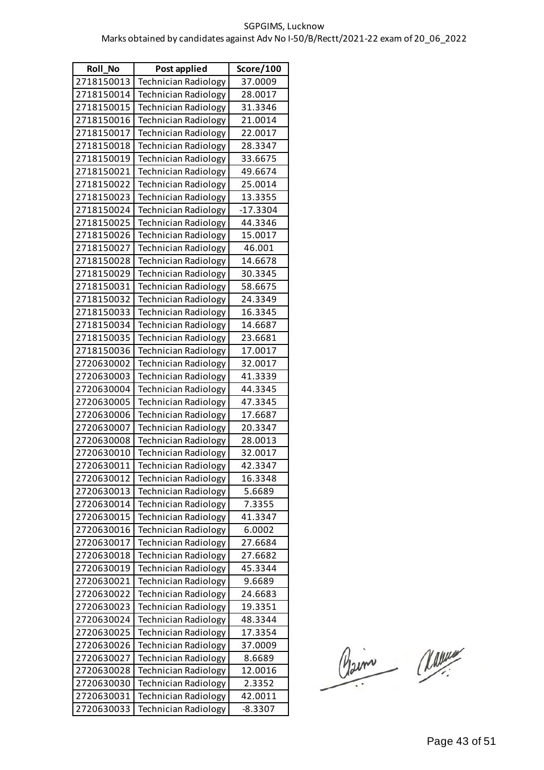SGPGIMS, Lucknow

Marks obtained by candidates against Adv No I-50/B/Rectt/2021-22 exam of 20_06_2022

| Roll_No | Post applied | Score/100 |
|---|---|---|
| 2718150013 | Technician Radiology | 37.0009 |
| 2718150014 | Technician Radiology | 28.0017 |
| 2718150015 | Technician Radiology | 31.3346 |
| 2718150016 | Technician Radiology | 21.0014 |
| 2718150017 | Technician Radiology | 22.0017 |
| 2718150018 | Technician Radiology | 28.3347 |
| 2718150019 | Technician Radiology | 33.6675 |
| 2718150021 | Technician Radiology | 49.6674 |
| 2718150022 | Technician Radiology | 25.0014 |
| 2718150023 | Technician Radiology | 13.3355 |
| 2718150024 | Technician Radiology | -17.3304 |
| 2718150025 | Technician Radiology | 44.3346 |
| 2718150026 | Technician Radiology | 15.0017 |
| 2718150027 | Technician Radiology | 46.001 |
| 2718150028 | Technician Radiology | 14.6678 |
| 2718150029 | Technician Radiology | 30.3345 |
| 2718150031 | Technician Radiology | 58.6675 |
| 2718150032 | Technician Radiology | 24.3349 |
| 2718150033 | Technician Radiology | 16.3345 |
| 2718150034 | Technician Radiology | 14.6687 |
| 2718150035 | Technician Radiology | 23.6681 |
| 2718150036 | Technician Radiology | 17.0017 |
| 2720630002 | Technician Radiology | 32.0017 |
| 2720630003 | Technician Radiology | 41.3339 |
| 2720630004 | Technician Radiology | 44.3345 |
| 2720630005 | Technician Radiology | 47.3345 |
| 2720630006 | Technician Radiology | 17.6687 |
| 2720630007 | Technician Radiology | 20.3347 |
| 2720630008 | Technician Radiology | 28.0013 |
| 2720630010 | Technician Radiology | 32.0017 |
| 2720630011 | Technician Radiology | 42.3347 |
| 2720630012 | Technician Radiology | 16.3348 |
| 2720630013 | Technician Radiology | 5.6689 |
| 2720630014 | Technician Radiology | 7.3355 |
| 2720630015 | Technician Radiology | 41.3347 |
| 2720630016 | Technician Radiology | 6.0002 |
| 2720630017 | Technician Radiology | 27.6684 |
| 2720630018 | Technician Radiology | 27.6682 |
| 2720630019 | Technician Radiology | 45.3344 |
| 2720630021 | Technician Radiology | 9.6689 |
| 2720630022 | Technician Radiology | 24.6683 |
| 2720630023 | Technician Radiology | 19.3351 |
| 2720630024 | Technician Radiology | 48.3344 |
| 2720630025 | Technician Radiology | 17.3354 |
| 2720630026 | Technician Radiology | 37.0009 |
| 2720630027 | Technician Radiology | 8.6689 |
| 2720630028 | Technician Radiology | 12.0016 |
| 2720630030 | Technician Radiology | 2.3352 |
| 2720630031 | Technician Radiology | 42.0011 |
| 2720630033 | Technician Radiology | -8.3307 |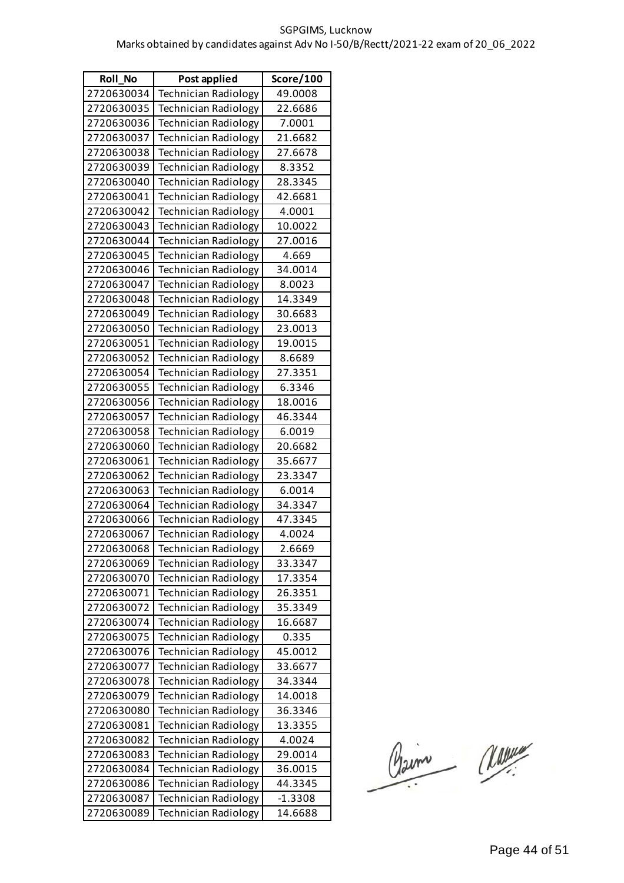SGPGIMS, Lucknow

Marks obtained by candidates against Adv No I-50/B/Rectt/2021-22 exam of 20_06_2022

| Roll_No | Post applied | Score/100 |
|---|---|---|
| 2720630034 | Technician Radiology | 49.0008 |
| 2720630035 | Technician Radiology | 22.6686 |
| 2720630036 | Technician Radiology | 7.0001 |
| 2720630037 | Technician Radiology | 21.6682 |
| 2720630038 | Technician Radiology | 27.6678 |
| 2720630039 | Technician Radiology | 8.3352 |
| 2720630040 | Technician Radiology | 28.3345 |
| 2720630041 | Technician Radiology | 42.6681 |
| 2720630042 | Technician Radiology | 4.0001 |
| 2720630043 | Technician Radiology | 10.0022 |
| 2720630044 | Technician Radiology | 27.0016 |
| 2720630045 | Technician Radiology | 4.669 |
| 2720630046 | Technician Radiology | 34.0014 |
| 2720630047 | Technician Radiology | 8.0023 |
| 2720630048 | Technician Radiology | 14.3349 |
| 2720630049 | Technician Radiology | 30.6683 |
| 2720630050 | Technician Radiology | 23.0013 |
| 2720630051 | Technician Radiology | 19.0015 |
| 2720630052 | Technician Radiology | 8.6689 |
| 2720630054 | Technician Radiology | 27.3351 |
| 2720630055 | Technician Radiology | 6.3346 |
| 2720630056 | Technician Radiology | 18.0016 |
| 2720630057 | Technician Radiology | 46.3344 |
| 2720630058 | Technician Radiology | 6.0019 |
| 2720630060 | Technician Radiology | 20.6682 |
| 2720630061 | Technician Radiology | 35.6677 |
| 2720630062 | Technician Radiology | 23.3347 |
| 2720630063 | Technician Radiology | 6.0014 |
| 2720630064 | Technician Radiology | 34.3347 |
| 2720630066 | Technician Radiology | 47.3345 |
| 2720630067 | Technician Radiology | 4.0024 |
| 2720630068 | Technician Radiology | 2.6669 |
| 2720630069 | Technician Radiology | 33.3347 |
| 2720630070 | Technician Radiology | 17.3354 |
| 2720630071 | Technician Radiology | 26.3351 |
| 2720630072 | Technician Radiology | 35.3349 |
| 2720630074 | Technician Radiology | 16.6687 |
| 2720630075 | Technician Radiology | 0.335 |
| 2720630076 | Technician Radiology | 45.0012 |
| 2720630077 | Technician Radiology | 33.6677 |
| 2720630078 | Technician Radiology | 34.3344 |
| 2720630079 | Technician Radiology | 14.0018 |
| 2720630080 | Technician Radiology | 36.3346 |
| 2720630081 | Technician Radiology | 13.3355 |
| 2720630082 | Technician Radiology | 4.0024 |
| 2720630083 | Technician Radiology | 29.0014 |
| 2720630084 | Technician Radiology | 36.0015 |
| 2720630086 | Technician Radiology | 44.3345 |
| 2720630087 | Technician Radiology | -1.3308 |
| 2720630089 | Technician Radiology | 14.6688 |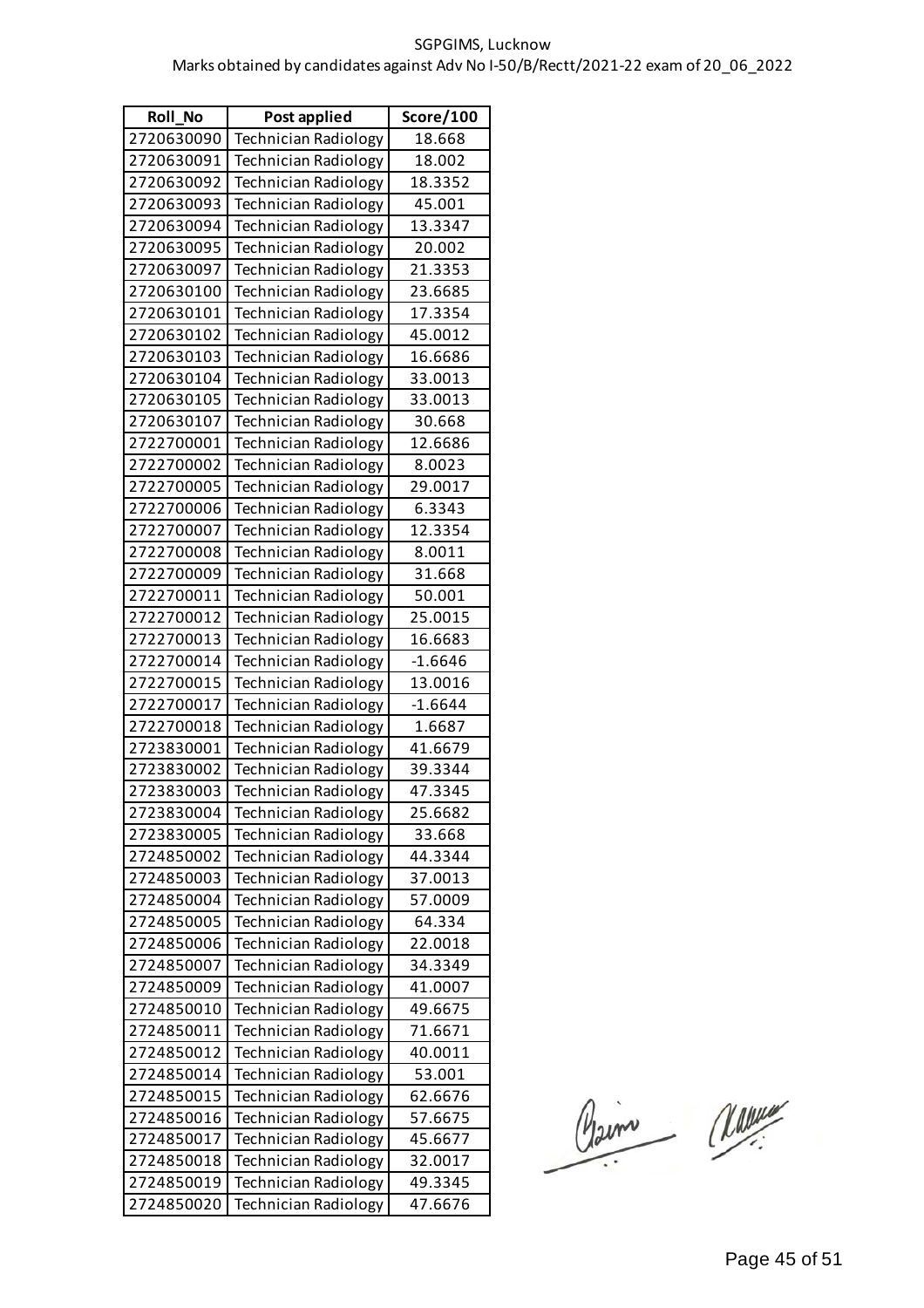SGPGIMS, Lucknow

Marks obtained by candidates against Adv No I-50/B/Rectt/2021-22 exam of 20_06_2022

| Roll_No | Post applied | Score/100 |
|---|---|---|
| 2720630090 | Technician Radiology | 18.668 |
| 2720630091 | Technician Radiology | 18.002 |
| 2720630092 | Technician Radiology | 18.3352 |
| 2720630093 | Technician Radiology | 45.001 |
| 2720630094 | Technician Radiology | 13.3347 |
| 2720630095 | Technician Radiology | 20.002 |
| 2720630097 | Technician Radiology | 21.3353 |
| 2720630100 | Technician Radiology | 23.6685 |
| 2720630101 | Technician Radiology | 17.3354 |
| 2720630102 | Technician Radiology | 45.0012 |
| 2720630103 | Technician Radiology | 16.6686 |
| 2720630104 | Technician Radiology | 33.0013 |
| 2720630105 | Technician Radiology | 33.0013 |
| 2720630107 | Technician Radiology | 30.668 |
| 2722700001 | Technician Radiology | 12.6686 |
| 2722700002 | Technician Radiology | 8.0023 |
| 2722700005 | Technician Radiology | 29.0017 |
| 2722700006 | Technician Radiology | 6.3343 |
| 2722700007 | Technician Radiology | 12.3354 |
| 2722700008 | Technician Radiology | 8.0011 |
| 2722700009 | Technician Radiology | 31.668 |
| 2722700011 | Technician Radiology | 50.001 |
| 2722700012 | Technician Radiology | 25.0015 |
| 2722700013 | Technician Radiology | 16.6683 |
| 2722700014 | Technician Radiology | -1.6646 |
| 2722700015 | Technician Radiology | 13.0016 |
| 2722700017 | Technician Radiology | -1.6644 |
| 2722700018 | Technician Radiology | 1.6687 |
| 2723830001 | Technician Radiology | 41.6679 |
| 2723830002 | Technician Radiology | 39.3344 |
| 2723830003 | Technician Radiology | 47.3345 |
| 2723830004 | Technician Radiology | 25.6682 |
| 2723830005 | Technician Radiology | 33.668 |
| 2724850002 | Technician Radiology | 44.3344 |
| 2724850003 | Technician Radiology | 37.0013 |
| 2724850004 | Technician Radiology | 57.0009 |
| 2724850005 | Technician Radiology | 64.334 |
| 2724850006 | Technician Radiology | 22.0018 |
| 2724850007 | Technician Radiology | 34.3349 |
| 2724850009 | Technician Radiology | 41.0007 |
| 2724850010 | Technician Radiology | 49.6675 |
| 2724850011 | Technician Radiology | 71.6671 |
| 2724850012 | Technician Radiology | 40.0011 |
| 2724850014 | Technician Radiology | 53.001 |
| 2724850015 | Technician Radiology | 62.6676 |
| 2724850016 | Technician Radiology | 57.6675 |
| 2724850017 | Technician Radiology | 45.6677 |
| 2724850018 | Technician Radiology | 32.0017 |
| 2724850019 | Technician Radiology | 49.3345 |
| 2724850020 | Technician Radiology | 47.6676 |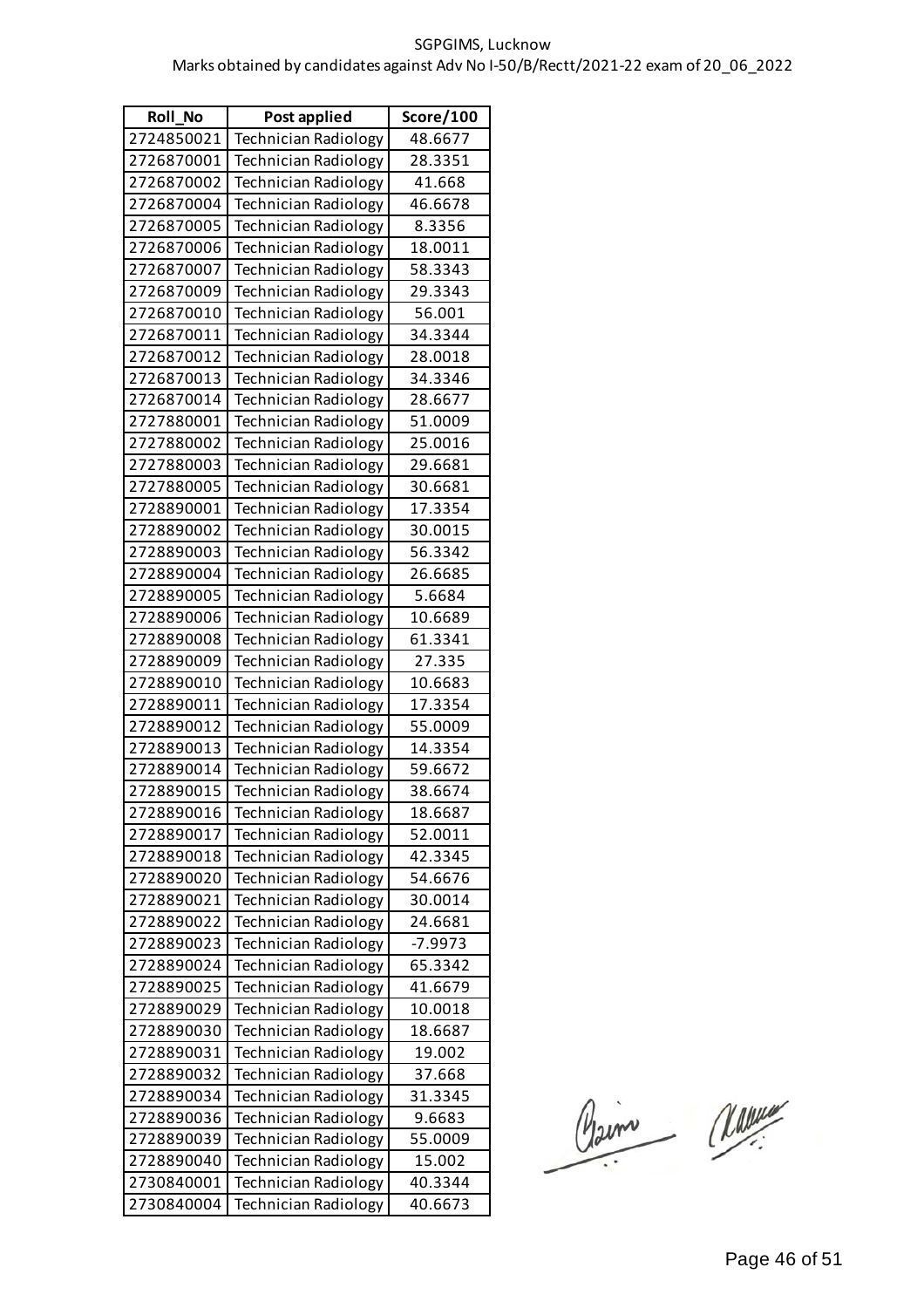SGPGIMS, Lucknow

Marks obtained by candidates against Adv No I-50/B/Rectt/2021-22 exam of 20_06_2022

| Roll_No | Post applied | Score/100 |
|---|---|---|
| 2724850021 | Technician Radiology | 48.6677 |
| 2726870001 | Technician Radiology | 28.3351 |
| 2726870002 | Technician Radiology | 41.668 |
| 2726870004 | Technician Radiology | 46.6678 |
| 2726870005 | Technician Radiology | 8.3356 |
| 2726870006 | Technician Radiology | 18.0011 |
| 2726870007 | Technician Radiology | 58.3343 |
| 2726870009 | Technician Radiology | 29.3343 |
| 2726870010 | Technician Radiology | 56.001 |
| 2726870011 | Technician Radiology | 34.3344 |
| 2726870012 | Technician Radiology | 28.0018 |
| 2726870013 | Technician Radiology | 34.3346 |
| 2726870014 | Technician Radiology | 28.6677 |
| 2727880001 | Technician Radiology | 51.0009 |
| 2727880002 | Technician Radiology | 25.0016 |
| 2727880003 | Technician Radiology | 29.6681 |
| 2727880005 | Technician Radiology | 30.6681 |
| 2728890001 | Technician Radiology | 17.3354 |
| 2728890002 | Technician Radiology | 30.0015 |
| 2728890003 | Technician Radiology | 56.3342 |
| 2728890004 | Technician Radiology | 26.6685 |
| 2728890005 | Technician Radiology | 5.6684 |
| 2728890006 | Technician Radiology | 10.6689 |
| 2728890008 | Technician Radiology | 61.3341 |
| 2728890009 | Technician Radiology | 27.335 |
| 2728890010 | Technician Radiology | 10.6683 |
| 2728890011 | Technician Radiology | 17.3354 |
| 2728890012 | Technician Radiology | 55.0009 |
| 2728890013 | Technician Radiology | 14.3354 |
| 2728890014 | Technician Radiology | 59.6672 |
| 2728890015 | Technician Radiology | 38.6674 |
| 2728890016 | Technician Radiology | 18.6687 |
| 2728890017 | Technician Radiology | 52.0011 |
| 2728890018 | Technician Radiology | 42.3345 |
| 2728890020 | Technician Radiology | 54.6676 |
| 2728890021 | Technician Radiology | 30.0014 |
| 2728890022 | Technician Radiology | 24.6681 |
| 2728890023 | Technician Radiology | -7.9973 |
| 2728890024 | Technician Radiology | 65.3342 |
| 2728890025 | Technician Radiology | 41.6679 |
| 2728890029 | Technician Radiology | 10.0018 |
| 2728890030 | Technician Radiology | 18.6687 |
| 2728890031 | Technician Radiology | 19.002 |
| 2728890032 | Technician Radiology | 37.668 |
| 2728890034 | Technician Radiology | 31.3345 |
| 2728890036 | Technician Radiology | 9.6683 |
| 2728890039 | Technician Radiology | 55.0009 |
| 2728890040 | Technician Radiology | 15.002 |
| 2730840001 | Technician Radiology | 40.3344 |
| 2730840004 | Technician Radiology | 40.6673 |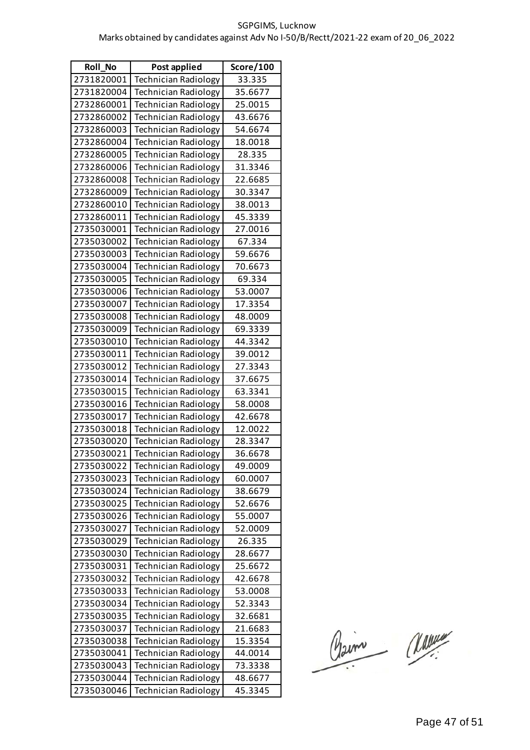SGPGIMS, Lucknow

Marks obtained by candidates against Adv No I-50/B/Rectt/2021-22 exam of 20_06_2022

| Roll_No | Post applied | Score/100 |
|---|---|---|
| 2731820001 | Technician Radiology | 33.335 |
| 2731820004 | Technician Radiology | 35.6677 |
| 2732860001 | Technician Radiology | 25.0015 |
| 2732860002 | Technician Radiology | 43.6676 |
| 2732860003 | Technician Radiology | 54.6674 |
| 2732860004 | Technician Radiology | 18.0018 |
| 2732860005 | Technician Radiology | 28.335 |
| 2732860006 | Technician Radiology | 31.3346 |
| 2732860008 | Technician Radiology | 22.6685 |
| 2732860009 | Technician Radiology | 30.3347 |
| 2732860010 | Technician Radiology | 38.0013 |
| 2732860011 | Technician Radiology | 45.3339 |
| 2735030001 | Technician Radiology | 27.0016 |
| 2735030002 | Technician Radiology | 67.334 |
| 2735030003 | Technician Radiology | 59.6676 |
| 2735030004 | Technician Radiology | 70.6673 |
| 2735030005 | Technician Radiology | 69.334 |
| 2735030006 | Technician Radiology | 53.0007 |
| 2735030007 | Technician Radiology | 17.3354 |
| 2735030008 | Technician Radiology | 48.0009 |
| 2735030009 | Technician Radiology | 69.3339 |
| 2735030010 | Technician Radiology | 44.3342 |
| 2735030011 | Technician Radiology | 39.0012 |
| 2735030012 | Technician Radiology | 27.3343 |
| 2735030014 | Technician Radiology | 37.6675 |
| 2735030015 | Technician Radiology | 63.3341 |
| 2735030016 | Technician Radiology | 58.0008 |
| 2735030017 | Technician Radiology | 42.6678 |
| 2735030018 | Technician Radiology | 12.0022 |
| 2735030020 | Technician Radiology | 28.3347 |
| 2735030021 | Technician Radiology | 36.6678 |
| 2735030022 | Technician Radiology | 49.0009 |
| 2735030023 | Technician Radiology | 60.0007 |
| 2735030024 | Technician Radiology | 38.6679 |
| 2735030025 | Technician Radiology | 52.6676 |
| 2735030026 | Technician Radiology | 55.0007 |
| 2735030027 | Technician Radiology | 52.0009 |
| 2735030029 | Technician Radiology | 26.335 |
| 2735030030 | Technician Radiology | 28.6677 |
| 2735030031 | Technician Radiology | 25.6672 |
| 2735030032 | Technician Radiology | 42.6678 |
| 2735030033 | Technician Radiology | 53.0008 |
| 2735030034 | Technician Radiology | 52.3343 |
| 2735030035 | Technician Radiology | 32.6681 |
| 2735030037 | Technician Radiology | 21.6683 |
| 2735030038 | Technician Radiology | 15.3354 |
| 2735030041 | Technician Radiology | 44.0014 |
| 2735030043 | Technician Radiology | 73.3338 |
| 2735030044 | Technician Radiology | 48.6677 |
| 2735030046 | Technician Radiology | 45.3345 |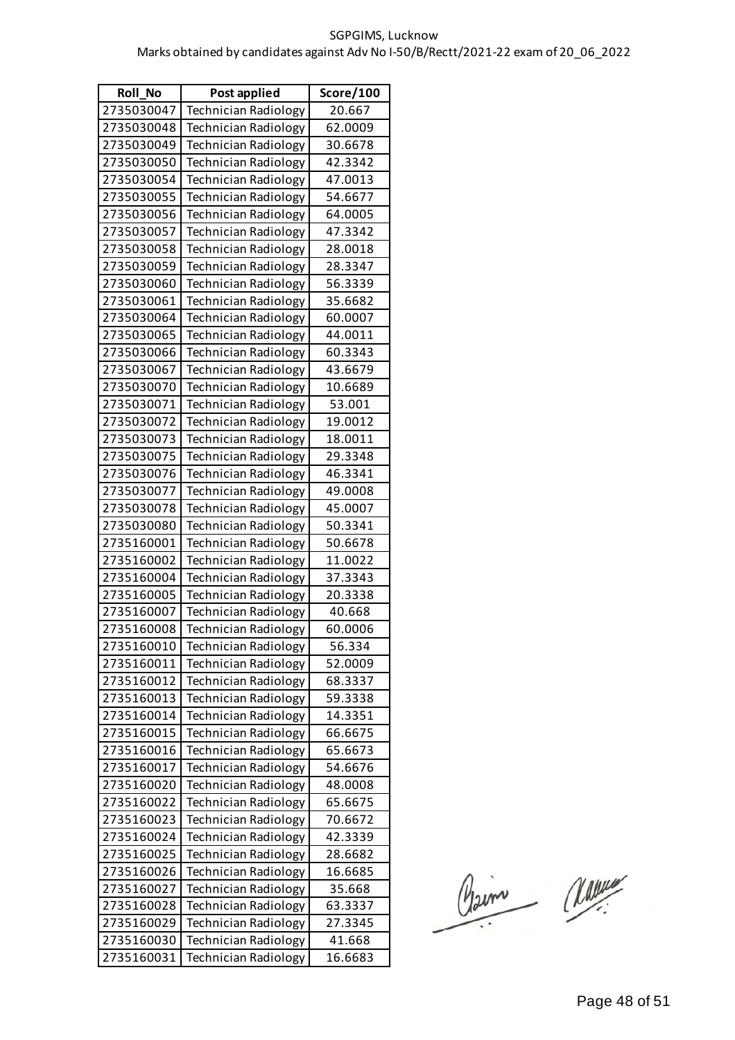SGPGIMS, Lucknow

Marks obtained by candidates against Adv No I-50/B/Rectt/2021-22 exam of 20_06_2022

| Roll_No | Post applied | Score/100 |
|---|---|---|
| 2735030047 | Technician Radiology | 20.667 |
| 2735030048 | Technician Radiology | 62.0009 |
| 2735030049 | Technician Radiology | 30.6678 |
| 2735030050 | Technician Radiology | 42.3342 |
| 2735030054 | Technician Radiology | 47.0013 |
| 2735030055 | Technician Radiology | 54.6677 |
| 2735030056 | Technician Radiology | 64.0005 |
| 2735030057 | Technician Radiology | 47.3342 |
| 2735030058 | Technician Radiology | 28.0018 |
| 2735030059 | Technician Radiology | 28.3347 |
| 2735030060 | Technician Radiology | 56.3339 |
| 2735030061 | Technician Radiology | 35.6682 |
| 2735030064 | Technician Radiology | 60.0007 |
| 2735030065 | Technician Radiology | 44.0011 |
| 2735030066 | Technician Radiology | 60.3343 |
| 2735030067 | Technician Radiology | 43.6679 |
| 2735030070 | Technician Radiology | 10.6689 |
| 2735030071 | Technician Radiology | 53.001 |
| 2735030072 | Technician Radiology | 19.0012 |
| 2735030073 | Technician Radiology | 18.0011 |
| 2735030075 | Technician Radiology | 29.3348 |
| 2735030076 | Technician Radiology | 46.3341 |
| 2735030077 | Technician Radiology | 49.0008 |
| 2735030078 | Technician Radiology | 45.0007 |
| 2735030080 | Technician Radiology | 50.3341 |
| 2735160001 | Technician Radiology | 50.6678 |
| 2735160002 | Technician Radiology | 11.0022 |
| 2735160004 | Technician Radiology | 37.3343 |
| 2735160005 | Technician Radiology | 20.3338 |
| 2735160007 | Technician Radiology | 40.668 |
| 2735160008 | Technician Radiology | 60.0006 |
| 2735160010 | Technician Radiology | 56.334 |
| 2735160011 | Technician Radiology | 52.0009 |
| 2735160012 | Technician Radiology | 68.3337 |
| 2735160013 | Technician Radiology | 59.3338 |
| 2735160014 | Technician Radiology | 14.3351 |
| 2735160015 | Technician Radiology | 66.6675 |
| 2735160016 | Technician Radiology | 65.6673 |
| 2735160017 | Technician Radiology | 54.6676 |
| 2735160020 | Technician Radiology | 48.0008 |
| 2735160022 | Technician Radiology | 65.6675 |
| 2735160023 | Technician Radiology | 70.6672 |
| 2735160024 | Technician Radiology | 42.3339 |
| 2735160025 | Technician Radiology | 28.6682 |
| 2735160026 | Technician Radiology | 16.6685 |
| 2735160027 | Technician Radiology | 35.668 |
| 2735160028 | Technician Radiology | 63.3337 |
| 2735160029 | Technician Radiology | 27.3345 |
| 2735160030 | Technician Radiology | 41.668 |
| 2735160031 | Technician Radiology | 16.6683 |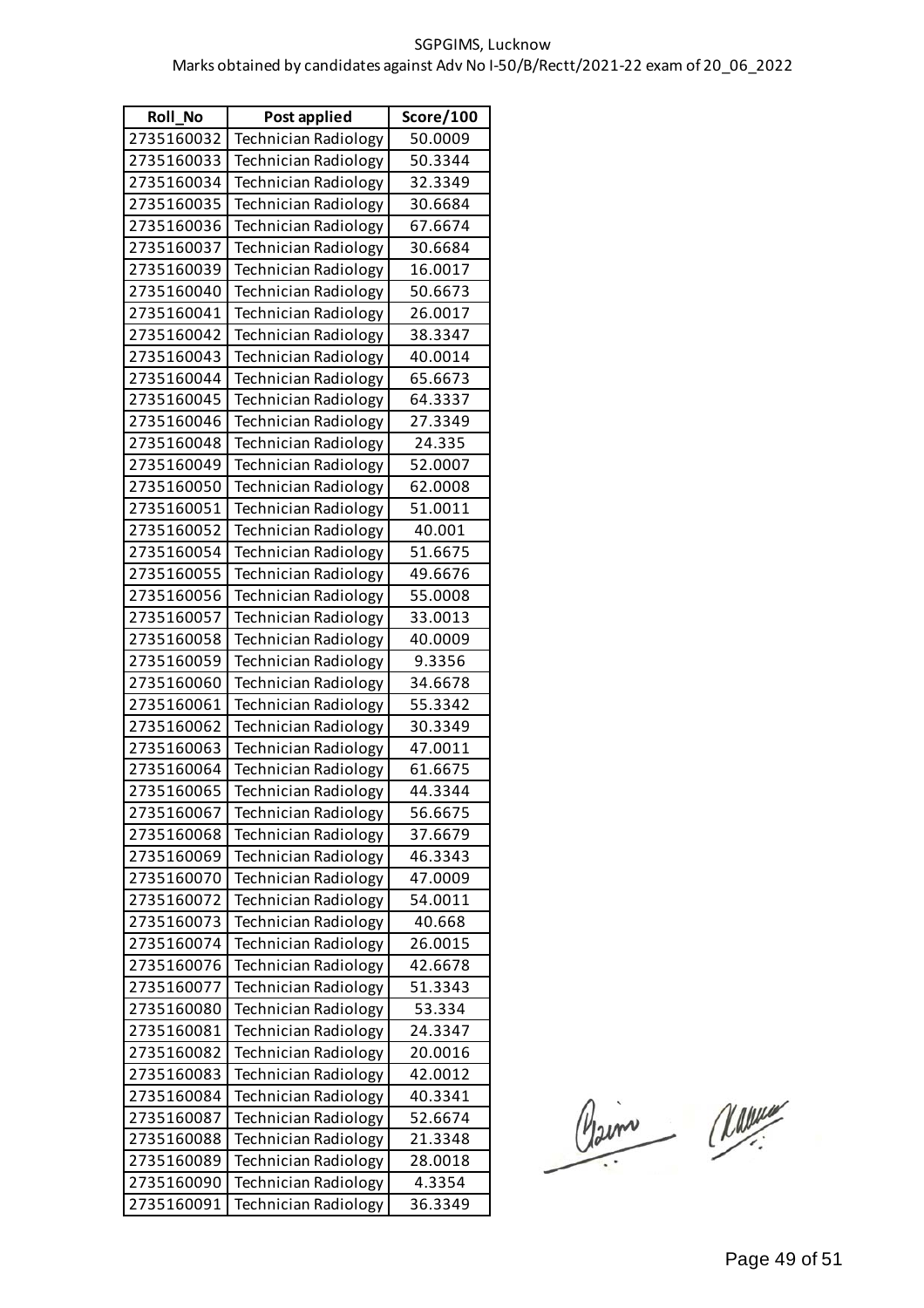SGPGIMS, Lucknow

Marks obtained by candidates against Adv No I-50/B/Rectt/2021-22 exam of 20_06_2022

| Roll_No | Post applied | Score/100 |
|---|---|---|
| 2735160032 | Technician Radiology | 50.0009 |
| 2735160033 | Technician Radiology | 50.3344 |
| 2735160034 | Technician Radiology | 32.3349 |
| 2735160035 | Technician Radiology | 30.6684 |
| 2735160036 | Technician Radiology | 67.6674 |
| 2735160037 | Technician Radiology | 30.6684 |
| 2735160039 | Technician Radiology | 16.0017 |
| 2735160040 | Technician Radiology | 50.6673 |
| 2735160041 | Technician Radiology | 26.0017 |
| 2735160042 | Technician Radiology | 38.3347 |
| 2735160043 | Technician Radiology | 40.0014 |
| 2735160044 | Technician Radiology | 65.6673 |
| 2735160045 | Technician Radiology | 64.3337 |
| 2735160046 | Technician Radiology | 27.3349 |
| 2735160048 | Technician Radiology | 24.335 |
| 2735160049 | Technician Radiology | 52.0007 |
| 2735160050 | Technician Radiology | 62.0008 |
| 2735160051 | Technician Radiology | 51.0011 |
| 2735160052 | Technician Radiology | 40.001 |
| 2735160054 | Technician Radiology | 51.6675 |
| 2735160055 | Technician Radiology | 49.6676 |
| 2735160056 | Technician Radiology | 55.0008 |
| 2735160057 | Technician Radiology | 33.0013 |
| 2735160058 | Technician Radiology | 40.0009 |
| 2735160059 | Technician Radiology | 9.3356 |
| 2735160060 | Technician Radiology | 34.6678 |
| 2735160061 | Technician Radiology | 55.3342 |
| 2735160062 | Technician Radiology | 30.3349 |
| 2735160063 | Technician Radiology | 47.0011 |
| 2735160064 | Technician Radiology | 61.6675 |
| 2735160065 | Technician Radiology | 44.3344 |
| 2735160067 | Technician Radiology | 56.6675 |
| 2735160068 | Technician Radiology | 37.6679 |
| 2735160069 | Technician Radiology | 46.3343 |
| 2735160070 | Technician Radiology | 47.0009 |
| 2735160072 | Technician Radiology | 54.0011 |
| 2735160073 | Technician Radiology | 40.668 |
| 2735160074 | Technician Radiology | 26.0015 |
| 2735160076 | Technician Radiology | 42.6678 |
| 2735160077 | Technician Radiology | 51.3343 |
| 2735160080 | Technician Radiology | 53.334 |
| 2735160081 | Technician Radiology | 24.3347 |
| 2735160082 | Technician Radiology | 20.0016 |
| 2735160083 | Technician Radiology | 42.0012 |
| 2735160084 | Technician Radiology | 40.3341 |
| 2735160087 | Technician Radiology | 52.6674 |
| 2735160088 | Technician Radiology | 21.3348 |
| 2735160089 | Technician Radiology | 28.0018 |
| 2735160090 | Technician Radiology | 4.3354 |
| 2735160091 | Technician Radiology | 36.3349 |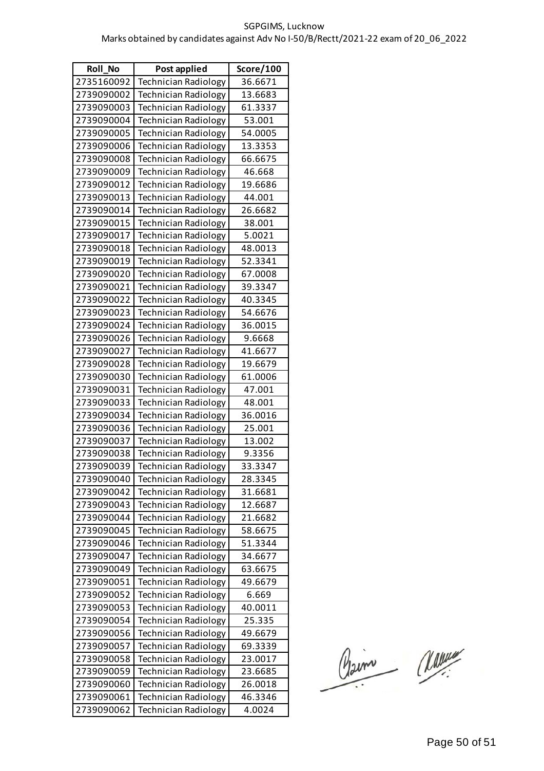SGPGIMS, Lucknow

Marks obtained by candidates against Adv No I-50/B/Rectt/2021-22 exam of 20_06_2022

| Roll_No | Post applied | Score/100 |
|---|---|---|
| 2735160092 | Technician Radiology | 36.6671 |
| 2739090002 | Technician Radiology | 13.6683 |
| 2739090003 | Technician Radiology | 61.3337 |
| 2739090004 | Technician Radiology | 53.001 |
| 2739090005 | Technician Radiology | 54.0005 |
| 2739090006 | Technician Radiology | 13.3353 |
| 2739090008 | Technician Radiology | 66.6675 |
| 2739090009 | Technician Radiology | 46.668 |
| 2739090012 | Technician Radiology | 19.6686 |
| 2739090013 | Technician Radiology | 44.001 |
| 2739090014 | Technician Radiology | 26.6682 |
| 2739090015 | Technician Radiology | 38.001 |
| 2739090017 | Technician Radiology | 5.0021 |
| 2739090018 | Technician Radiology | 48.0013 |
| 2739090019 | Technician Radiology | 52.3341 |
| 2739090020 | Technician Radiology | 67.0008 |
| 2739090021 | Technician Radiology | 39.3347 |
| 2739090022 | Technician Radiology | 40.3345 |
| 2739090023 | Technician Radiology | 54.6676 |
| 2739090024 | Technician Radiology | 36.0015 |
| 2739090026 | Technician Radiology | 9.6668 |
| 2739090027 | Technician Radiology | 41.6677 |
| 2739090028 | Technician Radiology | 19.6679 |
| 2739090030 | Technician Radiology | 61.0006 |
| 2739090031 | Technician Radiology | 47.001 |
| 2739090033 | Technician Radiology | 48.001 |
| 2739090034 | Technician Radiology | 36.0016 |
| 2739090036 | Technician Radiology | 25.001 |
| 2739090037 | Technician Radiology | 13.002 |
| 2739090038 | Technician Radiology | 9.3356 |
| 2739090039 | Technician Radiology | 33.3347 |
| 2739090040 | Technician Radiology | 28.3345 |
| 2739090042 | Technician Radiology | 31.6681 |
| 2739090043 | Technician Radiology | 12.6687 |
| 2739090044 | Technician Radiology | 21.6682 |
| 2739090045 | Technician Radiology | 58.6675 |
| 2739090046 | Technician Radiology | 51.3344 |
| 2739090047 | Technician Radiology | 34.6677 |
| 2739090049 | Technician Radiology | 63.6675 |
| 2739090051 | Technician Radiology | 49.6679 |
| 2739090052 | Technician Radiology | 6.669 |
| 2739090053 | Technician Radiology | 40.0011 |
| 2739090054 | Technician Radiology | 25.335 |
| 2739090056 | Technician Radiology | 49.6679 |
| 2739090057 | Technician Radiology | 69.3339 |
| 2739090058 | Technician Radiology | 23.0017 |
| 2739090059 | Technician Radiology | 23.6685 |
| 2739090060 | Technician Radiology | 26.0018 |
| 2739090061 | Technician Radiology | 46.3346 |
| 2739090062 | Technician Radiology | 4.0024 |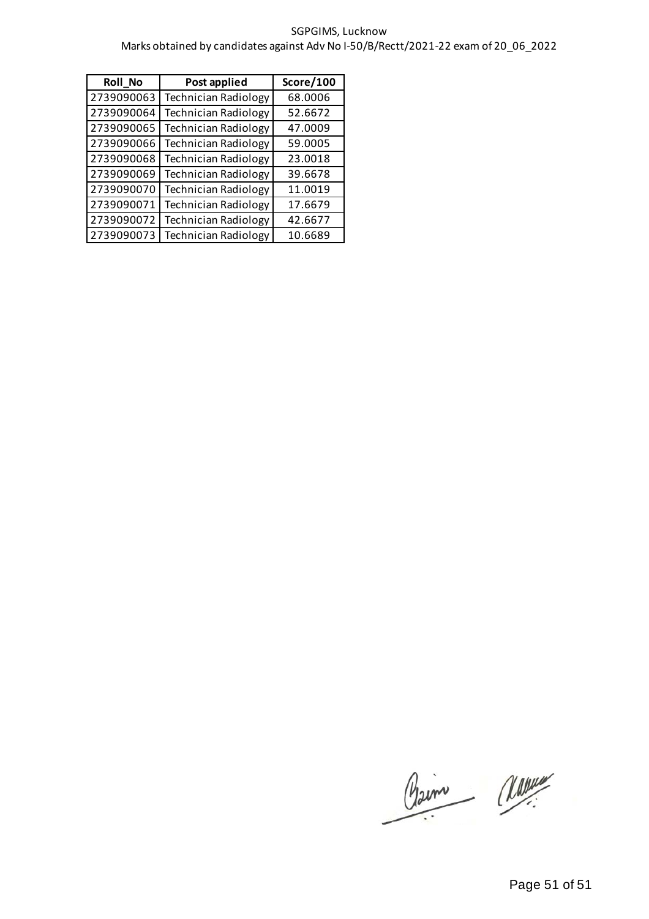SGPGIMS, Lucknow

Marks obtained by candidates against Adv No I-50/B/Rectt/2021-22 exam of 20_06_2022

| Roll_No | Post applied | Score/100 |
|---|---|---|
| 2739090063 | Technician Radiology | 68.0006 |
| 2739090064 | Technician Radiology | 52.6672 |
| 2739090065 | Technician Radiology | 47.0009 |
| 2739090066 | Technician Radiology | 59.0005 |
| 2739090068 | Technician Radiology | 23.0018 |
| 2739090069 | Technician Radiology | 39.6678 |
| 2739090070 | Technician Radiology | 11.0019 |
| 2739090071 | Technician Radiology | 17.6679 |
| 2739090072 | Technician Radiology | 42.6677 |
| 2739090073 | Technician Radiology | 10.6689 |